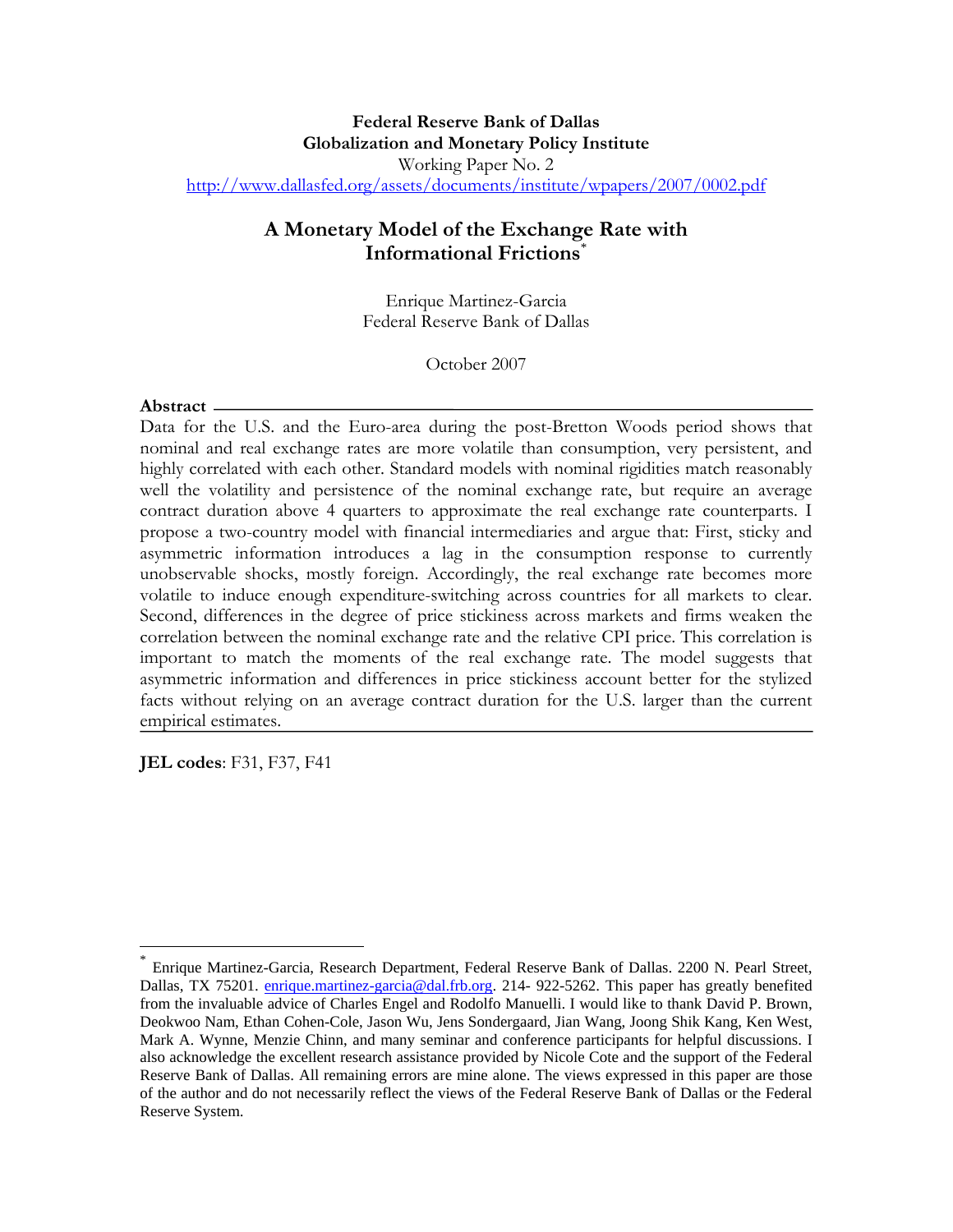**Federal Reserve Bank of Dallas**
**Globalization and Monetary Policy Institute**
Working Paper No. 2
http://www.dallasfed.org/assets/documents/institute/wpapers/2007/0002.pdf

# A Monetary Model of the Exchange Rate with Informational Frictions*

Enrique Martinez-Garcia
Federal Reserve Bank of Dallas

October 2007

**Abstract**

Data for the U.S. and the Euro-area during the post-Bretton Woods period shows that nominal and real exchange rates are more volatile than consumption, very persistent, and highly correlated with each other. Standard models with nominal rigidities match reasonably well the volatility and persistence of the nominal exchange rate, but require an average contract duration above 4 quarters to approximate the real exchange rate counterparts. I propose a two-country model with financial intermediaries and argue that: First, sticky and asymmetric information introduces a lag in the consumption response to currently unobservable shocks, mostly foreign. Accordingly, the real exchange rate becomes more volatile to induce enough expenditure-switching across countries for all markets to clear. Second, differences in the degree of price stickiness across markets and firms weaken the correlation between the nominal exchange rate and the relative CPI price. This correlation is important to match the moments of the real exchange rate. The model suggests that asymmetric information and differences in price stickiness account better for the stylized facts without relying on an average contract duration for the U.S. larger than the current empirical estimates.

**JEL codes**: F31, F37, F41

---

* Enrique Martinez-Garcia, Research Department, Federal Reserve Bank of Dallas. 2200 N. Pearl Street, Dallas, TX 75201. enrique.martinez-garcia@dal.frb.org. 214- 922-5262. This paper has greatly benefited from the invaluable advice of Charles Engel and Rodolfo Manuelli. I would like to thank David P. Brown, Deokwoo Nam, Ethan Cohen-Cole, Jason Wu, Jens Sondergaard, Jian Wang, Joong Shik Kang, Ken West, Mark A. Wynne, Menzie Chinn, and many seminar and conference participants for helpful discussions. I also acknowledge the excellent research assistance provided by Nicole Cote and the support of the Federal Reserve Bank of Dallas. All remaining errors are mine alone. The views expressed in this paper are those of the author and do not necessarily reflect the views of the Federal Reserve Bank of Dallas or the Federal Reserve System.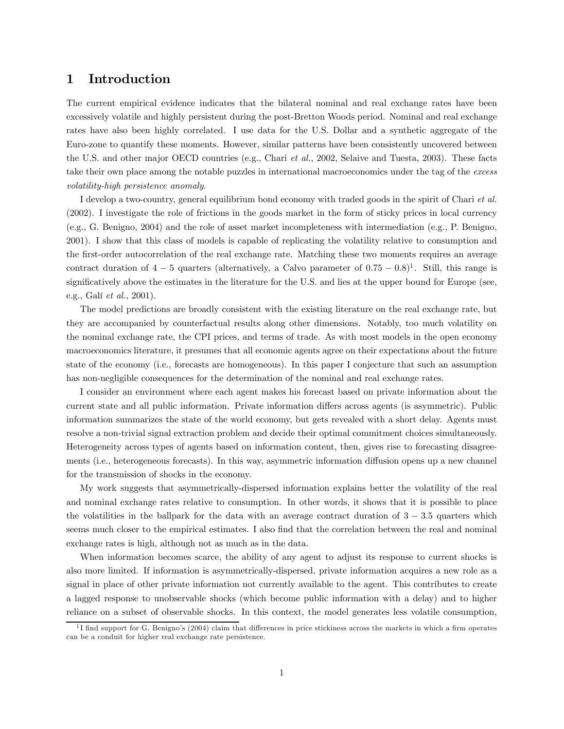# 1 Introduction

The current empirical evidence indicates that the bilateral nominal and real exchange rates have been excessively volatile and highly persistent during the post-Bretton Woods period. Nominal and real exchange rates have also been highly correlated. I use data for the U.S. Dollar and a synthetic aggregate of the Euro-zone to quantify these moments. However, similar patterns have been consistently uncovered between the U.S. and other major OECD countries (e.g., Chari *et al.*, 2002, Selaive and Tuesta, 2003). These facts take their own place among the notable puzzles in international macroeconomics under the tag of the *excess volatility-high persistence anomaly*.

I develop a two-country, general equilibrium bond economy with traded goods in the spirit of Chari *et al.* (2002). I investigate the role of frictions in the goods market in the form of sticky prices in local currency (e.g., G. Benigno, 2004) and the role of asset market incompleteness with intermediation (e.g., P. Benigno, 2001). I show that this class of models is capable of replicating the volatility relative to consumption and the first-order autocorrelation of the real exchange rate. Matching these two moments requires an average contract duration of $4-5$ quarters (alternatively, a Calvo parameter of $0.75-0.8$)[1]. Still, this range is significatively above the estimates in the literature for the U.S. and lies at the upper bound for Europe (see, e.g., Galí *et al.*, 2001).

The model predictions are broadly consistent with the existing literature on the real exchange rate, but they are accompanied by counterfactual results along other dimensions. Notably, too much volatility on the nominal exchange rate, the CPI prices, and terms of trade. As with most models in the open economy macroeconomics literature, it presumes that all economic agents agree on their expectations about the future state of the economy (i.e., forecasts are homogeneous). In this paper I conjecture that such an assumption has non-negligible consequences for the determination of the nominal and real exchange rates.

I consider an environment where each agent makes his forecast based on private information about the current state and all public information. Private information differs across agents (is asymmetric). Public information summarizes the state of the world economy, but gets revealed with a short delay. Agents must resolve a non-trivial signal extraction problem and decide their optimal commitment choices simultaneously. Heterogeneity across types of agents based on information content, then, gives rise to forecasting disagreements (i.e., heterogeneous forecasts). In this way, asymmetric information diffusion opens up a new channel for the transmission of shocks in the economy.

My work suggests that asymmetrically-dispersed information explains better the volatility of the real and nominal exchange rates relative to consumption. In other words, it shows that it is possible to place the volatilities in the ballpark for the data with an average contract duration of $3-3.5$ quarters which seems much closer to the empirical estimates. I also find that the correlation between the real and nominal exchange rates is high, although not as much as in the data.

When information becomes scarce, the ability of any agent to adjust its response to current shocks is also more limited. If information is asymmetrically-dispersed, private information acquires a new role as a signal in place of other private information not currently available to the agent. This contributes to create a lagged response to unobservable shocks (which become public information with a delay) and to higher reliance on a subset of observable shocks. In this context, the model generates less volatile consumption,

[1] I find support for G. Benigno's (2004) claim that differences in price stickiness across the markets in which a firm operates can be a conduit for higher real exchange rate persistence.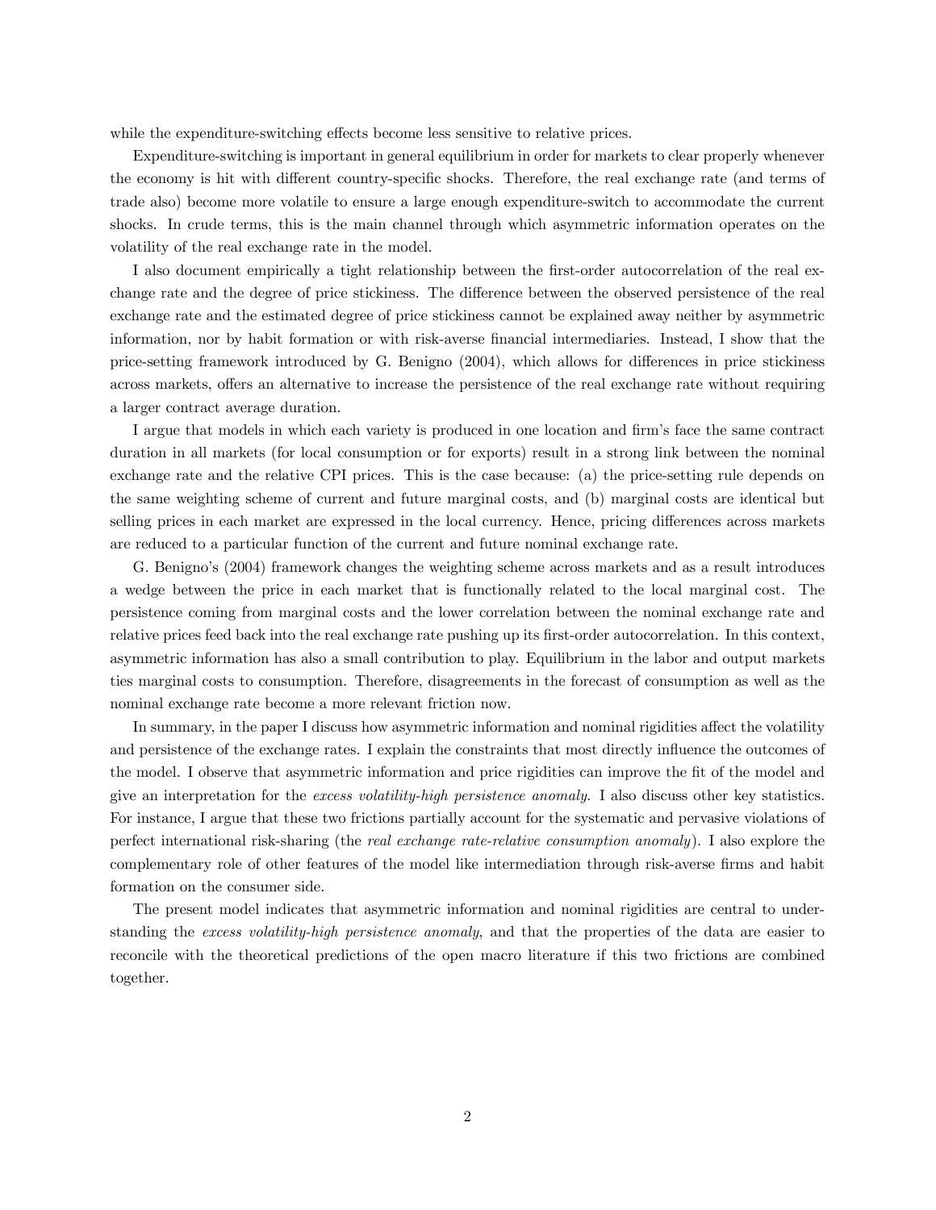while the expenditure-switching effects become less sensitive to relative prices.

Expenditure-switching is important in general equilibrium in order for markets to clear properly whenever the economy is hit with different country-specific shocks. Therefore, the real exchange rate (and terms of trade also) become more volatile to ensure a large enough expenditure-switch to accommodate the current shocks. In crude terms, this is the main channel through which asymmetric information operates on the volatility of the real exchange rate in the model.

I also document empirically a tight relationship between the first-order autocorrelation of the real exchange rate and the degree of price stickiness. The difference between the observed persistence of the real exchange rate and the estimated degree of price stickiness cannot be explained away neither by asymmetric information, nor by habit formation or with risk-averse financial intermediaries. Instead, I show that the price-setting framework introduced by G. Benigno (2004), which allows for differences in price stickiness across markets, offers an alternative to increase the persistence of the real exchange rate without requiring a larger contract average duration.

I argue that models in which each variety is produced in one location and firm's face the same contract duration in all markets (for local consumption or for exports) result in a strong link between the nominal exchange rate and the relative CPI prices. This is the case because: (a) the price-setting rule depends on the same weighting scheme of current and future marginal costs, and (b) marginal costs are identical but selling prices in each market are expressed in the local currency. Hence, pricing differences across markets are reduced to a particular function of the current and future nominal exchange rate.

G. Benigno's (2004) framework changes the weighting scheme across markets and as a result introduces a wedge between the price in each market that is functionally related to the local marginal cost. The persistence coming from marginal costs and the lower correlation between the nominal exchange rate and relative prices feed back into the real exchange rate pushing up its first-order autocorrelation. In this context, asymmetric information has also a small contribution to play. Equilibrium in the labor and output markets ties marginal costs to consumption. Therefore, disagreements in the forecast of consumption as well as the nominal exchange rate become a more relevant friction now.

In summary, in the paper I discuss how asymmetric information and nominal rigidities affect the volatility and persistence of the exchange rates. I explain the constraints that most directly influence the outcomes of the model. I observe that asymmetric information and price rigidities can improve the fit of the model and give an interpretation for the *excess volatility-high persistence anomaly*. I also discuss other key statistics. For instance, I argue that these two frictions partially account for the systematic and pervasive violations of perfect international risk-sharing (the *real exchange rate-relative consumption anomaly*). I also explore the complementary role of other features of the model like intermediation through risk-averse firms and habit formation on the consumer side.

The present model indicates that asymmetric information and nominal rigidities are central to understanding the *excess volatility-high persistence anomaly*, and that the properties of the data are easier to reconcile with the theoretical predictions of the open macro literature if this two frictions are combined together.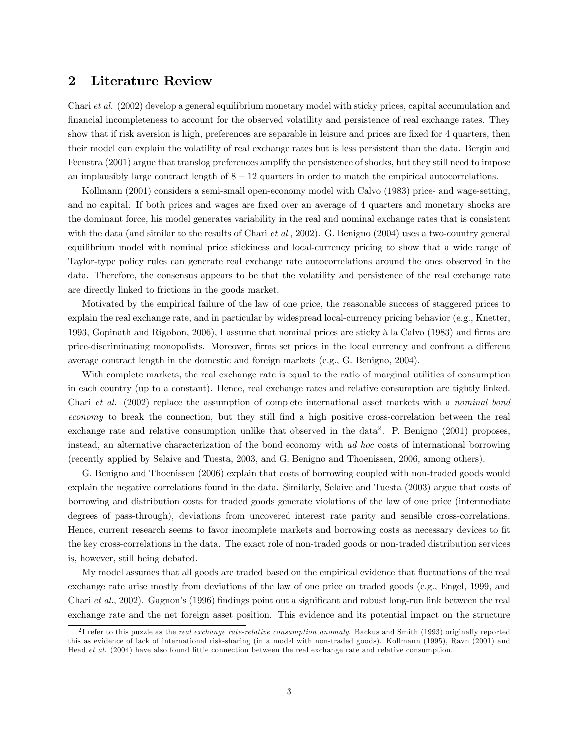## 2 Literature Review

Chari *et al.* (2002) develop a general equilibrium monetary model with sticky prices, capital accumulation and financial incompleteness to account for the observed volatility and persistence of real exchange rates. They show that if risk aversion is high, preferences are separable in leisure and prices are fixed for 4 quarters, then their model can explain the volatility of real exchange rates but is less persistent than the data. Bergin and Feenstra (2001) argue that translog preferences amplify the persistence of shocks, but they still need to impose an implausibly large contract length of $8-12$ quarters in order to match the empirical autocorrelations.

Kollmann (2001) considers a semi-small open-economy model with Calvo (1983) price- and wage-setting, and no capital. If both prices and wages are fixed over an average of 4 quarters and monetary shocks are the dominant force, his model generates variability in the real and nominal exchange rates that is consistent with the data (and similar to the results of Chari *et al.*, 2002). G. Benigno (2004) uses a two-country general equilibrium model with nominal price stickiness and local-currency pricing to show that a wide range of Taylor-type policy rules can generate real exchange rate autocorrelations around the ones observed in the data. Therefore, the consensus appears to be that the volatility and persistence of the real exchange rate are directly linked to frictions in the goods market.

Motivated by the empirical failure of the law of one price, the reasonable success of staggered prices to explain the real exchange rate, and in particular by widespread local-currency pricing behavior (e.g., Knetter, 1993, Gopinath and Rigobon, 2006), I assume that nominal prices are sticky à la Calvo (1983) and firms are price-discriminating monopolists. Moreover, firms set prices in the local currency and confront a different average contract length in the domestic and foreign markets (e.g., G. Benigno, 2004).

With complete markets, the real exchange rate is equal to the ratio of marginal utilities of consumption in each country (up to a constant). Hence, real exchange rates and relative consumption are tightly linked. Chari *et al.* (2002) replace the assumption of complete international asset markets with a *nominal bond economy* to break the connection, but they still find a high positive cross-correlation between the real exchange rate and relative consumption unlike that observed in the data[2]. P. Benigno (2001) proposes, instead, an alternative characterization of the bond economy with *ad hoc* costs of international borrowing (recently applied by Selaive and Tuesta, 2003, and G. Benigno and Thoenissen, 2006, among others).

G. Benigno and Thoenissen (2006) explain that costs of borrowing coupled with non-traded goods would explain the negative correlations found in the data. Similarly, Selaive and Tuesta (2003) argue that costs of borrowing and distribution costs for traded goods generate violations of the law of one price (intermediate degrees of pass-through), deviations from uncovered interest rate parity and sensible cross-correlations. Hence, current research seems to favor incomplete markets and borrowing costs as necessary devices to fit the key cross-correlations in the data. The exact role of non-traded goods or non-traded distribution services is, however, still being debated.

My model assumes that all goods are traded based on the empirical evidence that fluctuations of the real exchange rate arise mostly from deviations of the law of one price on traded goods (e.g., Engel, 1999, and Chari *et al.*, 2002). Gagnon's (1996) findings point out a significant and robust long-run link between the real exchange rate and the net foreign asset position. This evidence and its potential impact on the structure

[2] I refer to this puzzle as the *real exchange rate-relative consumption anomaly*. Backus and Smith (1993) originally reported this as evidence of lack of international risk-sharing (in a model with non-traded goods). Kollmann (1995), Ravn (2001) and Head *et al.* (2004) have also found little connection between the real exchange rate and relative consumption.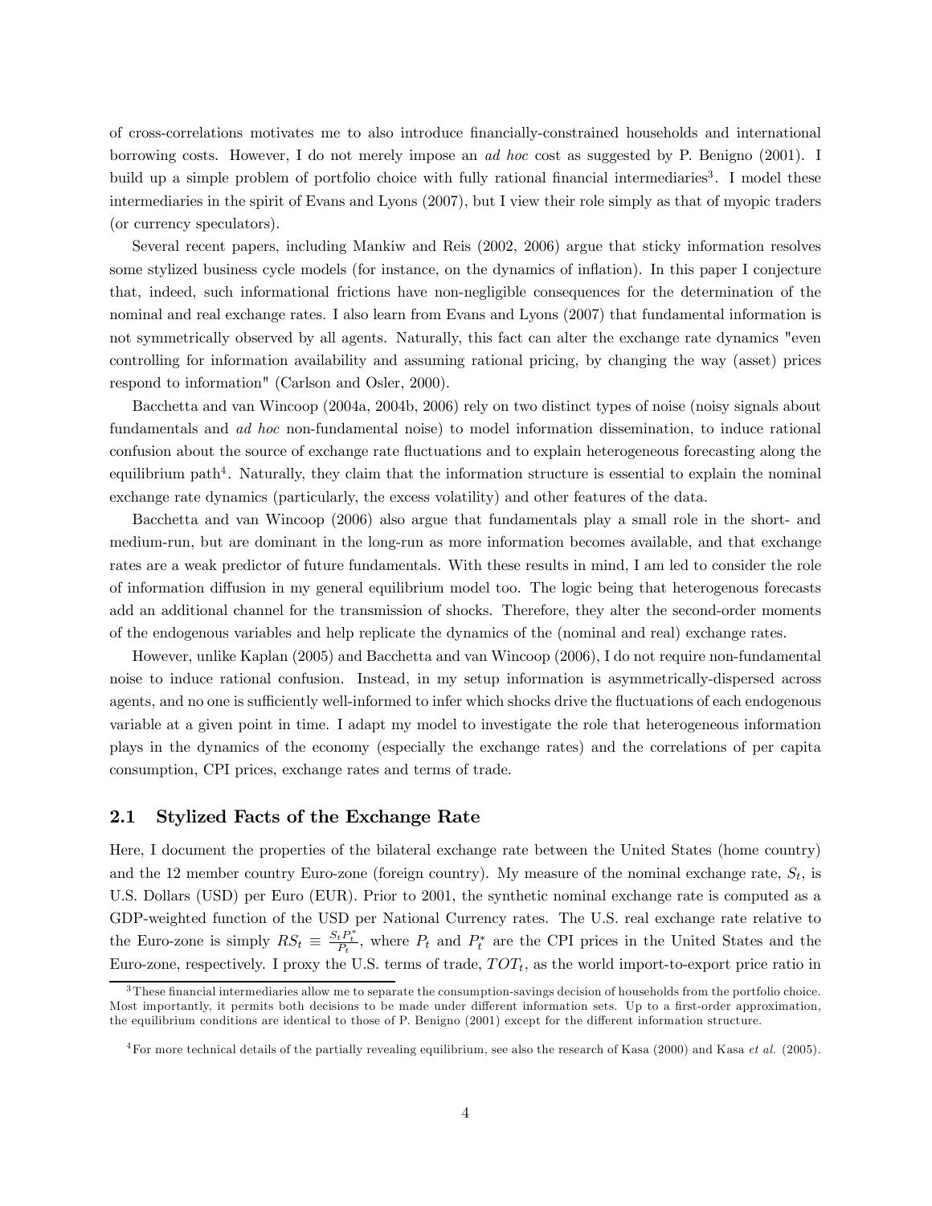of cross-correlations motivates me to also introduce financially-constrained households and international borrowing costs. However, I do not merely impose an *ad hoc* cost as suggested by P. Benigno (2001). I build up a simple problem of portfolio choice with fully rational financial intermediaries[3]. I model these intermediaries in the spirit of Evans and Lyons (2007), but I view their role simply as that of myopic traders (or currency speculators).

Several recent papers, including Mankiw and Reis (2002, 2006) argue that sticky information resolves some stylized business cycle models (for instance, on the dynamics of inflation). In this paper I conjecture that, indeed, such informational frictions have non-negligible consequences for the determination of the nominal and real exchange rates. I also learn from Evans and Lyons (2007) that fundamental information is not symmetrically observed by all agents. Naturally, this fact can alter the exchange rate dynamics "even controlling for information availability and assuming rational pricing, by changing the way (asset) prices respond to information" (Carlson and Osler, 2000).

Bacchetta and van Wincoop (2004a, 2004b, 2006) rely on two distinct types of noise (noisy signals about fundamentals and *ad hoc* non-fundamental noise) to model information dissemination, to induce rational confusion about the source of exchange rate fluctuations and to explain heterogeneous forecasting along the equilibrium path[4]. Naturally, they claim that the information structure is essential to explain the nominal exchange rate dynamics (particularly, the excess volatility) and other features of the data.

Bacchetta and van Wincoop (2006) also argue that fundamentals play a small role in the short- and medium-run, but are dominant in the long-run as more information becomes available, and that exchange rates are a weak predictor of future fundamentals. With these results in mind, I am led to consider the role of information diffusion in my general equilibrium model too. The logic being that heterogenous forecasts add an additional channel for the transmission of shocks. Therefore, they alter the second-order moments of the endogenous variables and help replicate the dynamics of the (nominal and real) exchange rates.

However, unlike Kaplan (2005) and Bacchetta and van Wincoop (2006), I do not require non-fundamental noise to induce rational confusion. Instead, in my setup information is asymmetrically-dispersed across agents, and no one is sufficiently well-informed to infer which shocks drive the fluctuations of each endogenous variable at a given point in time. I adapt my model to investigate the role that heterogeneous information plays in the dynamics of the economy (especially the exchange rates) and the correlations of per capita consumption, CPI prices, exchange rates and terms of trade.

## 2.1 Stylized Facts of the Exchange Rate

Here, I document the properties of the bilateral exchange rate between the United States (home country) and the 12 member country Euro-zone (foreign country). My measure of the nominal exchange rate, $S_t$, is U.S. Dollars (USD) per Euro (EUR). Prior to 2001, the synthetic nominal exchange rate is computed as a GDP-weighted function of the USD per National Currency rates. The U.S. real exchange rate relative to the Euro-zone is simply $RS_t \equiv \frac{S_t P_t^*}{P_t}$, where $P_t$ and $P_t^*$ are the CPI prices in the United States and the Euro-zone, respectively. I proxy the U.S. terms of trade, $TOT_t$, as the world import-to-export price ratio in

[3] These financial intermediaries allow me to separate the consumption-savings decision of households from the portfolio choice. Most importantly, it permits both decisions to be made under different information sets. Up to a first-order approximation, the equilibrium conditions are identical to those of P. Benigno (2001) except for the different information structure.

[4] For more technical details of the partially revealing equilibrium, see also the research of Kasa (2000) and Kasa *et al.* (2005).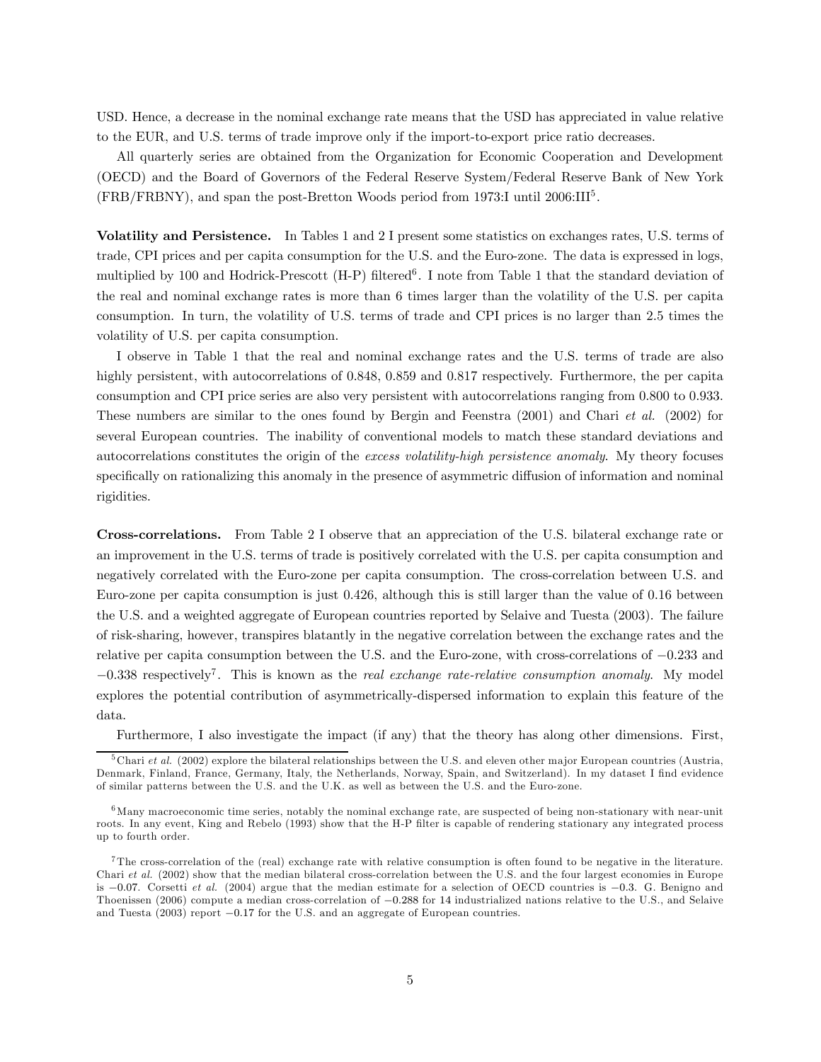USD. Hence, a decrease in the nominal exchange rate means that the USD has appreciated in value relative to the EUR, and U.S. terms of trade improve only if the import-to-export price ratio decreases.

All quarterly series are obtained from the Organization for Economic Cooperation and Development (OECD) and the Board of Governors of the Federal Reserve System/Federal Reserve Bank of New York (FRB/FRBNY), and span the post-Bretton Woods period from 1973:I until 2006:III[5].

**Volatility and Persistence.** In Tables 1 and 2 I present some statistics on exchanges rates, U.S. terms of trade, CPI prices and per capita consumption for the U.S. and the Euro-zone. The data is expressed in logs, multiplied by 100 and Hodrick-Prescott (H-P) filtered[6]. I note from Table 1 that the standard deviation of the real and nominal exchange rates is more than 6 times larger than the volatility of the U.S. per capita consumption. In turn, the volatility of U.S. terms of trade and CPI prices is no larger than 2.5 times the volatility of U.S. per capita consumption.

I observe in Table 1 that the real and nominal exchange rates and the U.S. terms of trade are also highly persistent, with autocorrelations of 0.848, 0.859 and 0.817 respectively. Furthermore, the per capita consumption and CPI price series are also very persistent with autocorrelations ranging from 0.800 to 0.933. These numbers are similar to the ones found by Bergin and Feenstra (2001) and Chari *et al.* (2002) for several European countries. The inability of conventional models to match these standard deviations and autocorrelations constitutes the origin of the *excess volatility-high persistence anomaly*. My theory focuses specifically on rationalizing this anomaly in the presence of asymmetric diffusion of information and nominal rigidities.

**Cross-correlations.** From Table 2 I observe that an appreciation of the U.S. bilateral exchange rate or an improvement in the U.S. terms of trade is positively correlated with the U.S. per capita consumption and negatively correlated with the Euro-zone per capita consumption. The cross-correlation between U.S. and Euro-zone per capita consumption is just 0.426, although this is still larger than the value of 0.16 between the U.S. and a weighted aggregate of European countries reported by Selaive and Tuesta (2003). The failure of risk-sharing, however, transpires blatantly in the negative correlation between the exchange rates and the relative per capita consumption between the U.S. and the Euro-zone, with cross-correlations of −0.233 and −0.338 respectively[7]. This is known as the *real exchange rate-relative consumption anomaly*. My model explores the potential contribution of asymmetrically-dispersed information to explain this feature of the data.

Furthermore, I also investigate the impact (if any) that the theory has along other dimensions. First,

[5] Chari *et al.* (2002) explore the bilateral relationships between the U.S. and eleven other major European countries (Austria, Denmark, Finland, France, Germany, Italy, the Netherlands, Norway, Spain, and Switzerland). In my dataset I find evidence of similar patterns between the U.S. and the U.K. as well as between the U.S. and the Euro-zone.

[6] Many macroeconomic time series, notably the nominal exchange rate, are suspected of being non-stationary with near-unit roots. In any event, King and Rebelo (1993) show that the H-P filter is capable of rendering stationary any integrated process up to fourth order.

[7] The cross-correlation of the (real) exchange rate with relative consumption is often found to be negative in the literature. Chari *et al.* (2002) show that the median bilateral cross-correlation between the U.S. and the four largest economies in Europe is −0.07. Corsetti *et al.* (2004) argue that the median estimate for a selection of OECD countries is −0.3. G. Benigno and Thoenissen (2006) compute a median cross-correlation of −0.288 for 14 industrialized nations relative to the U.S., and Selaive and Tuesta (2003) report −0.17 for the U.S. and an aggregate of European countries.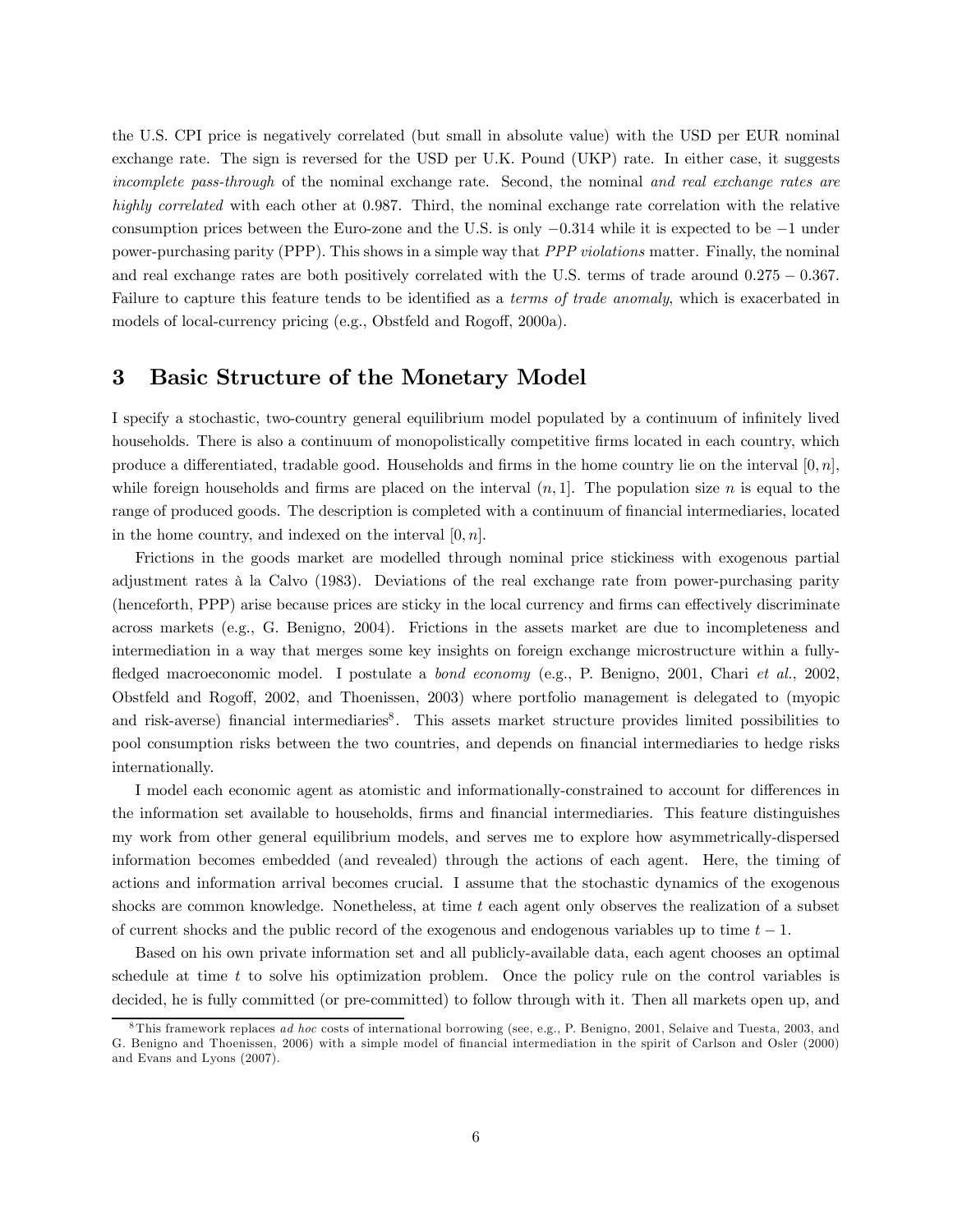the U.S. CPI price is negatively correlated (but small in absolute value) with the USD per EUR nominal exchange rate. The sign is reversed for the USD per U.K. Pound (UKP) rate. In either case, it suggests *incomplete pass-through* of the nominal exchange rate. Second, the nominal *and real exchange rates are highly correlated* with each other at 0.987. Third, the nominal exchange rate correlation with the relative consumption prices between the Euro-zone and the U.S. is only $-0.314$ while it is expected to be $-1$ under power-purchasing parity (PPP). This shows in a simple way that *PPP violations* matter. Finally, the nominal and real exchange rates are both positively correlated with the U.S. terms of trade around $0.275 - 0.367$. Failure to capture this feature tends to be identified as a *terms of trade anomaly*, which is exacerbated in models of local-currency pricing (e.g., Obstfeld and Rogoff, 2000a).

# 3 Basic Structure of the Monetary Model

I specify a stochastic, two-country general equilibrium model populated by a continuum of infinitely lived households. There is also a continuum of monopolistically competitive firms located in each country, which produce a differentiated, tradable good. Households and firms in the home country lie on the interval $[0, n]$, while foreign households and firms are placed on the interval $(n, 1]$. The population size $n$ is equal to the range of produced goods. The description is completed with a continuum of financial intermediaries, located in the home country, and indexed on the interval $[0, n]$.

Frictions in the goods market are modelled through nominal price stickiness with exogenous partial adjustment rates à la Calvo (1983). Deviations of the real exchange rate from power-purchasing parity (henceforth, PPP) arise because prices are sticky in the local currency and firms can effectively discriminate across markets (e.g., G. Benigno, 2004). Frictions in the assets market are due to incompleteness and intermediation in a way that merges some key insights on foreign exchange microstructure within a fully-fledged macroeconomic model. I postulate a *bond economy* (e.g., P. Benigno, 2001, Chari *et al.*, 2002, Obstfeld and Rogoff, 2002, and Thoenissen, 2003) where portfolio management is delegated to (myopic and risk-averse) financial intermediaries[8]. This assets market structure provides limited possibilities to pool consumption risks between the two countries, and depends on financial intermediaries to hedge risks internationally.

I model each economic agent as atomistic and informationally-constrained to account for differences in the information set available to households, firms and financial intermediaries. This feature distinguishes my work from other general equilibrium models, and serves me to explore how asymmetrically-dispersed information becomes embedded (and revealed) through the actions of each agent. Here, the timing of actions and information arrival becomes crucial. I assume that the stochastic dynamics of the exogenous shocks are common knowledge. Nonetheless, at time $t$ each agent only observes the realization of a subset of current shocks and the public record of the exogenous and endogenous variables up to time $t - 1$.

Based on his own private information set and all publicly-available data, each agent chooses an optimal schedule at time $t$ to solve his optimization problem. Once the policy rule on the control variables is decided, he is fully committed (or pre-committed) to follow through with it. Then all markets open up, and

[8] This framework replaces *ad hoc* costs of international borrowing (see, e.g., P. Benigno, 2001, Selaive and Tuesta, 2003, and G. Benigno and Thoenissen, 2006) with a simple model of financial intermediation in the spirit of Carlson and Osler (2000) and Evans and Lyons (2007).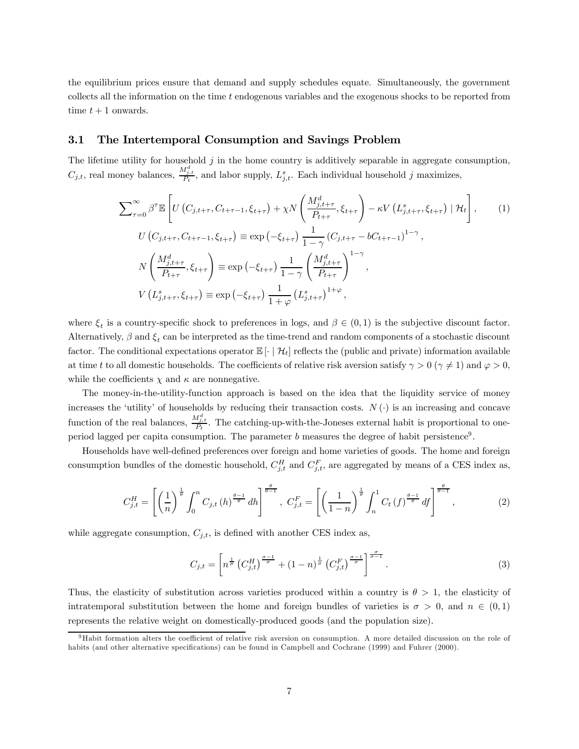the equilibrium prices ensure that demand and supply schedules equate. Simultaneously, the government collects all the information on the time $t$ endogenous variables and the exogenous shocks to be reported from time $t+1$ onwards.

### 3.1 The Intertemporal Consumption and Savings Problem

The lifetime utility for household $j$ in the home country is additively separable in aggregate consumption, $C_{j,t}$, real money balances, $\frac{M_{j,t}^d}{P_t}$, and labor supply, $L_{j,t}^s$. Each individual household $j$ maximizes,

$$
\sum_{\tau=0}^{\infty} \beta^{\tau} \mathbb{E}\left[ U\left(C_{j,t+\tau}, C_{t+\tau-1}, \xi_{t+\tau}\right) + \chi N\left(\frac{M_{j,t+\tau}^d}{P_{t+\tau}}, \xi_{t+\tau}\right) - \kappa V\left(L_{j,t+\tau}^s, \xi_{t+\tau}\right) \mid \mathcal{H}_t \right], \tag{1}
$$

$$
U\left(C_{j,t+\tau}, C_{t+\tau-1}, \xi_{t+\tau}\right) \equiv \exp\left(-\xi_{t+\tau}\right) \frac{1}{1-\gamma} \left(C_{j,t+\tau} - bC_{t+\tau-1}\right)^{1-\gamma},
$$

$$
N\left(\frac{M_{j,t+\tau}^d}{P_{t+\tau}}, \xi_{t+\tau}\right) \equiv \exp\left(-\xi_{t+\tau}\right) \frac{1}{1-\gamma} \left(\frac{M_{j,t+\tau}^d}{P_{t+\tau}}\right)^{1-\gamma},
$$

$$
V\left(L_{j,t+\tau}^s, \xi_{t+\tau}\right) \equiv \exp\left(-\xi_{t+\tau}\right) \frac{1}{1+\varphi} \left(L_{j,t+\tau}^s\right)^{1+\varphi},
$$

where $\xi_t$ is a country-specific shock to preferences in logs, and $\beta \in (0,1)$ is the subjective discount factor. Alternatively, $\beta$ and $\xi_t$ can be interpreted as the time-trend and random components of a stochastic discount factor. The conditional expectations operator $\mathbb{E}[\cdot \mid \mathcal{H}_t]$ reflects the (public and private) information available at time $t$ to all domestic households. The coefficients of relative risk aversion satisfy $\gamma > 0$ ($\gamma \neq 1$) and $\varphi > 0$, while the coefficients $\chi$ and $\kappa$ are nonnegative.

The money-in-the-utility-function approach is based on the idea that the liquidity service of money increases the 'utility' of households by reducing their transaction costs. $N(\cdot)$ is an increasing and concave function of the real balances, $\frac{M_{j,t}^d}{P_t}$. The catching-up-with-the-Joneses external habit is proportional to one-period lagged per capita consumption. The parameter $b$ measures the degree of habit persistence[9].

Households have well-defined preferences over foreign and home varieties of goods. The home and foreign consumption bundles of the domestic household, $C_{j,t}^H$ and $C_{j,t}^F$, are aggregated by means of a CES index as,

$$
C_{j,t}^H = \left[\left(\frac{1}{n}\right)^{\frac{1}{\theta}} \int_0^n C_{j,t}(h)^{\frac{\theta-1}{\theta}} dh\right]^{\frac{\theta}{\theta-1}}, \; C_{j,t}^F = \left[\left(\frac{1}{1-n}\right)^{\frac{1}{\theta}} \int_n^1 C_t(f)^{\frac{\theta-1}{\theta}} df\right]^{\frac{\theta}{\theta-1}}, \tag{2}
$$

while aggregate consumption, $C_{j,t}$, is defined with another CES index as,

$$
C_{j,t} = \left[n^{\frac{1}{\sigma}} \left(C_{j,t}^H\right)^{\frac{\sigma-1}{\sigma}} + (1-n)^{\frac{1}{\sigma}} \left(C_{j,t}^F\right)^{\frac{\sigma-1}{\sigma}}\right]^{\frac{\sigma}{\sigma-1}}. \tag{3}
$$

Thus, the elasticity of substitution across varieties produced within a country is $\theta > 1$, the elasticity of intratemporal substitution between the home and foreign bundles of varieties is $\sigma > 0$, and $n \in (0,1)$ represents the relative weight on domestically-produced goods (and the population size).

[9] Habit formation alters the coefficient of relative risk aversion on consumption. A more detailed discussion on the role of habits (and other alternative specifications) can be found in Campbell and Cochrane (1999) and Fuhrer (2000).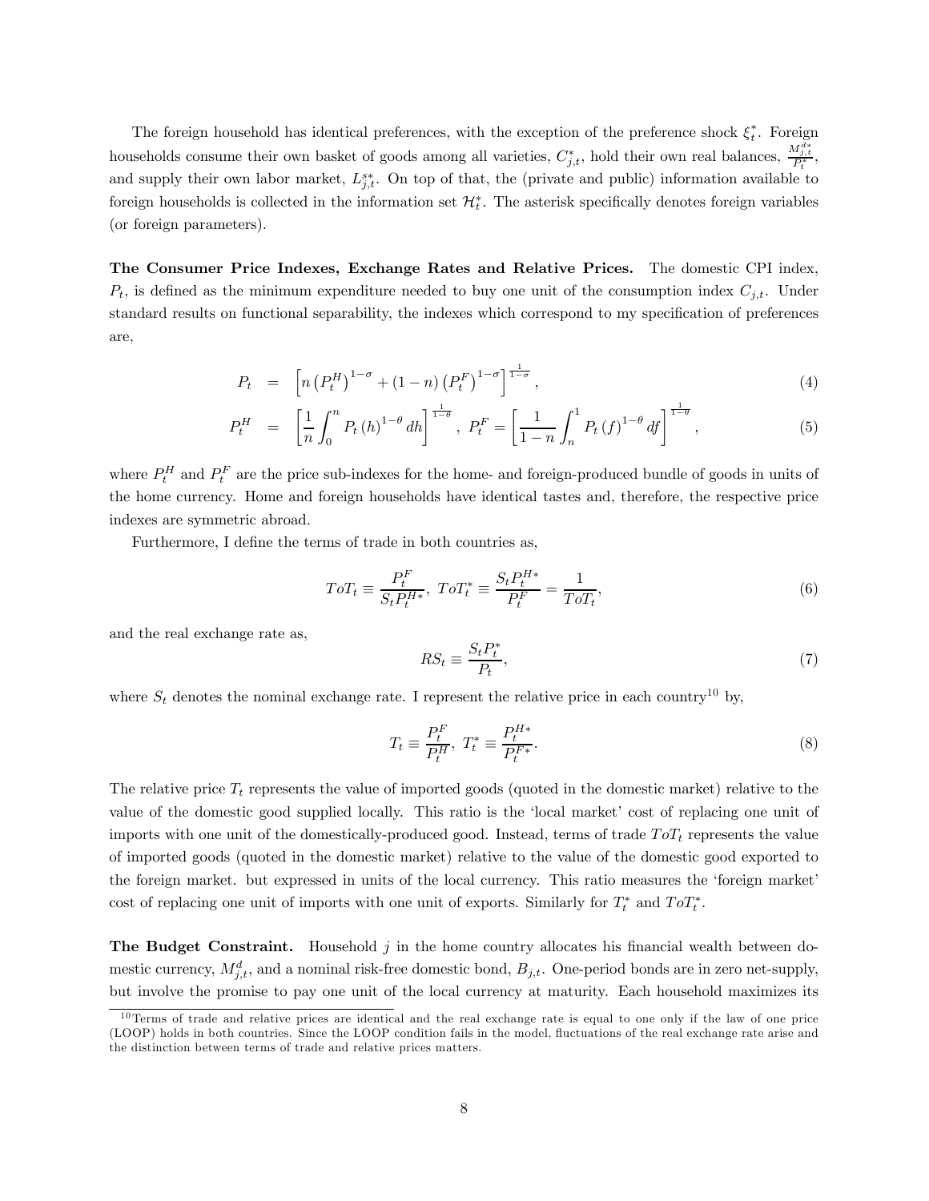The foreign household has identical preferences, with the exception of the preference shock $\xi_t^*$. Foreign households consume their own basket of goods among all varieties, $C_{j,t}^*$, hold their own real balances, $\frac{M_{j,t}^{d*}}{P_t^*}$, and supply their own labor market, $L_{j,t}^{s*}$. On top of that, the (private and public) information available to foreign households is collected in the information set $\mathcal{H}_t^*$. The asterisk specifically denotes foreign variables (or foreign parameters).

**The Consumer Price Indexes, Exchange Rates and Relative Prices.** The domestic CPI index, $P_t$, is defined as the minimum expenditure needed to buy one unit of the consumption index $C_{j,t}$. Under standard results on functional separability, the indexes which correspond to my specification of preferences are,

$$P_t = \left[ n \left( P_t^H \right)^{1-\sigma} + (1-n) \left( P_t^F \right)^{1-\sigma} \right]^{\frac{1}{1-\sigma}}, \tag{4}$$

$$P_t^H = \left[ \frac{1}{n} \int_0^n P_t(h)^{1-\theta} dh \right]^{\frac{1}{1-\theta}}, \; P_t^F = \left[ \frac{1}{1-n} \int_n^1 P_t(f)^{1-\theta} df \right]^{\frac{1}{1-\theta}}, \tag{5}$$

where $P_t^H$ and $P_t^F$ are the price sub-indexes for the home- and foreign-produced bundle of goods in units of the home currency. Home and foreign households have identical tastes and, therefore, the respective price indexes are symmetric abroad.

Furthermore, I define the terms of trade in both countries as,

$$ToT_t \equiv \frac{P_t^F}{S_t P_t^{H*}}, \; ToT_t^* \equiv \frac{S_t P_t^{H*}}{P_t^F} = \frac{1}{ToT_t}, \tag{6}$$

and the real exchange rate as,

$$RS_t \equiv \frac{S_t P_t^*}{P_t}, \tag{7}$$

where $S_t$ denotes the nominal exchange rate. I represent the relative price in each country[10] by,

$$T_t \equiv \frac{P_t^F}{P_t^H}, \; T_t^* \equiv \frac{P_t^{H*}}{P_t^{F*}}. \tag{8}$$

The relative price $T_t$ represents the value of imported goods (quoted in the domestic market) relative to the value of the domestic good supplied locally. This ratio is the 'local market' cost of replacing one unit of imports with one unit of the domestically-produced good. Instead, terms of trade $ToT_t$ represents the value of imported goods (quoted in the domestic market) relative to the value of the domestic good exported to the foreign market. but expressed in units of the local currency. This ratio measures the 'foreign market' cost of replacing one unit of imports with one unit of exports. Similarly for $T_t^*$ and $ToT_t^*$.

**The Budget Constraint.** Household $j$ in the home country allocates his financial wealth between domestic currency, $M_{j,t}^d$, and a nominal risk-free domestic bond, $B_{j,t}$. One-period bonds are in zero net-supply, but involve the promise to pay one unit of the local currency at maturity. Each household maximizes its

[10] Terms of trade and relative prices are identical and the real exchange rate is equal to one only if the law of one price (LOOP) holds in both countries. Since the LOOP condition fails in the model, fluctuations of the real exchange rate arise and the distinction between terms of trade and relative prices matters.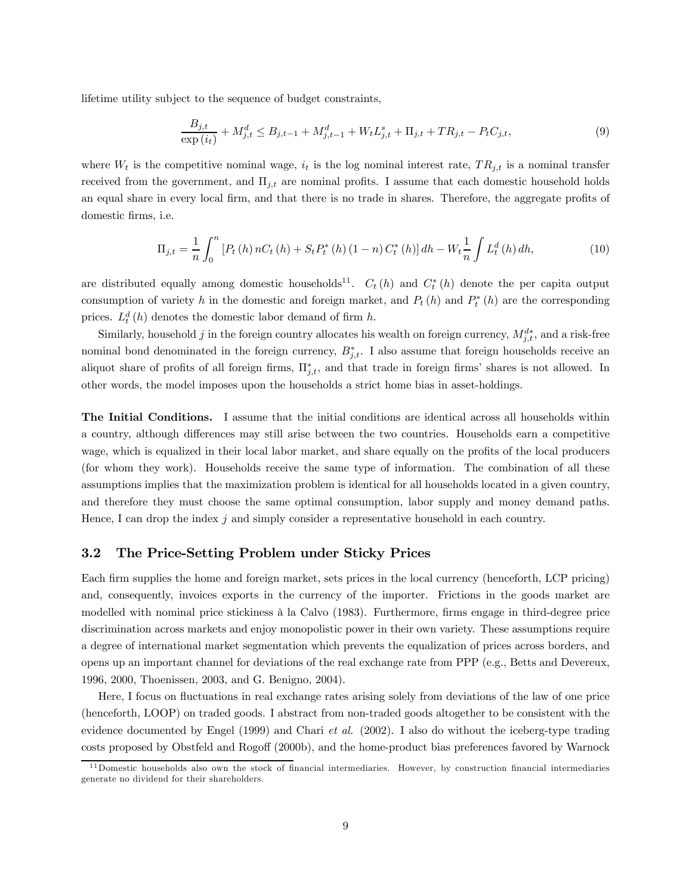lifetime utility subject to the sequence of budget constraints,

$$\frac{B_{j,t}}{\exp(i_t)} + M_{j,t}^d \leq B_{j,t-1} + M_{j,t-1}^d + W_t L_{j,t}^s + \Pi_{j,t} + TR_{j,t} - P_t C_{j,t}, \tag{9}$$

where $W_t$ is the competitive nominal wage, $i_t$ is the log nominal interest rate, $TR_{j,t}$ is a nominal transfer received from the government, and $\Pi_{j,t}$ are nominal profits. I assume that each domestic household holds an equal share in every local firm, and that there is no trade in shares. Therefore, the aggregate profits of domestic firms, i.e.

$$\Pi_{j,t} = \frac{1}{n}\int_0^n \left[P_t(h) n C_t(h) + S_t P_t^*(h)(1-n) C_t^*(h)\right] dh - W_t \frac{1}{n}\int L_t^d(h)\, dh, \tag{10}$$

are distributed equally among domestic households[11]. $C_t(h)$ and $C_t^*(h)$ denote the per capita output consumption of variety $h$ in the domestic and foreign market, and $P_t(h)$ and $P_t^*(h)$ are the corresponding prices. $L_t^d(h)$ denotes the domestic labor demand of firm $h$.

Similarly, household $j$ in the foreign country allocates his wealth on foreign currency, $M_{j,t}^{d*}$, and a risk-free nominal bond denominated in the foreign currency, $B_{j,t}^*$. I also assume that foreign households receive an aliquot share of profits of all foreign firms, $\Pi_{j,t}^*$, and that trade in foreign firms' shares is not allowed. In other words, the model imposes upon the households a strict home bias in asset-holdings.

**The Initial Conditions.** I assume that the initial conditions are identical across all households within a country, although differences may still arise between the two countries. Households earn a competitive wage, which is equalized in their local labor market, and share equally on the profits of the local producers (for whom they work). Households receive the same type of information. The combination of all these assumptions implies that the maximization problem is identical for all households located in a given country, and therefore they must choose the same optimal consumption, labor supply and money demand paths. Hence, I can drop the index $j$ and simply consider a representative household in each country.

## 3.2 The Price-Setting Problem under Sticky Prices

Each firm supplies the home and foreign market, sets prices in the local currency (henceforth, LCP pricing) and, consequently, invoices exports in the currency of the importer. Frictions in the goods market are modelled with nominal price stickiness à la Calvo (1983). Furthermore, firms engage in third-degree price discrimination across markets and enjoy monopolistic power in their own variety. These assumptions require a degree of international market segmentation which prevents the equalization of prices across borders, and opens up an important channel for deviations of the real exchange rate from PPP (e.g., Betts and Devereux, 1996, 2000, Thoenissen, 2003, and G. Benigno, 2004).

Here, I focus on fluctuations in real exchange rates arising solely from deviations of the law of one price (henceforth, LOOP) on traded goods. I abstract from non-traded goods altogether to be consistent with the evidence documented by Engel (1999) and Chari *et al.* (2002). I also do without the iceberg-type trading costs proposed by Obstfeld and Rogoff (2000b), and the home-product bias preferences favored by Warnock

[11] Domestic households also own the stock of financial intermediaries. However, by construction financial intermediaries generate no dividend for their shareholders.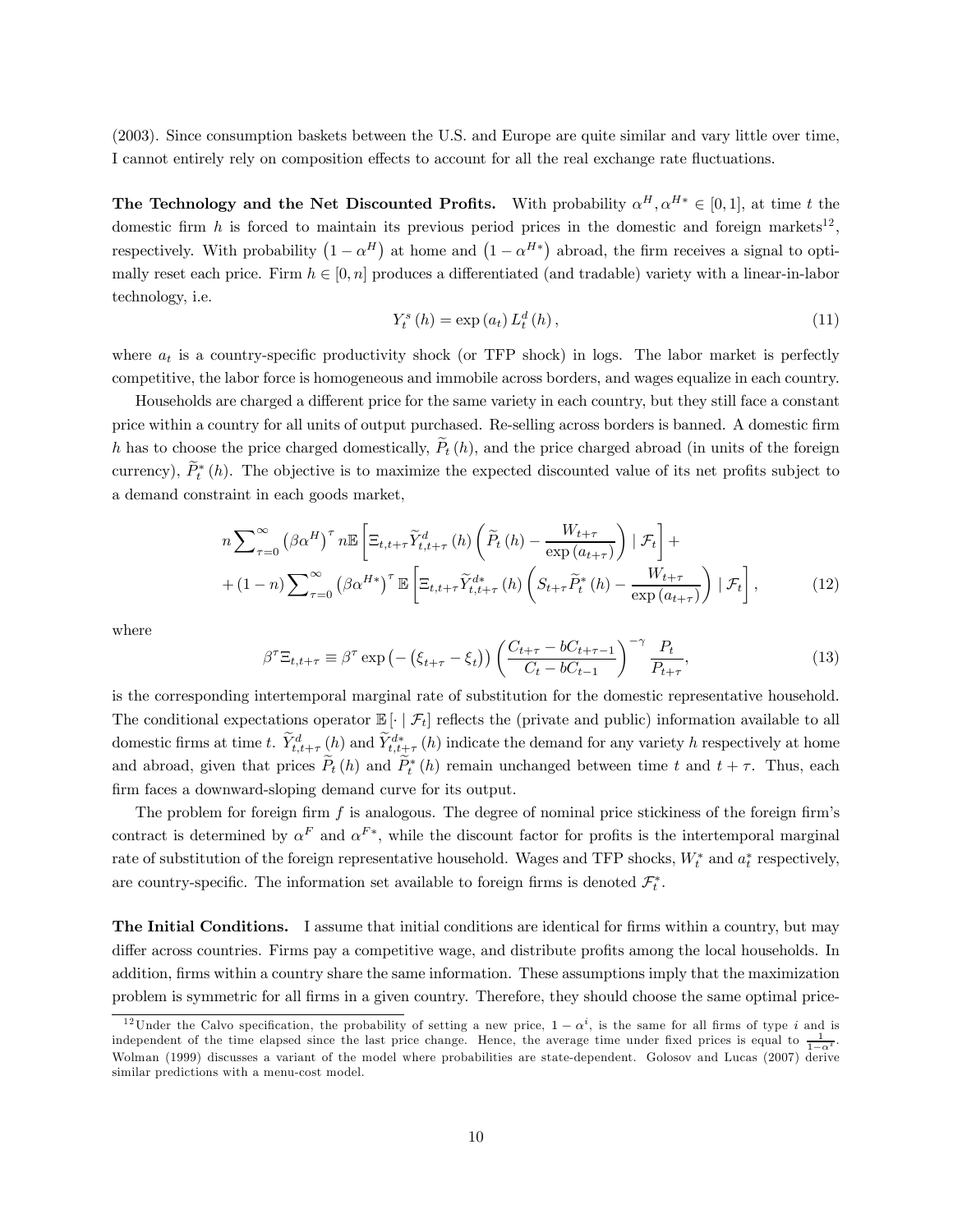(2003). Since consumption baskets between the U.S. and Europe are quite similar and vary little over time, I cannot entirely rely on composition effects to account for all the real exchange rate fluctuations.

**The Technology and the Net Discounted Profits.** With probability $\alpha^H, \alpha^{H*} \in [0,1]$, at time $t$ the domestic firm $h$ is forced to maintain its previous period prices in the domestic and foreign markets[12], respectively. With probability $(1-\alpha^H)$ at home and $(1-\alpha^{H*})$ abroad, the firm receives a signal to optimally reset each price. Firm $h \in [0,n]$ produces a differentiated (and tradable) variety with a linear-in-labor technology, i.e.

$$Y_t^s(h) = \exp(a_t) L_t^d(h), \tag{11}$$

where $a_t$ is a country-specific productivity shock (or TFP shock) in logs. The labor market is perfectly competitive, the labor force is homogeneous and immobile across borders, and wages equalize in each country.

Households are charged a different price for the same variety in each country, but they still face a constant price within a country for all units of output purchased. Re-selling across borders is banned. A domestic firm $h$ has to choose the price charged domestically, $\widetilde{P}_t(h)$, and the price charged abroad (in units of the foreign currency), $\widetilde{P}_t^*(h)$. The objective is to maximize the expected discounted value of its net profits subject to a demand constraint in each goods market,

$$\begin{aligned} & n\sum\nolimits_{\tau=0}^{\infty}\left(\beta\alpha^H\right)^{\tau} n\mathbb{E}\left[\Xi_{t,t+\tau}\widetilde{Y}_{t,t+\tau}^d(h)\left(\widetilde{P}_t(h) - \frac{W_{t+\tau}}{\exp(a_{t+\tau})}\right) \mid \mathcal{F}_t\right] + \\ & + (1-n)\sum\nolimits_{\tau=0}^{\infty}\left(\beta\alpha^{H*}\right)^{\tau}\mathbb{E}\left[\Xi_{t,t+\tau}\widetilde{Y}_{t,t+\tau}^{d*}(h)\left(S_{t+\tau}\widetilde{P}_t^*(h) - \frac{W_{t+\tau}}{\exp(a_{t+\tau})}\right) \mid \mathcal{F}_t\right], \end{aligned} \tag{12}$$

where

$$\beta^{\tau}\Xi_{t,t+\tau} \equiv \beta^{\tau}\exp\left(-\left(\xi_{t+\tau} - \xi_t\right)\right)\left(\frac{C_{t+\tau} - bC_{t+\tau-1}}{C_t - bC_{t-1}}\right)^{-\gamma}\frac{P_t}{P_{t+\tau}}, \tag{13}$$

is the corresponding intertemporal marginal rate of substitution for the domestic representative household. The conditional expectations operator $\mathbb{E}[\cdot \mid \mathcal{F}_t]$ reflects the (private and public) information available to all domestic firms at time $t$. $\widetilde{Y}_{t,t+\tau}^d(h)$ and $\widetilde{Y}_{t,t+\tau}^{d*}(h)$ indicate the demand for any variety $h$ respectively at home and abroad, given that prices $\widetilde{P}_t(h)$ and $\widetilde{P}_t^*(h)$ remain unchanged between time $t$ and $t+\tau$. Thus, each firm faces a downward-sloping demand curve for its output.

The problem for foreign firm $f$ is analogous. The degree of nominal price stickiness of the foreign firm's contract is determined by $\alpha^F$ and $\alpha^{F*}$, while the discount factor for profits is the intertemporal marginal rate of substitution of the foreign representative household. Wages and TFP shocks, $W_t^*$ and $a_t^*$ respectively, are country-specific. The information set available to foreign firms is denoted $\mathcal{F}_t^*$.

**The Initial Conditions.** I assume that initial conditions are identical for firms within a country, but may differ across countries. Firms pay a competitive wage, and distribute profits among the local households. In addition, firms within a country share the same information. These assumptions imply that the maximization problem is symmetric for all firms in a given country. Therefore, they should choose the same optimal price-

[12] Under the Calvo specification, the probability of setting a new price, $1-\alpha^i$, is the same for all firms of type $i$ and is independent of the time elapsed since the last price change. Hence, the average time under fixed prices is equal to $\frac{1}{1-\alpha^i}$. Wolman (1999) discusses a variant of the model where probabilities are state-dependent. Golosov and Lucas (2007) derive similar predictions with a menu-cost model.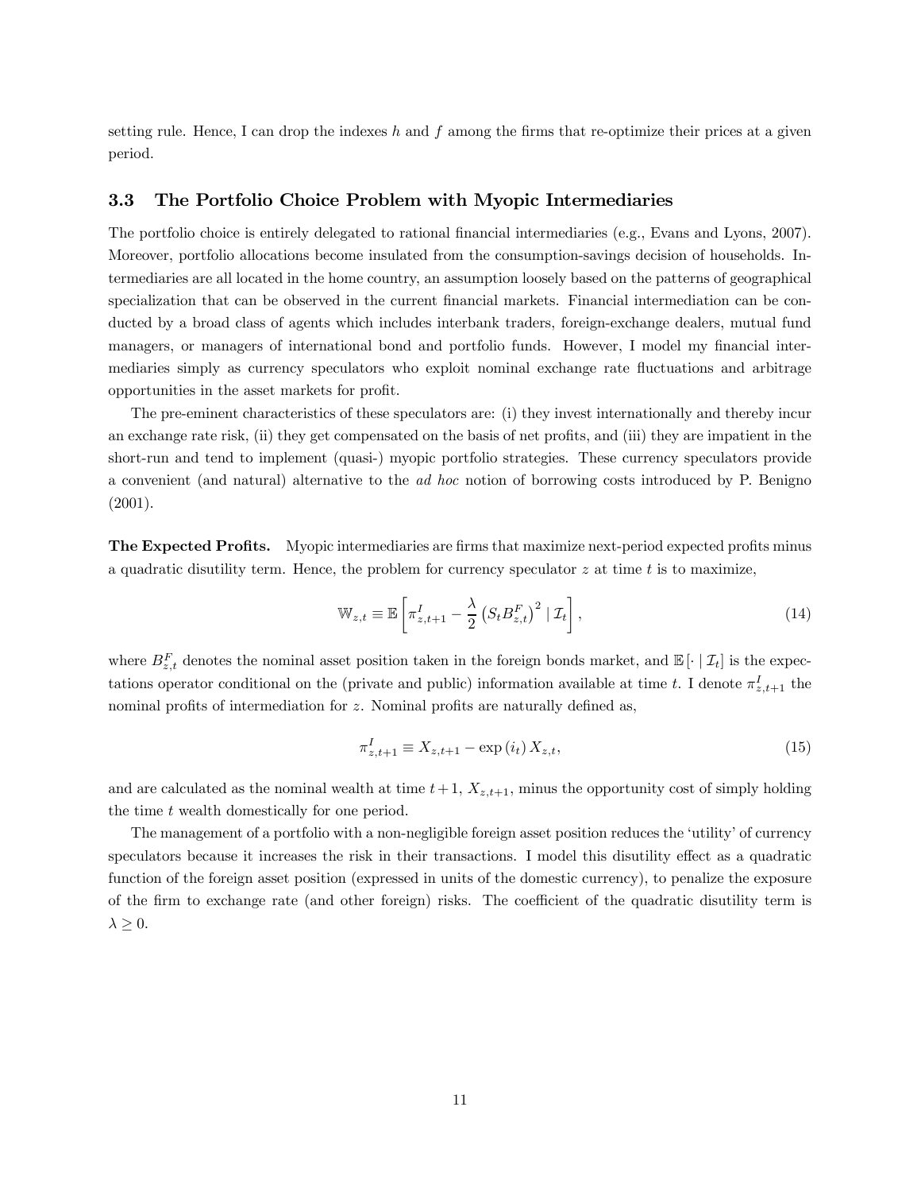setting rule. Hence, I can drop the indexes $h$ and $f$ among the firms that re-optimize their prices at a given period.

### 3.3 The Portfolio Choice Problem with Myopic Intermediaries

The portfolio choice is entirely delegated to rational financial intermediaries (e.g., Evans and Lyons, 2007). Moreover, portfolio allocations become insulated from the consumption-savings decision of households. Intermediaries are all located in the home country, an assumption loosely based on the patterns of geographical specialization that can be observed in the current financial markets. Financial intermediation can be conducted by a broad class of agents which includes interbank traders, foreign-exchange dealers, mutual fund managers, or managers of international bond and portfolio funds. However, I model my financial intermediaries simply as currency speculators who exploit nominal exchange rate fluctuations and arbitrage opportunities in the asset markets for profit.

The pre-eminent characteristics of these speculators are: (i) they invest internationally and thereby incur an exchange rate risk, (ii) they get compensated on the basis of net profits, and (iii) they are impatient in the short-run and tend to implement (quasi-) myopic portfolio strategies. These currency speculators provide a convenient (and natural) alternative to the *ad hoc* notion of borrowing costs introduced by P. Benigno (2001).

**The Expected Profits.** Myopic intermediaries are firms that maximize next-period expected profits minus a quadratic disutility term. Hence, the problem for currency speculator $z$ at time $t$ is to maximize,

$$\mathbb{W}_{z,t} \equiv \mathbb{E}\left[\pi^I_{z,t+1} - \frac{\lambda}{2}\left(S_t B^F_{z,t}\right)^2 \mid \mathcal{I}_t\right], \tag{14}$$

where $B^F_{z,t}$ denotes the nominal asset position taken in the foreign bonds market, and $\mathbb{E}\left[\cdot \mid \mathcal{I}_t\right]$ is the expectations operator conditional on the (private and public) information available at time $t$. I denote $\pi^I_{z,t+1}$ the nominal profits of intermediation for $z$. Nominal profits are naturally defined as,

$$\pi^I_{z,t+1} \equiv X_{z,t+1} - \exp\left(i_t\right) X_{z,t}, \tag{15}$$

and are calculated as the nominal wealth at time $t+1$, $X_{z,t+1}$, minus the opportunity cost of simply holding the time $t$ wealth domestically for one period.

The management of a portfolio with a non-negligible foreign asset position reduces the 'utility' of currency speculators because it increases the risk in their transactions. I model this disutility effect as a quadratic function of the foreign asset position (expressed in units of the domestic currency), to penalize the exposure of the firm to exchange rate (and other foreign) risks. The coefficient of the quadratic disutility term is $\lambda \geq 0$.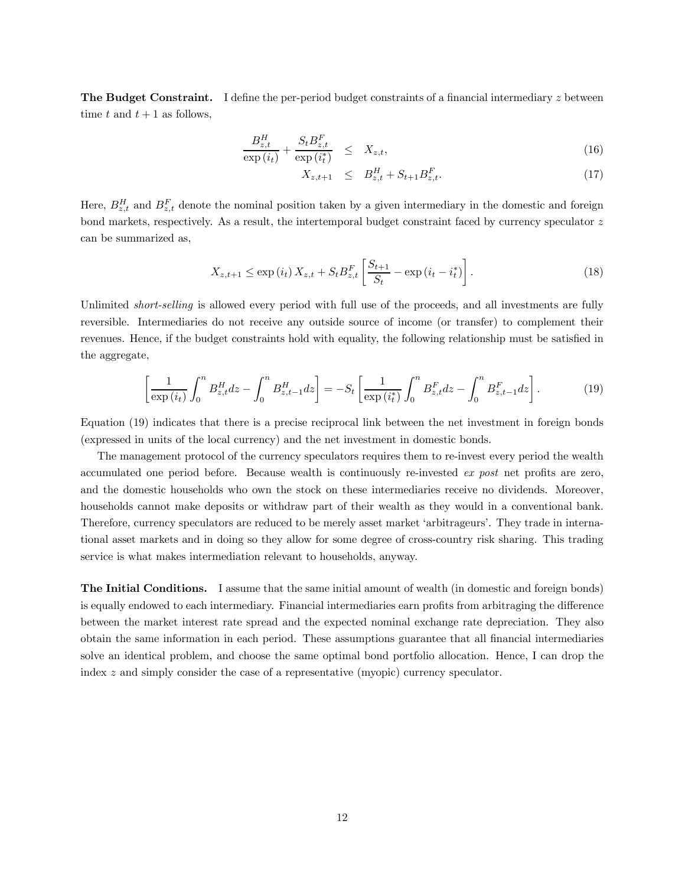**The Budget Constraint.** I define the per-period budget constraints of a financial intermediary $z$ between time $t$ and $t+1$ as follows,

$$\frac{B_{z,t}^{H}}{\exp(i_t)} + \frac{S_t B_{z,t}^{F}}{\exp(i_t^*)} \leq X_{z,t}, \tag{16}$$

$$X_{z,t+1} \leq B_{z,t}^{H} + S_{t+1} B_{z,t}^{F}. \tag{17}$$

Here, $B_{z,t}^{H}$ and $B_{z,t}^{F}$ denote the nominal position taken by a given intermediary in the domestic and foreign bond markets, respectively. As a result, the intertemporal budget constraint faced by currency speculator $z$ can be summarized as,

$$X_{z,t+1} \leq \exp(i_t) X_{z,t} + S_t B_{z,t}^{F} \left[ \frac{S_{t+1}}{S_t} - \exp(i_t - i_t^*) \right]. \tag{18}$$

Unlimited *short-selling* is allowed every period with full use of the proceeds, and all investments are fully reversible. Intermediaries do not receive any outside source of income (or transfer) to complement their revenues. Hence, if the budget constraints hold with equality, the following relationship must be satisfied in the aggregate,

$$\left[ \frac{1}{\exp(i_t)} \int_0^n B_{z,t}^{H} dz - \int_0^n B_{z,t-1}^{H} dz \right] = -S_t \left[ \frac{1}{\exp(i_t^*)} \int_0^n B_{z,t}^{F} dz - \int_0^n B_{z,t-1}^{F} dz \right]. \tag{19}$$

Equation (19) indicates that there is a precise reciprocal link between the net investment in foreign bonds (expressed in units of the local currency) and the net investment in domestic bonds.

The management protocol of the currency speculators requires them to re-invest every period the wealth accumulated one period before. Because wealth is continuously re-invested *ex post* net profits are zero, and the domestic households who own the stock on these intermediaries receive no dividends. Moreover, households cannot make deposits or withdraw part of their wealth as they would in a conventional bank. Therefore, currency speculators are reduced to be merely asset market 'arbitrageurs'. They trade in international asset markets and in doing so they allow for some degree of cross-country risk sharing. This trading service is what makes intermediation relevant to households, anyway.

**The Initial Conditions.** I assume that the same initial amount of wealth (in domestic and foreign bonds) is equally endowed to each intermediary. Financial intermediaries earn profits from arbitraging the difference between the market interest rate spread and the expected nominal exchange rate depreciation. They also obtain the same information in each period. These assumptions guarantee that all financial intermediaries solve an identical problem, and choose the same optimal bond portfolio allocation. Hence, I can drop the index $z$ and simply consider the case of a representative (myopic) currency speculator.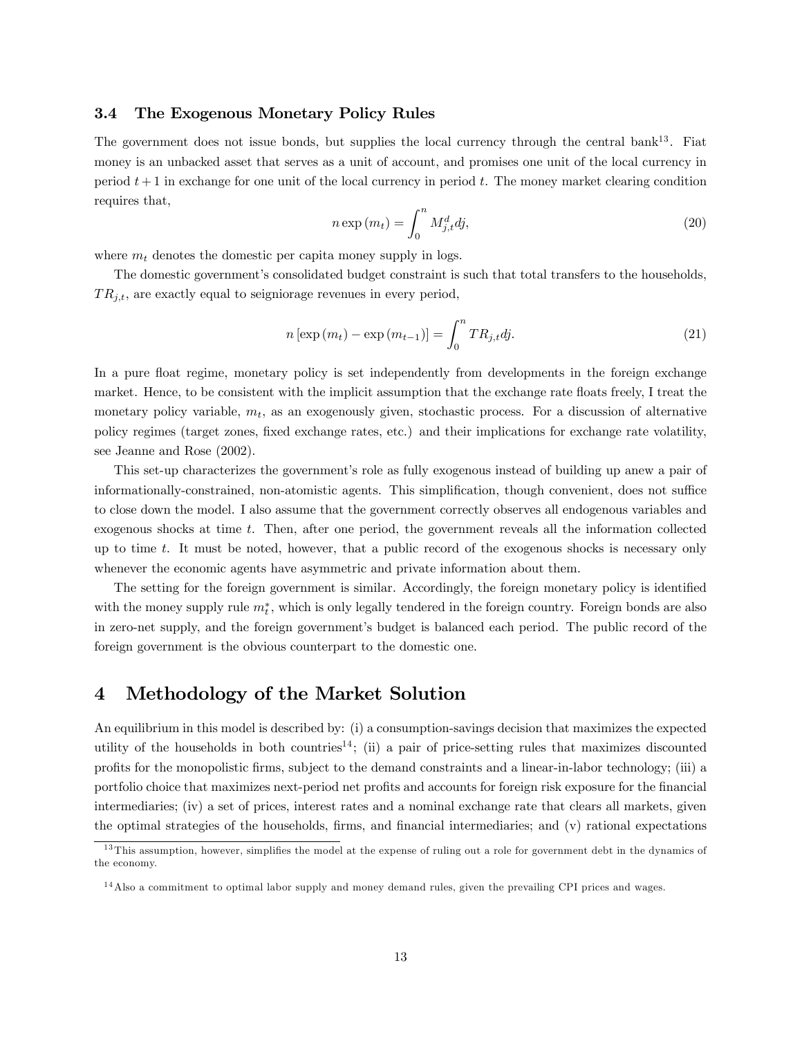### 3.4 The Exogenous Monetary Policy Rules

The government does not issue bonds, but supplies the local currency through the central bank[13]. Fiat money is an unbacked asset that serves as a unit of account, and promises one unit of the local currency in period $t+1$ in exchange for one unit of the local currency in period $t$. The money market clearing condition requires that,

$$n \exp(m_t) = \int_0^n M_{j,t}^d dj, \tag{20}$$

where $m_t$ denotes the domestic per capita money supply in logs.

The domestic government's consolidated budget constraint is such that total transfers to the households, $TR_{j,t}$, are exactly equal to seigniorage revenues in every period,

$$n \left[\exp(m_t) - \exp(m_{t-1})\right] = \int_0^n TR_{j,t} dj. \tag{21}$$

In a pure float regime, monetary policy is set independently from developments in the foreign exchange market. Hence, to be consistent with the implicit assumption that the exchange rate floats freely, I treat the monetary policy variable, $m_t$, as an exogenously given, stochastic process. For a discussion of alternative policy regimes (target zones, fixed exchange rates, etc.) and their implications for exchange rate volatility, see Jeanne and Rose (2002).

This set-up characterizes the government's role as fully exogenous instead of building up anew a pair of informationally-constrained, non-atomistic agents. This simplification, though convenient, does not suffice to close down the model. I also assume that the government correctly observes all endogenous variables and exogenous shocks at time $t$. Then, after one period, the government reveals all the information collected up to time $t$. It must be noted, however, that a public record of the exogenous shocks is necessary only whenever the economic agents have asymmetric and private information about them.

The setting for the foreign government is similar. Accordingly, the foreign monetary policy is identified with the money supply rule $m_t^*$, which is only legally tendered in the foreign country. Foreign bonds are also in zero-net supply, and the foreign government's budget is balanced each period. The public record of the foreign government is the obvious counterpart to the domestic one.

# 4 Methodology of the Market Solution

An equilibrium in this model is described by: (i) a consumption-savings decision that maximizes the expected utility of the households in both countries[14]; (ii) a pair of price-setting rules that maximizes discounted profits for the monopolistic firms, subject to the demand constraints and a linear-in-labor technology; (iii) a portfolio choice that maximizes next-period net profits and accounts for foreign risk exposure for the financial intermediaries; (iv) a set of prices, interest rates and a nominal exchange rate that clears all markets, given the optimal strategies of the households, firms, and financial intermediaries; and (v) rational expectations

[13] This assumption, however, simplifies the model at the expense of ruling out a role for government debt in the dynamics of the economy.

[14] Also a commitment to optimal labor supply and money demand rules, given the prevailing CPI prices and wages.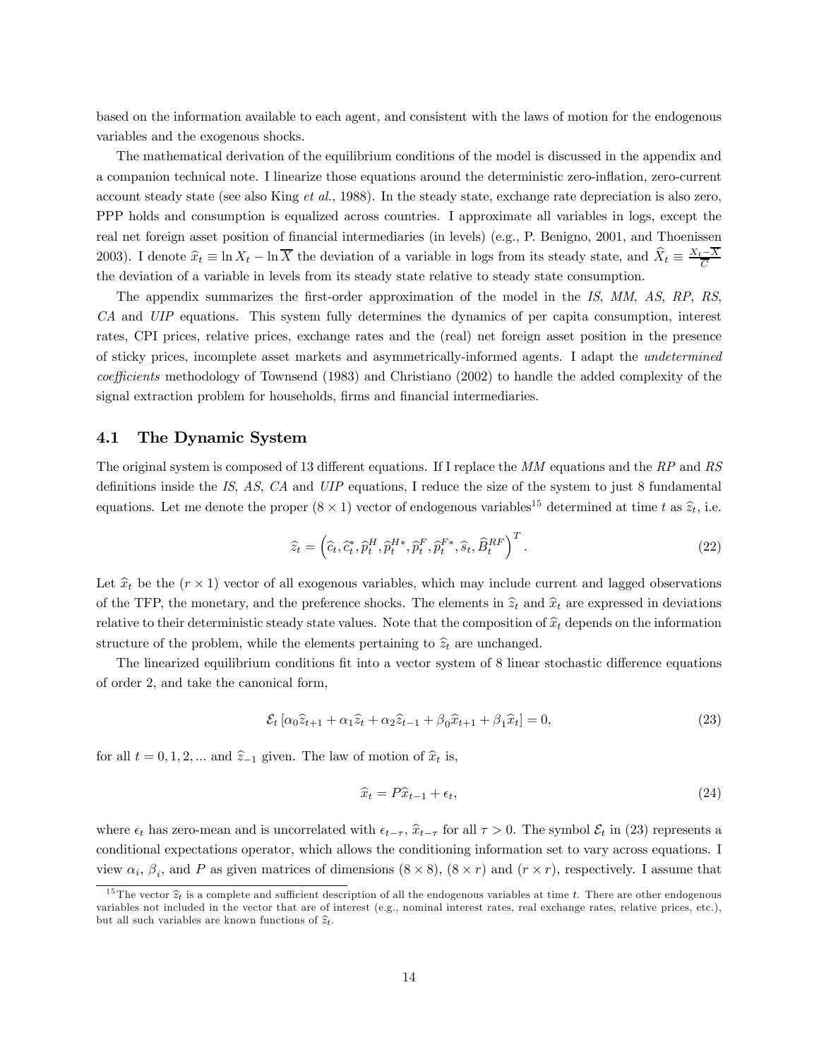based on the information available to each agent, and consistent with the laws of motion for the endogenous variables and the exogenous shocks.

The mathematical derivation of the equilibrium conditions of the model is discussed in the appendix and a companion technical note. I linearize those equations around the deterministic zero-inflation, zero-current account steady state (see also King *et al.*, 1988). In the steady state, exchange rate depreciation is also zero, PPP holds and consumption is equalized across countries. I approximate all variables in logs, except the real net foreign asset position of financial intermediaries (in levels) (e.g., P. Benigno, 2001, and Thoenissen 2003). I denote $\widehat{x}_t \equiv \ln X_t - \ln \overline{X}$ the deviation of a variable in logs from its steady state, and $\widehat{X}_t \equiv \frac{X_t - \overline{X}}{\overline{C}}$ the deviation of a variable in levels from its steady state relative to steady state consumption.

The appendix summarizes the first-order approximation of the model in the *IS*, *MM*, *AS*, *RP*, *RS*, *CA* and *UIP* equations. This system fully determines the dynamics of per capita consumption, interest rates, CPI prices, relative prices, exchange rates and the (real) net foreign asset position in the presence of sticky prices, incomplete asset markets and asymmetrically-informed agents. I adapt the *undetermined coefficients* methodology of Townsend (1983) and Christiano (2002) to handle the added complexity of the signal extraction problem for households, firms and financial intermediaries.

## 4.1 The Dynamic System

The original system is composed of 13 different equations. If I replace the *MM* equations and the *RP* and *RS* definitions inside the *IS*, *AS*, *CA* and *UIP* equations, I reduce the size of the system to just 8 fundamental equations. Let me denote the proper $(8 \times 1)$ vector of endogenous variables[15] determined at time $t$ as $\widehat{z}_t$, i.e.

$$\widehat{z}_t = \left(\widehat{c}_t, \widehat{c}_t^*, \widehat{p}_t^H, \widehat{p}_t^{H*}, \widehat{p}_t^F, \widehat{p}_t^{F*}, \widehat{s}_t, \widehat{B}_t^{RF}\right)^T. \tag{22}$$

Let $\widehat{x}_t$ be the $(r \times 1)$ vector of all exogenous variables, which may include current and lagged observations of the TFP, the monetary, and the preference shocks. The elements in $\widehat{z}_t$ and $\widehat{x}_t$ are expressed in deviations relative to their deterministic steady state values. Note that the composition of $\widehat{x}_t$ depends on the information structure of the problem, while the elements pertaining to $\widehat{z}_t$ are unchanged.

The linearized equilibrium conditions fit into a vector system of 8 linear stochastic difference equations of order 2, and take the canonical form,

$$\mathcal{E}_t \left[\alpha_0 \widehat{z}_{t+1} + \alpha_1 \widehat{z}_t + \alpha_2 \widehat{z}_{t-1} + \beta_0 \widehat{x}_{t+1} + \beta_1 \widehat{x}_t\right] = 0, \tag{23}$$

for all $t = 0, 1, 2, ...$ and $\widehat{z}_{-1}$ given. The law of motion of $\widehat{x}_t$ is,

$$\widehat{x}_t = P\widehat{x}_{t-1} + \epsilon_t, \tag{24}$$

where $\epsilon_t$ has zero-mean and is uncorrelated with $\epsilon_{t-\tau}$, $\widehat{x}_{t-\tau}$ for all $\tau > 0$. The symbol $\mathcal{E}_t$ in (23) represents a conditional expectations operator, which allows the conditioning information set to vary across equations. I view $\alpha_i$, $\beta_i$, and $P$ as given matrices of dimensions $(8 \times 8)$, $(8 \times r)$ and $(r \times r)$, respectively. I assume that

[15] The vector $\widehat{z}_t$ is a complete and sufficient description of all the endogenous variables at time $t$. There are other endogenous variables not included in the vector that are of interest (e.g., nominal interest rates, real exchange rates, relative prices, etc.), but all such variables are known functions of $\widehat{z}_t$.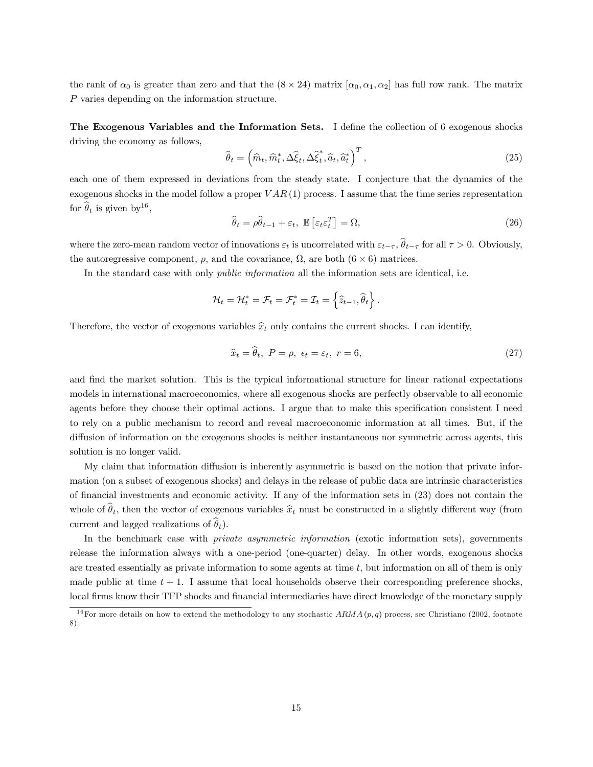the rank of $\alpha_0$ is greater than zero and that the $(8 \times 24)$ matrix $[\alpha_0, \alpha_1, \alpha_2]$ has full row rank. The matrix $P$ varies depending on the information structure.

**The Exogenous Variables and the Information Sets.** I define the collection of 6 exogenous shocks driving the economy as follows,

$$\widehat{\theta}_t = \left(\widehat{m}_t, \widehat{m}_t^*, \Delta\widehat{\xi}_t, \Delta\widehat{\xi}_t^*, \widehat{a}_t, \widehat{a}_t^*\right)^T, \tag{25}$$

each one of them expressed in deviations from the steady state. I conjecture that the dynamics of the exogenous shocks in the model follow a proper $VAR(1)$ process. I assume that the time series representation for $\widehat{\theta}_t$ is given by[16],

$$\widehat{\theta}_t = \rho\widehat{\theta}_{t-1} + \varepsilon_t, \ \mathbb{E}\left[\varepsilon_t \varepsilon_t^T\right] = \Omega, \tag{26}$$

where the zero-mean random vector of innovations $\varepsilon_t$ is uncorrelated with $\varepsilon_{t-\tau}$, $\widehat{\theta}_{t-\tau}$ for all $\tau > 0$. Obviously, the autoregressive component, $\rho$, and the covariance, $\Omega$, are both $(6 \times 6)$ matrices.

In the standard case with only *public information* all the information sets are identical, i.e.

$$\mathcal{H}_t = \mathcal{H}_t^* = \mathcal{F}_t = \mathcal{F}_t^* = \mathcal{I}_t = \left\{\widehat{z}_{t-1}, \widehat{\theta}_t\right\}.$$

Therefore, the vector of exogenous variables $\widehat{x}_t$ only contains the current shocks. I can identify,

$$\widehat{x}_t = \widehat{\theta}_t, \ P = \rho, \ \epsilon_t = \varepsilon_t, \ r = 6, \tag{27}$$

and find the market solution. This is the typical informational structure for linear rational expectations models in international macroeconomics, where all exogenous shocks are perfectly observable to all economic agents before they choose their optimal actions. I argue that to make this specification consistent I need to rely on a public mechanism to record and reveal macroeconomic information at all times. But, if the diffusion of information on the exogenous shocks is neither instantaneous nor symmetric across agents, this solution is no longer valid.

My claim that information diffusion is inherently asymmetric is based on the notion that private information (on a subset of exogenous shocks) and delays in the release of public data are intrinsic characteristics of financial investments and economic activity. If any of the information sets in (23) does not contain the whole of $\widehat{\theta}_t$, then the vector of exogenous variables $\widehat{x}_t$ must be constructed in a slightly different way (from current and lagged realizations of $\widehat{\theta}_t$).

In the benchmark case with *private asymmetric information* (exotic information sets), governments release the information always with a one-period (one-quarter) delay. In other words, exogenous shocks are treated essentially as private information to some agents at time $t$, but information on all of them is only made public at time $t + 1$. I assume that local households observe their corresponding preference shocks, local firms know their TFP shocks and financial intermediaries have direct knowledge of the monetary supply

[16] For more details on how to extend the methodology to any stochastic $ARMA(p, q)$ process, see Christiano (2002, footnote 8).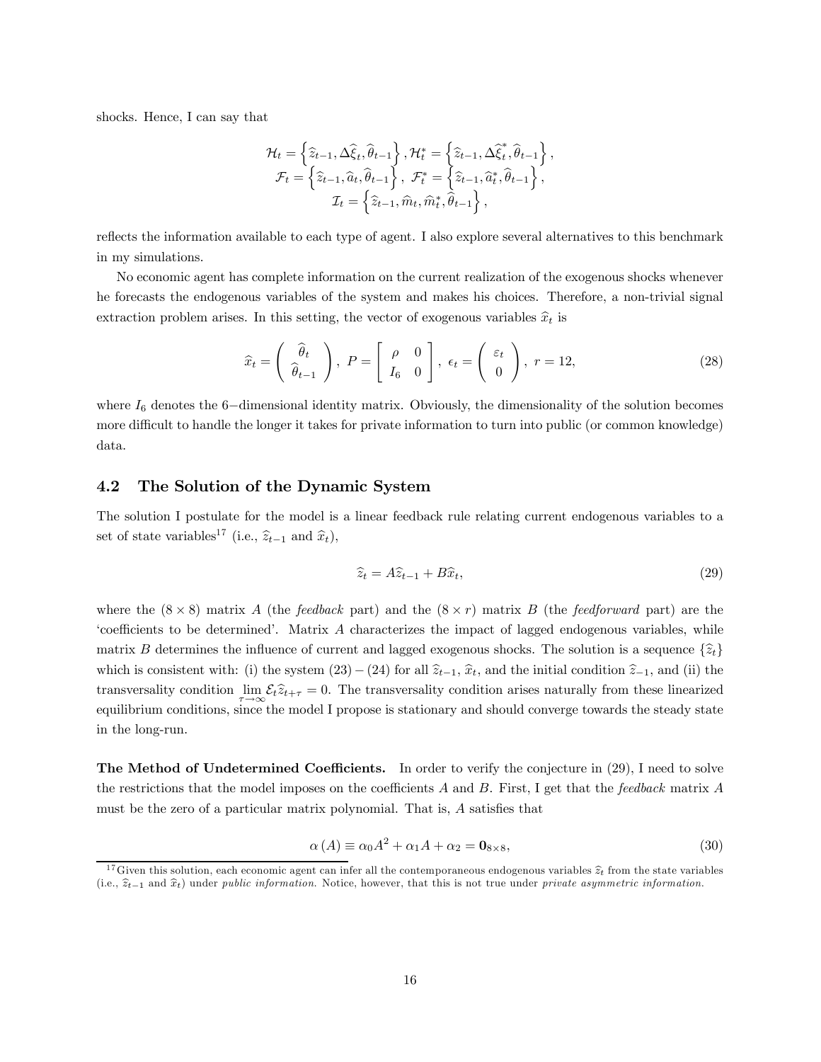shocks. Hence, I can say that

$$
\begin{gathered}
\mathcal{H}_t = \left\{ \widehat{z}_{t-1}, \Delta\widehat{\xi}_t, \widehat{\theta}_{t-1} \right\}, \mathcal{H}_t^* = \left\{ \widehat{z}_{t-1}, \Delta\widehat{\xi}_t^*, \widehat{\theta}_{t-1} \right\}, \\
\mathcal{F}_t = \left\{ \widehat{z}_{t-1}, \widehat{a}_t, \widehat{\theta}_{t-1} \right\}, \ \mathcal{F}_t^* = \left\{ \widehat{z}_{t-1}, \widehat{a}_t^*, \widehat{\theta}_{t-1} \right\}, \\
\mathcal{I}_t = \left\{ \widehat{z}_{t-1}, \widehat{m}_t, \widehat{m}_t^*, \widehat{\theta}_{t-1} \right\},
\end{gathered}
$$

reflects the information available to each type of agent. I also explore several alternatives to this benchmark in my simulations.

No economic agent has complete information on the current realization of the exogenous shocks whenever he forecasts the endogenous variables of the system and makes his choices. Therefore, a non-trivial signal extraction problem arises. In this setting, the vector of exogenous variables $\widehat{x}_t$ is

$$
\widehat{x}_t = \begin{pmatrix} \widehat{\theta}_t \\ \widehat{\theta}_{t-1} \end{pmatrix}, \ P = \begin{bmatrix} \rho & 0 \\ I_6 & 0 \end{bmatrix}, \ \epsilon_t = \begin{pmatrix} \varepsilon_t \\ 0 \end{pmatrix}, \ r = 12, \tag{28}
$$

where $I_6$ denotes the 6−dimensional identity matrix. Obviously, the dimensionality of the solution becomes more difficult to handle the longer it takes for private information to turn into public (or common knowledge) data.

## 4.2 The Solution of the Dynamic System

The solution I postulate for the model is a linear feedback rule relating current endogenous variables to a set of state variables[17] (i.e., $\widehat{z}_{t-1}$ and $\widehat{x}_t$),

$$
\widehat{z}_t = A\widehat{z}_{t-1} + B\widehat{x}_t, \tag{29}
$$

where the $(8 \times 8)$ matrix $A$ (the *feedback* part) and the $(8 \times r)$ matrix $B$ (the *feedforward* part) are the 'coefficients to be determined'. Matrix $A$ characterizes the impact of lagged endogenous variables, while matrix $B$ determines the influence of current and lagged exogenous shocks. The solution is a sequence $\{\widehat{z}_t\}$ which is consistent with: (i) the system $(23) - (24)$ for all $\widehat{z}_{t-1}$, $\widehat{x}_t$, and the initial condition $\widehat{z}_{-1}$, and (ii) the transversality condition $\lim_{\tau \to \infty} \mathcal{E}_t \widehat{z}_{t+\tau} = 0$. The transversality condition arises naturally from these linearized equilibrium conditions, since the model I propose is stationary and should converge towards the steady state in the long-run.

**The Method of Undetermined Coefficients.** In order to verify the conjecture in (29), I need to solve the restrictions that the model imposes on the coefficients $A$ and $B$. First, I get that the *feedback* matrix $A$ must be the zero of a particular matrix polynomial. That is, $A$ satisfies that

$$
\alpha(A) \equiv \alpha_0 A^2 + \alpha_1 A + \alpha_2 = \mathbf{0}_{8 \times 8}, \tag{30}
$$

[17] Given this solution, each economic agent can infer all the contemporaneous endogenous variables $\widehat{z}_t$ from the state variables (i.e., $\widehat{z}_{t-1}$ and $\widehat{x}_t$) under *public information*. Notice, however, that this is not true under *private asymmetric information*.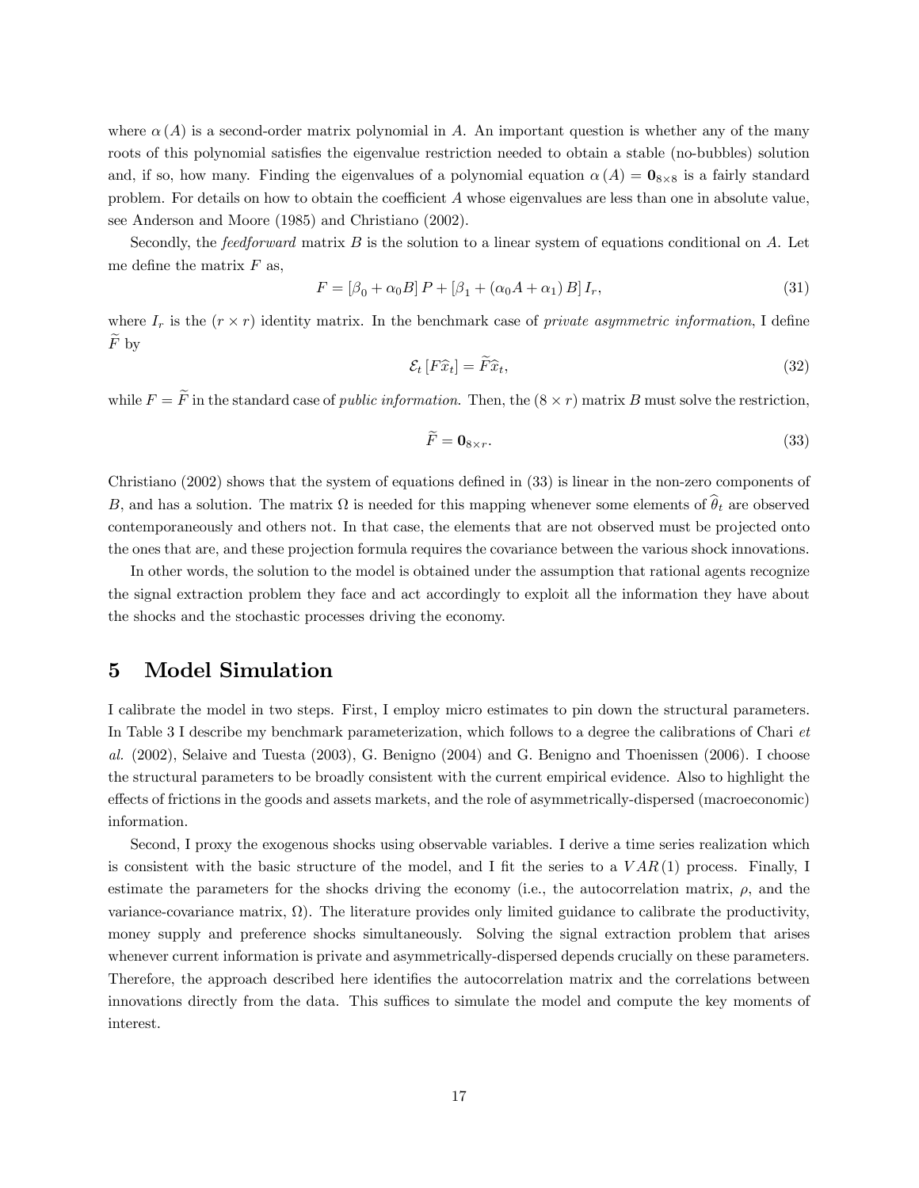where $\alpha(A)$ is a second-order matrix polynomial in $A$. An important question is whether any of the many roots of this polynomial satisfies the eigenvalue restriction needed to obtain a stable (no-bubbles) solution and, if so, how many. Finding the eigenvalues of a polynomial equation $\alpha(A) = \mathbf{0}_{8\times 8}$ is a fairly standard problem. For details on how to obtain the coefficient $A$ whose eigenvalues are less than one in absolute value, see Anderson and Moore (1985) and Christiano (2002).

Secondly, the *feedforward* matrix $B$ is the solution to a linear system of equations conditional on $A$. Let me define the matrix $F$ as,

$$F = [\beta_0 + \alpha_0 B] P + [\beta_1 + (\alpha_0 A + \alpha_1) B] I_r, \tag{31}$$

where $I_r$ is the $(r \times r)$ identity matrix. In the benchmark case of *private asymmetric information*, I define $\widetilde{F}$ by

$$\mathcal{E}_t [F \widehat{x}_t] = \widetilde{F} \widehat{x}_t, \tag{32}$$

while $F = \widetilde{F}$ in the standard case of *public information*. Then, the $(8 \times r)$ matrix $B$ must solve the restriction,

$$\widetilde{F} = \mathbf{0}_{8\times r}. \tag{33}$$

Christiano (2002) shows that the system of equations defined in (33) is linear in the non-zero components of $B$, and has a solution. The matrix $\Omega$ is needed for this mapping whenever some elements of $\widehat{\theta}_t$ are observed contemporaneously and others not. In that case, the elements that are not observed must be projected onto the ones that are, and these projection formula requires the covariance between the various shock innovations.

In other words, the solution to the model is obtained under the assumption that rational agents recognize the signal extraction problem they face and act accordingly to exploit all the information they have about the shocks and the stochastic processes driving the economy.

## 5 Model Simulation

I calibrate the model in two steps. First, I employ micro estimates to pin down the structural parameters. In Table 3 I describe my benchmark parameterization, which follows to a degree the calibrations of Chari *et al.* (2002), Selaive and Tuesta (2003), G. Benigno (2004) and G. Benigno and Thoenissen (2006). I choose the structural parameters to be broadly consistent with the current empirical evidence. Also to highlight the effects of frictions in the goods and assets markets, and the role of asymmetrically-dispersed (macroeconomic) information.

Second, I proxy the exogenous shocks using observable variables. I derive a time series realization which is consistent with the basic structure of the model, and I fit the series to a $VAR(1)$ process. Finally, I estimate the parameters for the shocks driving the economy (i.e., the autocorrelation matrix, $\rho$, and the variance-covariance matrix, $\Omega$). The literature provides only limited guidance to calibrate the productivity, money supply and preference shocks simultaneously. Solving the signal extraction problem that arises whenever current information is private and asymmetrically-dispersed depends crucially on these parameters. Therefore, the approach described here identifies the autocorrelation matrix and the correlations between innovations directly from the data. This suffices to simulate the model and compute the key moments of interest.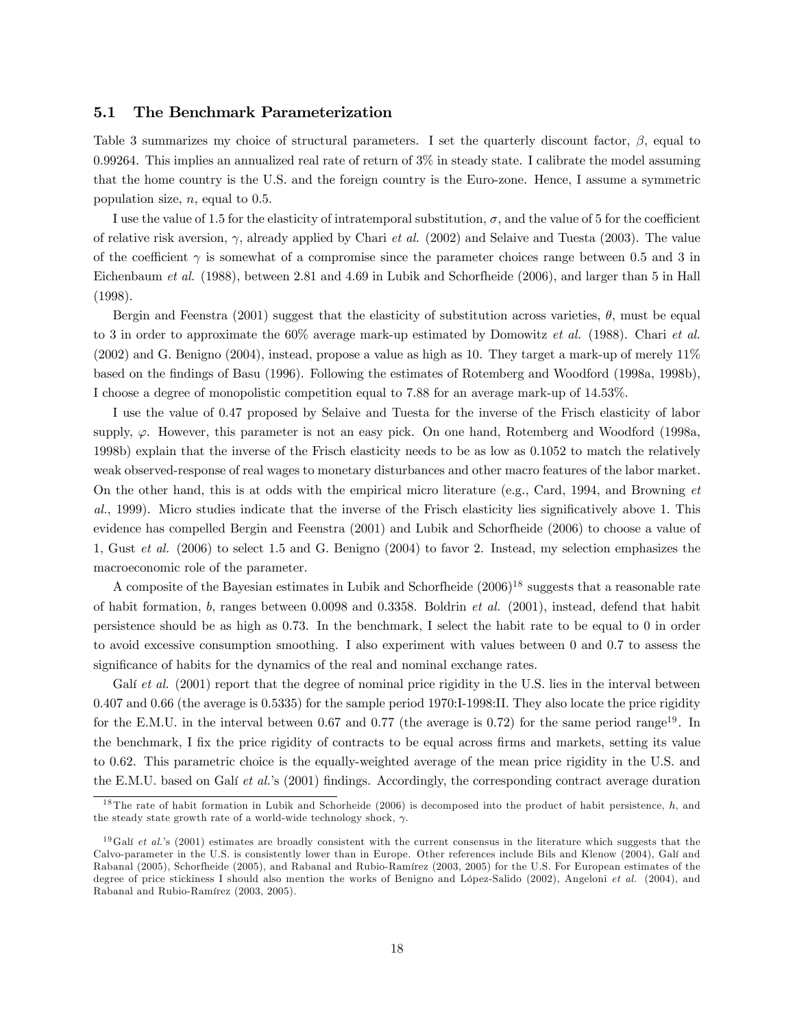### 5.1 The Benchmark Parameterization

Table 3 summarizes my choice of structural parameters. I set the quarterly discount factor, $\beta$, equal to 0.99264. This implies an annualized real rate of return of 3% in steady state. I calibrate the model assuming that the home country is the U.S. and the foreign country is the Euro-zone. Hence, I assume a symmetric population size, $n$, equal to 0.5.

I use the value of 1.5 for the elasticity of intratemporal substitution, $\sigma$, and the value of 5 for the coefficient of relative risk aversion, $\gamma$, already applied by Chari *et al.* (2002) and Selaive and Tuesta (2003). The value of the coefficient $\gamma$ is somewhat of a compromise since the parameter choices range between 0.5 and 3 in Eichenbaum *et al.* (1988), between 2.81 and 4.69 in Lubik and Schorfheide (2006), and larger than 5 in Hall (1998).

Bergin and Feenstra (2001) suggest that the elasticity of substitution across varieties, $\theta$, must be equal to 3 in order to approximate the 60% average mark-up estimated by Domowitz *et al.* (1988). Chari *et al.* (2002) and G. Benigno (2004), instead, propose a value as high as 10. They target a mark-up of merely 11% based on the findings of Basu (1996). Following the estimates of Rotemberg and Woodford (1998a, 1998b), I choose a degree of monopolistic competition equal to 7.88 for an average mark-up of 14.53%.

I use the value of 0.47 proposed by Selaive and Tuesta for the inverse of the Frisch elasticity of labor supply, $\varphi$. However, this parameter is not an easy pick. On one hand, Rotemberg and Woodford (1998a, 1998b) explain that the inverse of the Frisch elasticity needs to be as low as 0.1052 to match the relatively weak observed-response of real wages to monetary disturbances and other macro features of the labor market. On the other hand, this is at odds with the empirical micro literature (e.g., Card, 1994, and Browning *et al.*, 1999). Micro studies indicate that the inverse of the Frisch elasticity lies significatively above 1. This evidence has compelled Bergin and Feenstra (2001) and Lubik and Schorfheide (2006) to choose a value of 1, Gust *et al.* (2006) to select 1.5 and G. Benigno (2004) to favor 2. Instead, my selection emphasizes the macroeconomic role of the parameter.

A composite of the Bayesian estimates in Lubik and Schorfheide (2006)[18] suggests that a reasonable rate of habit formation, $b$, ranges between 0.0098 and 0.3358. Boldrin *et al.* (2001), instead, defend that habit persistence should be as high as 0.73. In the benchmark, I select the habit rate to be equal to 0 in order to avoid excessive consumption smoothing. I also experiment with values between 0 and 0.7 to assess the significance of habits for the dynamics of the real and nominal exchange rates.

Galí *et al.* (2001) report that the degree of nominal price rigidity in the U.S. lies in the interval between 0.407 and 0.66 (the average is 0.5335) for the sample period 1970:I-1998:II. They also locate the price rigidity for the E.M.U. in the interval between 0.67 and 0.77 (the average is 0.72) for the same period range[19]. In the benchmark, I fix the price rigidity of contracts to be equal across firms and markets, setting its value to 0.62. This parametric choice is the equally-weighted average of the mean price rigidity in the U.S. and the E.M.U. based on Galí *et al.*'s (2001) findings. Accordingly, the corresponding contract average duration

[18] The rate of habit formation in Lubik and Schorheide (2006) is decomposed into the product of habit persistence, $h$, and the steady state growth rate of a world-wide technology shock, $\gamma$.

[19] Galí *et al.*'s (2001) estimates are broadly consistent with the current consensus in the literature which suggests that the Calvo-parameter in the U.S. is consistently lower than in Europe. Other references include Bils and Klenow (2004), Galí and Rabanal (2005), Schorfheide (2005), and Rabanal and Rubio-Ramírez (2003, 2005) for the U.S. For European estimates of the degree of price stickiness I should also mention the works of Benigno and López-Salido (2002), Angeloni *et al.* (2004), and Rabanal and Rubio-Ramírez (2003, 2005).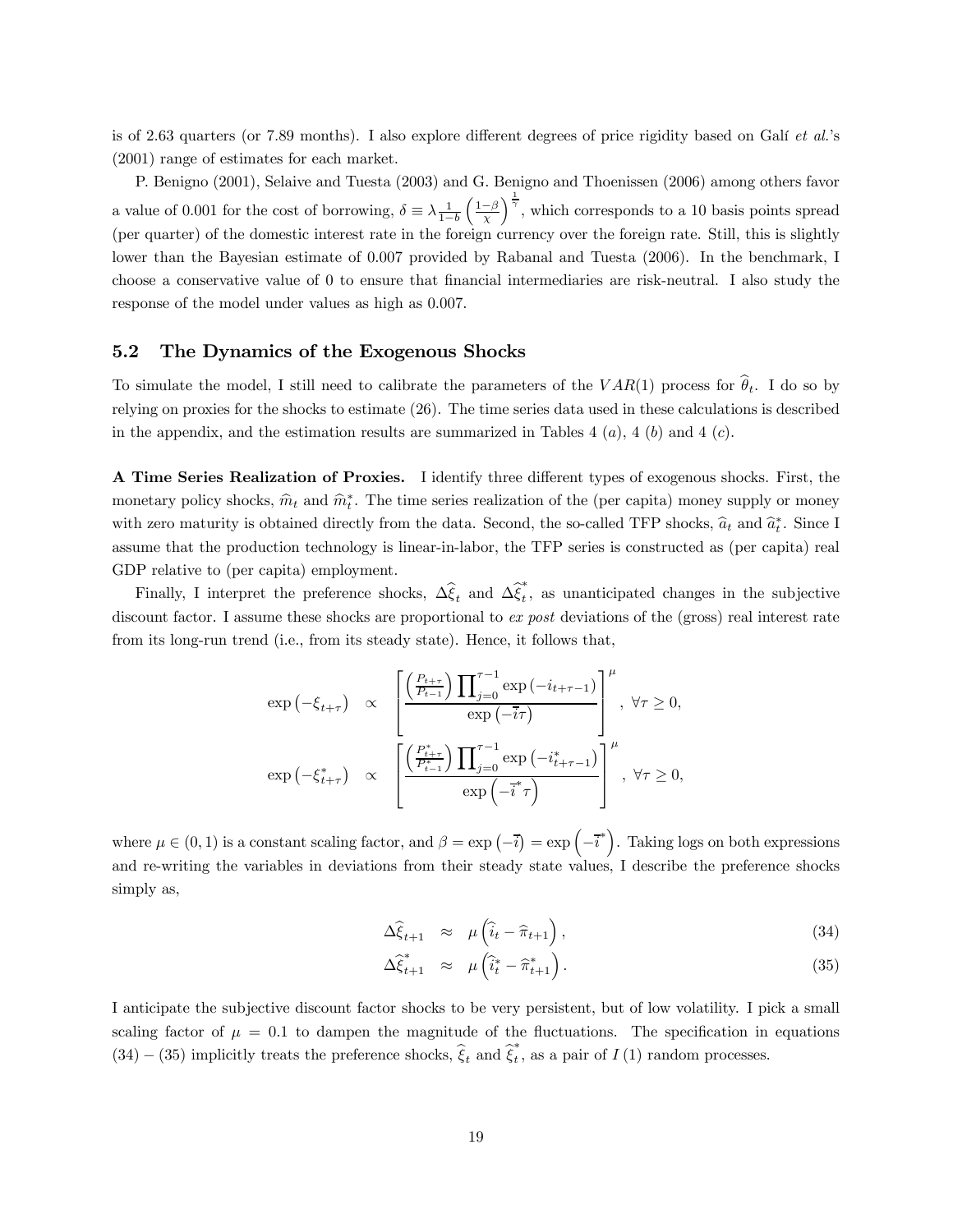is of 2.63 quarters (or 7.89 months). I also explore different degrees of price rigidity based on Galí *et al.*'s (2001) range of estimates for each market.

P. Benigno (2001), Selaive and Tuesta (2003) and G. Benigno and Thoenissen (2006) among others favor a value of 0.001 for the cost of borrowing, $\delta \equiv \lambda \frac{1}{1-b}\left(\frac{1-\beta}{\chi}\right)^{\frac{1}{\gamma}}$, which corresponds to a 10 basis points spread (per quarter) of the domestic interest rate in the foreign currency over the foreign rate. Still, this is slightly lower than the Bayesian estimate of 0.007 provided by Rabanal and Tuesta (2006). In the benchmark, I choose a conservative value of 0 to ensure that financial intermediaries are risk-neutral. I also study the response of the model under values as high as 0.007.

## 5.2 The Dynamics of the Exogenous Shocks

To simulate the model, I still need to calibrate the parameters of the $VAR(1)$ process for $\widehat{\theta}_t$. I do so by relying on proxies for the shocks to estimate (26). The time series data used in these calculations is described in the appendix, and the estimation results are summarized in Tables 4 $(a)$, 4 $(b)$ and 4 $(c)$.

**A Time Series Realization of Proxies.** I identify three different types of exogenous shocks. First, the monetary policy shocks, $\widehat{m}_t$ and $\widehat{m}^*_t$. The time series realization of the (per capita) money supply or money with zero maturity is obtained directly from the data. Second, the so-called TFP shocks, $\widehat{a}_t$ and $\widehat{a}^*_t$. Since I assume that the production technology is linear-in-labor, the TFP series is constructed as (per capita) real GDP relative to (per capita) employment.

Finally, I interpret the preference shocks, $\Delta\widehat{\xi}_t$ and $\Delta\widehat{\xi}^*_t$, as unanticipated changes in the subjective discount factor. I assume these shocks are proportional to *ex post* deviations of the (gross) real interest rate from its long-run trend (i.e., from its steady state). Hence, it follows that,

$$
\begin{aligned}
\exp\left(-\xi_{t+\tau}\right) &\propto \left[\frac{\left(\frac{P_{t+\tau}}{P_{t-1}}\right)\prod_{j=0}^{\tau-1}\exp\left(-i_{t+\tau-1}\right)}{\exp\left(-\overline{i}\tau\right)}\right]^{\mu}, \ \forall\tau \geq 0, \\
\exp\left(-\xi^*_{t+\tau}\right) &\propto \left[\frac{\left(\frac{P^*_{t+\tau}}{P^*_{t-1}}\right)\prod_{j=0}^{\tau-1}\exp\left(-i^*_{t+\tau-1}\right)}{\exp\left(-\overline{i}^*\tau\right)}\right]^{\mu}, \ \forall\tau \geq 0,
\end{aligned}
$$

where $\mu \in (0,1)$ is a constant scaling factor, and $\beta = \exp\left(-\overline{i}\right) = \exp\left(-\overline{i}^*\right)$. Taking logs on both expressions and re-writing the variables in deviations from their steady state values, I describe the preference shocks simply as,

$$
\Delta\widehat{\xi}_{t+1} \approx \mu\left(\widehat{i}_t - \widehat{\pi}_{t+1}\right), \tag{34}
$$

$$
\Delta\widehat{\xi}^*_{t+1} \approx \mu\left(\widehat{i}^*_t - \widehat{\pi}^*_{t+1}\right). \tag{35}
$$

I anticipate the subjective discount factor shocks to be very persistent, but of low volatility. I pick a small scaling factor of $\mu = 0.1$ to dampen the magnitude of the fluctuations. The specification in equations (34) – (35) implicitly treats the preference shocks, $\widehat{\xi}_t$ and $\widehat{\xi}^*_t$, as a pair of $I(1)$ random processes.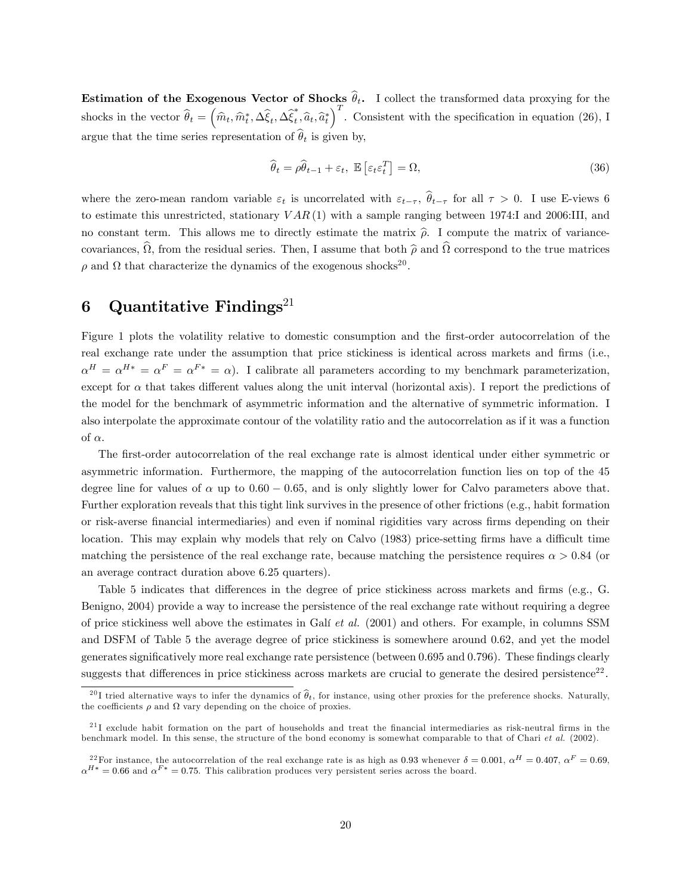**Estimation of the Exogenous Vector of Shocks $\widehat{\theta}_t$.** I collect the transformed data proxying for the shocks in the vector $\widehat{\theta}_t = \left(\widehat{m}_t, \widehat{m}_t^*, \Delta\widehat{\xi}_t, \Delta\widehat{\xi}_t^*, \widehat{a}_t, \widehat{a}_t^*\right)^T$. Consistent with the specification in equation (26), I argue that the time series representation of $\widehat{\theta}_t$ is given by,

$$\widehat{\theta}_t = \rho\widehat{\theta}_{t-1} + \varepsilon_t, \; \mathbb{E}\left[\varepsilon_t \varepsilon_t^T\right] = \Omega, \tag{36}$$

where the zero-mean random variable $\varepsilon_t$ is uncorrelated with $\varepsilon_{t-\tau}$, $\widehat{\theta}_{t-\tau}$ for all $\tau > 0$. I use E-views 6 to estimate this unrestricted, stationary $VAR(1)$ with a sample ranging between 1974:I and 2006:III, and no constant term. This allows me to directly estimate the matrix $\widehat{\rho}$. I compute the matrix of variance-covariances, $\widehat{\Omega}$, from the residual series. Then, I assume that both $\widehat{\rho}$ and $\widehat{\Omega}$ correspond to the true matrices $\rho$ and $\Omega$ that characterize the dynamics of the exogenous shocks[20].

# 6 Quantitative Findings[21]

Figure 1 plots the volatility relative to domestic consumption and the first-order autocorrelation of the real exchange rate under the assumption that price stickiness is identical across markets and firms (i.e., $\alpha^H = \alpha^{H*} = \alpha^F = \alpha^{F*} = \alpha$). I calibrate all parameters according to my benchmark parameterization, except for $\alpha$ that takes different values along the unit interval (horizontal axis). I report the predictions of the model for the benchmark of asymmetric information and the alternative of symmetric information. I also interpolate the approximate contour of the volatility ratio and the autocorrelation as if it was a function of $\alpha$.

The first-order autocorrelation of the real exchange rate is almost identical under either symmetric or asymmetric information. Furthermore, the mapping of the autocorrelation function lies on top of the 45 degree line for values of $\alpha$ up to $0.60 - 0.65$, and is only slightly lower for Calvo parameters above that. Further exploration reveals that this tight link survives in the presence of other frictions (e.g., habit formation or risk-averse financial intermediaries) and even if nominal rigidities vary across firms depending on their location. This may explain why models that rely on Calvo (1983) price-setting firms have a difficult time matching the persistence of the real exchange rate, because matching the persistence requires $\alpha > 0.84$ (or an average contract duration above 6.25 quarters).

Table 5 indicates that differences in the degree of price stickiness across markets and firms (e.g., G. Benigno, 2004) provide a way to increase the persistence of the real exchange rate without requiring a degree of price stickiness well above the estimates in Galí *et al.* (2001) and others. For example, in columns SSM and DSFM of Table 5 the average degree of price stickiness is somewhere around 0.62, and yet the model generates significatively more real exchange rate persistence (between 0.695 and 0.796). These findings clearly suggests that differences in price stickiness across markets are crucial to generate the desired persistence[22].

[20] I tried alternative ways to infer the dynamics of $\widehat{\theta}_t$, for instance, using other proxies for the preference shocks. Naturally, the coefficients $\rho$ and $\Omega$ vary depending on the choice of proxies.

[21] I exclude habit formation on the part of households and treat the financial intermediaries as risk-neutral firms in the benchmark model. In this sense, the structure of the bond economy is somewhat comparable to that of Chari *et al.* (2002).

[22] For instance, the autocorrelation of the real exchange rate is as high as 0.93 whenever $\delta = 0.001$, $\alpha^H = 0.407$, $\alpha^F = 0.69$, $\alpha^{H*} = 0.66$ and $\alpha^{F*} = 0.75$. This calibration produces very persistent series across the board.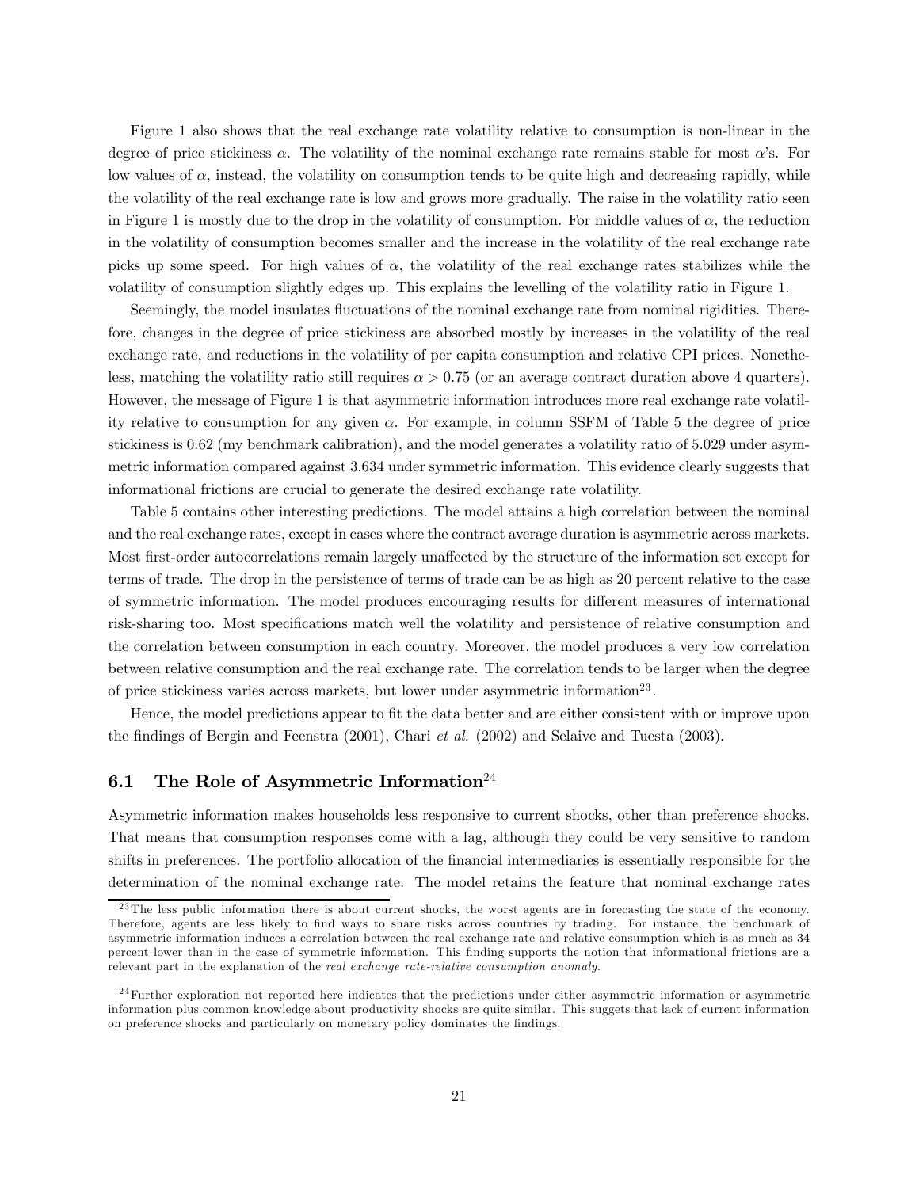Figure 1 also shows that the real exchange rate volatility relative to consumption is non-linear in the degree of price stickiness $\alpha$. The volatility of the nominal exchange rate remains stable for most $\alpha$'s. For low values of $\alpha$, instead, the volatility on consumption tends to be quite high and decreasing rapidly, while the volatility of the real exchange rate is low and grows more gradually. The raise in the volatility ratio seen in Figure 1 is mostly due to the drop in the volatility of consumption. For middle values of $\alpha$, the reduction in the volatility of consumption becomes smaller and the increase in the volatility of the real exchange rate picks up some speed. For high values of $\alpha$, the volatility of the real exchange rates stabilizes while the volatility of consumption slightly edges up. This explains the levelling of the volatility ratio in Figure 1.

Seemingly, the model insulates fluctuations of the nominal exchange rate from nominal rigidities. Therefore, changes in the degree of price stickiness are absorbed mostly by increases in the volatility of the real exchange rate, and reductions in the volatility of per capita consumption and relative CPI prices. Nonetheless, matching the volatility ratio still requires $\alpha > 0.75$ (or an average contract duration above 4 quarters). However, the message of Figure 1 is that asymmetric information introduces more real exchange rate volatility relative to consumption for any given $\alpha$. For example, in column SSFM of Table 5 the degree of price stickiness is 0.62 (my benchmark calibration), and the model generates a volatility ratio of 5.029 under asymmetric information compared against 3.634 under symmetric information. This evidence clearly suggests that informational frictions are crucial to generate the desired exchange rate volatility.

Table 5 contains other interesting predictions. The model attains a high correlation between the nominal and the real exchange rates, except in cases where the contract average duration is asymmetric across markets. Most first-order autocorrelations remain largely unaffected by the structure of the information set except for terms of trade. The drop in the persistence of terms of trade can be as high as 20 percent relative to the case of symmetric information. The model produces encouraging results for different measures of international risk-sharing too. Most specifications match well the volatility and persistence of relative consumption and the correlation between consumption in each country. Moreover, the model produces a very low correlation between relative consumption and the real exchange rate. The correlation tends to be larger when the degree of price stickiness varies across markets, but lower under asymmetric information[23].

Hence, the model predictions appear to fit the data better and are either consistent with or improve upon the findings of Bergin and Feenstra (2001), Chari *et al.* (2002) and Selaive and Tuesta (2003).

## 6.1 The Role of Asymmetric Information[24]

Asymmetric information makes households less responsive to current shocks, other than preference shocks. That means that consumption responses come with a lag, although they could be very sensitive to random shifts in preferences. The portfolio allocation of the financial intermediaries is essentially responsible for the determination of the nominal exchange rate. The model retains the feature that nominal exchange rates

---

[23] The less public information there is about current shocks, the worst agents are in forecasting the state of the economy. Therefore, agents are less likely to find ways to share risks across countries by trading. For instance, the benchmark of asymmetric information induces a correlation between the real exchange rate and relative consumption which is as much as 34 percent lower than in the case of symmetric information. This finding supports the notion that informational frictions are a relevant part in the explanation of the *real exchange rate-relative consumption anomaly.*

[24] Further exploration not reported here indicates that the predictions under either asymmetric information or asymmetric information plus common knowledge about productivity shocks are quite similar. This suggets that lack of current information on preference shocks and particularly on monetary policy dominates the findings.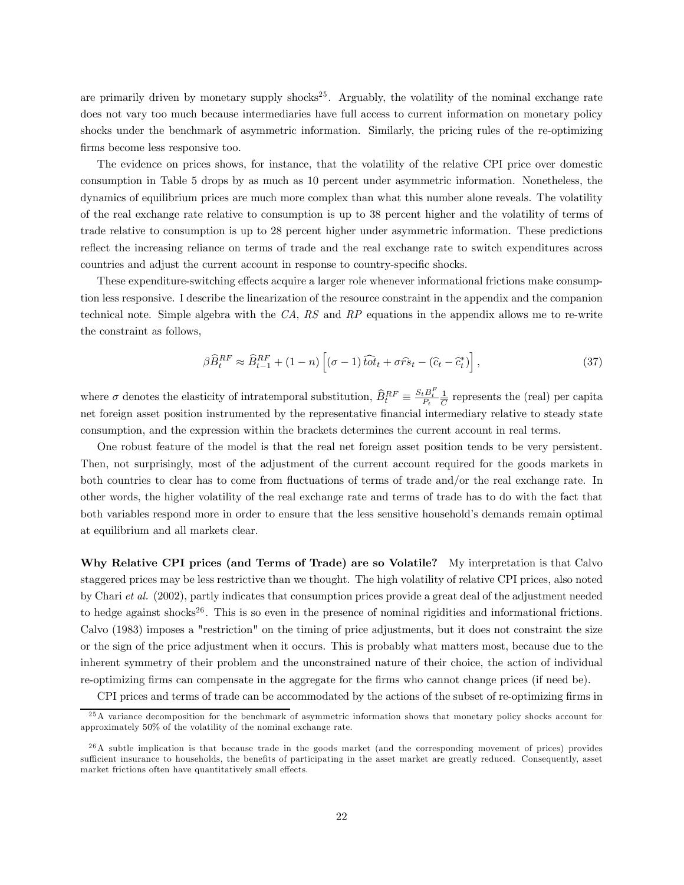are primarily driven by monetary supply shocks[25]. Arguably, the volatility of the nominal exchange rate does not vary too much because intermediaries have full access to current information on monetary policy shocks under the benchmark of asymmetric information. Similarly, the pricing rules of the re-optimizing firms become less responsive too.

The evidence on prices shows, for instance, that the volatility of the relative CPI price over domestic consumption in Table 5 drops by as much as 10 percent under asymmetric information. Nonetheless, the dynamics of equilibrium prices are much more complex than what this number alone reveals. The volatility of the real exchange rate relative to consumption is up to 38 percent higher and the volatility of terms of trade relative to consumption is up to 28 percent higher under asymmetric information. These predictions reflect the increasing reliance on terms of trade and the real exchange rate to switch expenditures across countries and adjust the current account in response to country-specific shocks.

These expenditure-switching effects acquire a larger role whenever informational frictions make consumption less responsive. I describe the linearization of the resource constraint in the appendix and the companion technical note. Simple algebra with the *CA*, *RS* and *RP* equations in the appendix allows me to re-write the constraint as follows,

$$\beta \widehat{B}_t^{RF} \approx \widehat{B}_{t-1}^{RF} + (1-n)\left[(\sigma - 1)\,\widehat{tot}_t + \sigma \widehat{rs}_t - (\widehat{c}_t - \widehat{c}_t^*)\right], \tag{37}$$

where $\sigma$ denotes the elasticity of intratemporal substitution, $\widehat{B}_t^{RF} \equiv \frac{S_t B_t^F}{P_t}\frac{1}{\overline{C}}$ represents the (real) per capita net foreign asset position instrumented by the representative financial intermediary relative to steady state consumption, and the expression within the brackets determines the current account in real terms.

One robust feature of the model is that the real net foreign asset position tends to be very persistent. Then, not surprisingly, most of the adjustment of the current account required for the goods markets in both countries to clear has to come from fluctuations of terms of trade and/or the real exchange rate. In other words, the higher volatility of the real exchange rate and terms of trade has to do with the fact that both variables respond more in order to ensure that the less sensitive household's demands remain optimal at equilibrium and all markets clear.

**Why Relative CPI prices (and Terms of Trade) are so Volatile?** My interpretation is that Calvo staggered prices may be less restrictive than we thought. The high volatility of relative CPI prices, also noted by Chari *et al.* (2002), partly indicates that consumption prices provide a great deal of the adjustment needed to hedge against shocks[26]. This is so even in the presence of nominal rigidities and informational frictions. Calvo (1983) imposes a "restriction" on the timing of price adjustments, but it does not constraint the size or the sign of the price adjustment when it occurs. This is probably what matters most, because due to the inherent symmetry of their problem and the unconstrained nature of their choice, the action of individual re-optimizing firms can compensate in the aggregate for the firms who cannot change prices (if need be).

CPI prices and terms of trade can be accommodated by the actions of the subset of re-optimizing firms in

[25] A variance decomposition for the benchmark of asymmetric information shows that monetary policy shocks account for approximately 50% of the volatility of the nominal exchange rate.

[26] A subtle implication is that because trade in the goods market (and the corresponding movement of prices) provides sufficient insurance to households, the benefits of participating in the asset market are greatly reduced. Consequently, asset market frictions often have quantitatively small effects.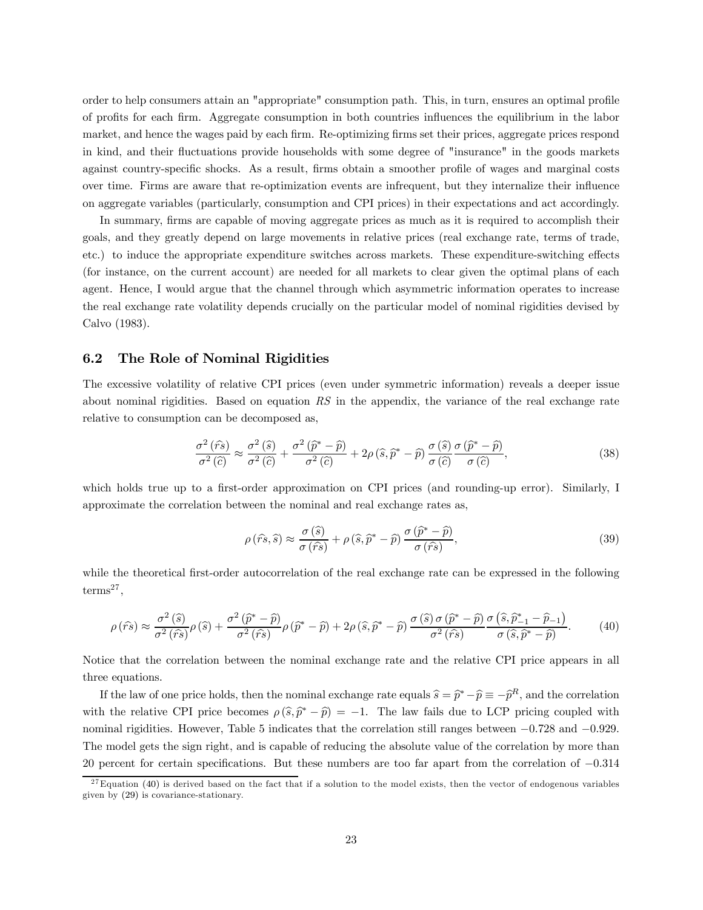order to help consumers attain an "appropriate" consumption path. This, in turn, ensures an optimal profile of profits for each firm. Aggregate consumption in both countries influences the equilibrium in the labor market, and hence the wages paid by each firm. Re-optimizing firms set their prices, aggregate prices respond in kind, and their fluctuations provide households with some degree of "insurance" in the goods markets against country-specific shocks. As a result, firms obtain a smoother profile of wages and marginal costs over time. Firms are aware that re-optimization events are infrequent, but they internalize their influence on aggregate variables (particularly, consumption and CPI prices) in their expectations and act accordingly.

In summary, firms are capable of moving aggregate prices as much as it is required to accomplish their goals, and they greatly depend on large movements in relative prices (real exchange rate, terms of trade, etc.) to induce the appropriate expenditure switches across markets. These expenditure-switching effects (for instance, on the current account) are needed for all markets to clear given the optimal plans of each agent. Hence, I would argue that the channel through which asymmetric information operates to increase the real exchange rate volatility depends crucially on the particular model of nominal rigidities devised by Calvo (1983).

## 6.2 The Role of Nominal Rigidities

The excessive volatility of relative CPI prices (even under symmetric information) reveals a deeper issue about nominal rigidities. Based on equation $RS$ in the appendix, the variance of the real exchange rate relative to consumption can be decomposed as,

$$\frac{\sigma^2(\widehat{rs})}{\sigma^2(\widehat{c})} \approx \frac{\sigma^2(\widehat{s})}{\sigma^2(\widehat{c})} + \frac{\sigma^2(\widehat{p}^* - \widehat{p})}{\sigma^2(\widehat{c})} + 2\rho(\widehat{s}, \widehat{p}^* - \widehat{p}) \frac{\sigma(\widehat{s})}{\sigma(\widehat{c})} \frac{\sigma(\widehat{p}^* - \widehat{p})}{\sigma(\widehat{c})}, \tag{38}$$

which holds true up to a first-order approximation on CPI prices (and rounding-up error). Similarly, I approximate the correlation between the nominal and real exchange rates as,

$$\rho(\widehat{rs}, \widehat{s}) \approx \frac{\sigma(\widehat{s})}{\sigma(\widehat{rs})} + \rho(\widehat{s}, \widehat{p}^* - \widehat{p}) \frac{\sigma(\widehat{p}^* - \widehat{p})}{\sigma(\widehat{rs})}, \tag{39}$$

while the theoretical first-order autocorrelation of the real exchange rate can be expressed in the following terms[27],

$$\rho(\widehat{rs}) \approx \frac{\sigma^2(\widehat{s})}{\sigma^2(\widehat{rs})} \rho(\widehat{s}) + \frac{\sigma^2(\widehat{p}^* - \widehat{p})}{\sigma^2(\widehat{rs})} \rho(\widehat{p}^* - \widehat{p}) + 2\rho(\widehat{s}, \widehat{p}^* - \widehat{p}) \frac{\sigma(\widehat{s})\, \sigma(\widehat{p}^* - \widehat{p})}{\sigma^2(\widehat{rs})} \frac{\sigma(\widehat{s}, \widehat{p}^*_{-1} - \widehat{p}_{-1})}{\sigma(\widehat{s}, \widehat{p}^* - \widehat{p})}. \tag{40}$$

Notice that the correlation between the nominal exchange rate and the relative CPI price appears in all three equations.

If the law of one price holds, then the nominal exchange rate equals $\widehat{s} = \widehat{p}^* - \widehat{p} \equiv -\widehat{p}^R$, and the correlation with the relative CPI price becomes $\rho(\widehat{s}, \widehat{p}^* - \widehat{p}) = -1$. The law fails due to LCP pricing coupled with nominal rigidities. However, Table 5 indicates that the correlation still ranges between $-0.728$ and $-0.929$. The model gets the sign right, and is capable of reducing the absolute value of the correlation by more than 20 percent for certain specifications. But these numbers are too far apart from the correlation of $-0.314$

[27] Equation (40) is derived based on the fact that if a solution to the model exists, then the vector of endogenous variables given by (29) is covariance-stationary.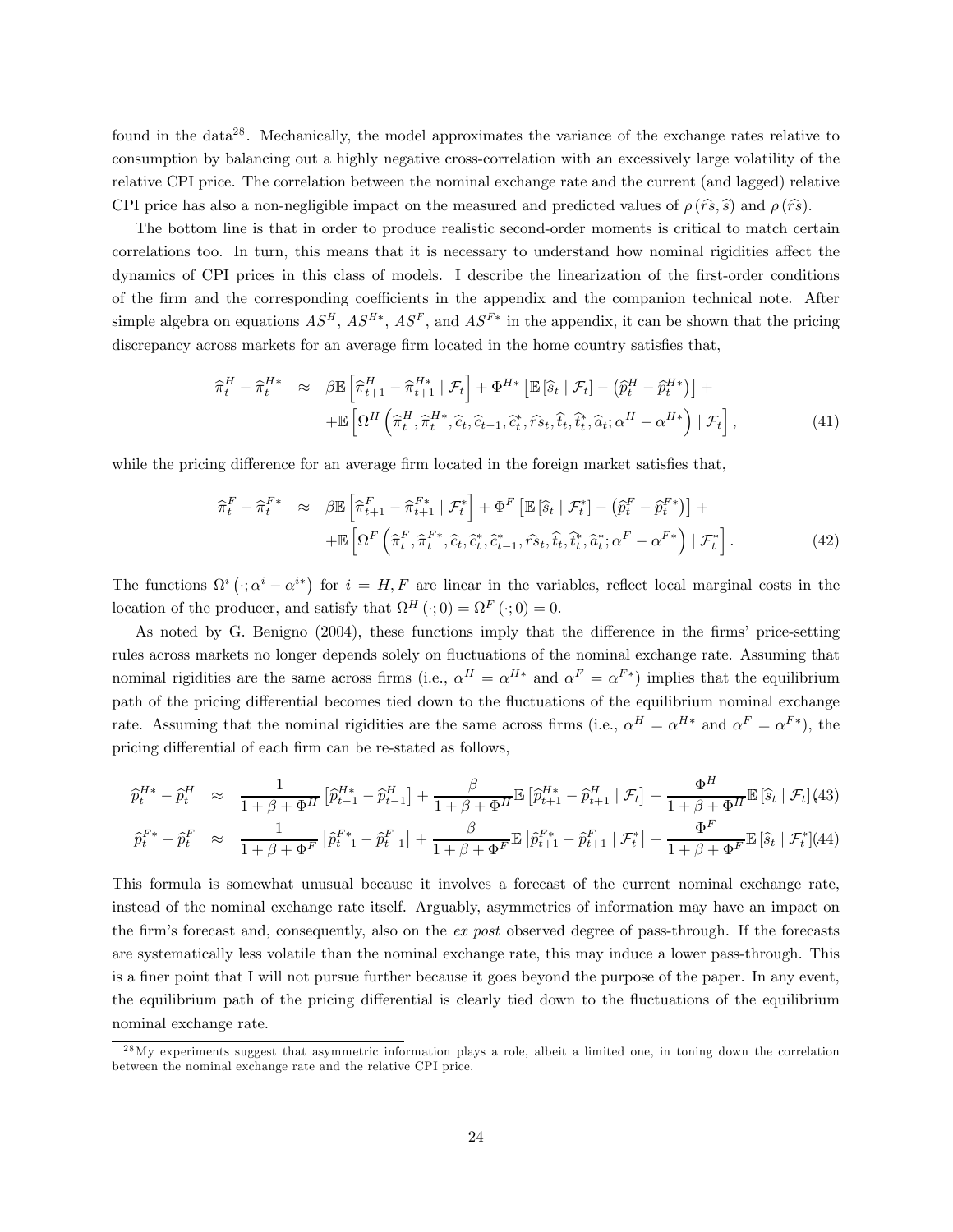found in the data[28]. Mechanically, the model approximates the variance of the exchange rates relative to consumption by balancing out a highly negative cross-correlation with an excessively large volatility of the relative CPI price. The correlation between the nominal exchange rate and the current (and lagged) relative CPI price has also a non-negligible impact on the measured and predicted values of $\rho(\widehat{rs}, \widehat{s})$ and $\rho(\widehat{rs})$.

The bottom line is that in order to produce realistic second-order moments is critical to match certain correlations too. In turn, this means that it is necessary to understand how nominal rigidities affect the dynamics of CPI prices in this class of models. I describe the linearization of the first-order conditions of the firm and the corresponding coefficients in the appendix and the companion technical note. After simple algebra on equations $AS^H$, $AS^{H*}$, $AS^F$, and $AS^{F*}$ in the appendix, it can be shown that the pricing discrepancy across markets for an average firm located in the home country satisfies that,

$$
\begin{aligned}
\widehat{\pi}_t^H - \widehat{\pi}_t^{H*} \approx\ & \beta \mathbb{E}\left[\widehat{\pi}_{t+1}^H - \widehat{\pi}_{t+1}^{H*} \mid \mathcal{F}_t\right] + \Phi^{H*}\left[\mathbb{E}\left[\widehat{s}_t \mid \mathcal{F}_t\right] - \left(\widehat{p}_t^H - \widehat{p}_t^{H*}\right)\right] + \\
& + \mathbb{E}\left[\Omega^H\left(\widehat{\pi}_t^H, \widehat{\pi}_t^{H*}, \widehat{c}_t, \widehat{c}_{t-1}, \widehat{c}_t^*, \widehat{rs}_t, \widehat{t}_t, \widehat{t}_t^*, \widehat{a}_t; \alpha^H - \alpha^{H*}\right) \mid \mathcal{F}_t\right], \qquad (41)
\end{aligned}
$$

while the pricing difference for an average firm located in the foreign market satisfies that,

$$
\begin{aligned}
\widehat{\pi}_t^F - \widehat{\pi}_t^{F*} \approx\ & \beta \mathbb{E}\left[\widehat{\pi}_{t+1}^F - \widehat{\pi}_{t+1}^{F*} \mid \mathcal{F}_t^*\right] + \Phi^F\left[\mathbb{E}\left[\widehat{s}_t \mid \mathcal{F}_t^*\right] - \left(\widehat{p}_t^F - \widehat{p}_t^{F*}\right)\right] + \\
& + \mathbb{E}\left[\Omega^F\left(\widehat{\pi}_t^F, \widehat{\pi}_t^{F*}, \widehat{c}_t, \widehat{c}_t^*, \widehat{c}_{t-1}^*, \widehat{rs}_t, \widehat{t}_t, \widehat{t}_t^*, \widehat{a}_t^*; \alpha^F - \alpha^{F*}\right) \mid \mathcal{F}_t^*\right]. \qquad (42)
\end{aligned}
$$

The functions $\Omega^i\left(\cdot; \alpha^i - \alpha^{i*}\right)$ for $i = H, F$ are linear in the variables, reflect local marginal costs in the location of the producer, and satisfy that $\Omega^H(\cdot; 0) = \Omega^F(\cdot; 0) = 0$.

As noted by G. Benigno (2004), these functions imply that the difference in the firms' price-setting rules across markets no longer depends solely on fluctuations of the nominal exchange rate. Assuming that nominal rigidities are the same across firms (i.e., $\alpha^H = \alpha^{H*}$ and $\alpha^F = \alpha^{F*}$) implies that the equilibrium path of the pricing differential becomes tied down to the fluctuations of the equilibrium nominal exchange rate. Assuming that the nominal rigidities are the same across firms (i.e., $\alpha^H = \alpha^{H*}$ and $\alpha^F = \alpha^{F*}$), the pricing differential of each firm can be re-stated as follows,

$$
\widehat{p}_t^{H*} - \widehat{p}_t^H \approx \frac{1}{1+\beta+\Phi^H}\left[\widehat{p}_{t-1}^{H*} - \widehat{p}_{t-1}^H\right] + \frac{\beta}{1+\beta+\Phi^H}\mathbb{E}\left[\widehat{p}_{t+1}^{H*} - \widehat{p}_{t+1}^H \mid \mathcal{F}_t\right] - \frac{\Phi^H}{1+\beta+\Phi^H}\mathbb{E}\left[\widehat{s}_t \mid \mathcal{F}_t\right] \qquad (43)
$$

$$
\widehat{p}_t^{F*} - \widehat{p}_t^F \approx \frac{1}{1+\beta+\Phi^F}\left[\widehat{p}_{t-1}^{F*} - \widehat{p}_{t-1}^F\right] + \frac{\beta}{1+\beta+\Phi^F}\mathbb{E}\left[\widehat{p}_{t+1}^{F*} - \widehat{p}_{t+1}^F \mid \mathcal{F}_t^*\right] - \frac{\Phi^F}{1+\beta+\Phi^F}\mathbb{E}\left[\widehat{s}_t \mid \mathcal{F}_t^*\right] \qquad (44)
$$

This formula is somewhat unusual because it involves a forecast of the current nominal exchange rate, instead of the nominal exchange rate itself. Arguably, asymmetries of information may have an impact on the firm's forecast and, consequently, also on the *ex post* observed degree of pass-through. If the forecasts are systematically less volatile than the nominal exchange rate, this may induce a lower pass-through. This is a finer point that I will not pursue further because it goes beyond the purpose of the paper. In any event, the equilibrium path of the pricing differential is clearly tied down to the fluctuations of the equilibrium nominal exchange rate.

[28] My experiments suggest that asymmetric information plays a role, albeit a limited one, in toning down the correlation between the nominal exchange rate and the relative CPI price.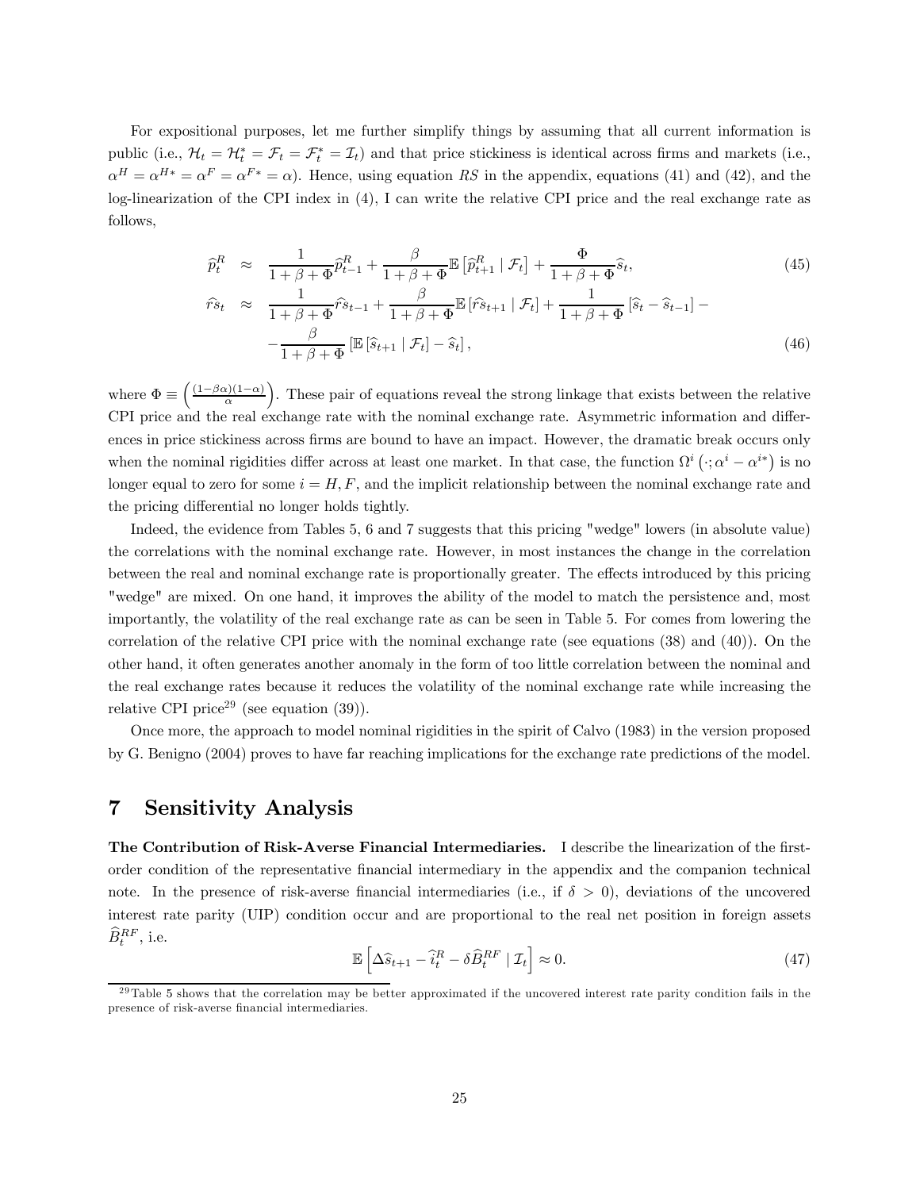For expositional purposes, let me further simplify things by assuming that all current information is public (i.e., $\mathcal{H}_t = \mathcal{H}_t^* = \mathcal{F}_t = \mathcal{F}_t^* = \mathcal{I}_t$) and that price stickiness is identical across firms and markets (i.e., $\alpha^H = \alpha^{H*} = \alpha^F = \alpha^{F*} = \alpha$). Hence, using equation $RS$ in the appendix, equations (41) and (42), and the log-linearization of the CPI index in (4), I can write the relative CPI price and the real exchange rate as follows,

$$
\widehat{p}_t^R \approx \frac{1}{1+\beta+\Phi}\widehat{p}_{t-1}^R + \frac{\beta}{1+\beta+\Phi}\mathbb{E}\left[\widehat{p}_{t+1}^R \mid \mathcal{F}_t\right] + \frac{\Phi}{1+\beta+\Phi}\widehat{s}_t, \tag{45}
$$

$$
\begin{aligned}
\widehat{rs}_t \approx\ & \frac{1}{1+\beta+\Phi}\widehat{rs}_{t-1} + \frac{\beta}{1+\beta+\Phi}\mathbb{E}\left[\widehat{rs}_{t+1} \mid \mathcal{F}_t\right] + \frac{1}{1+\beta+\Phi}\left[\widehat{s}_t - \widehat{s}_{t-1}\right] - \\
& - \frac{\beta}{1+\beta+\Phi}\left[\mathbb{E}\left[\widehat{s}_{t+1} \mid \mathcal{F}_t\right] - \widehat{s}_t\right],
\end{aligned} \tag{46}
$$

where $\Phi \equiv \left(\frac{(1-\beta\alpha)(1-\alpha)}{\alpha}\right)$. These pair of equations reveal the strong linkage that exists between the relative CPI price and the real exchange rate with the nominal exchange rate. Asymmetric information and differences in price stickiness across firms are bound to have an impact. However, the dramatic break occurs only when the nominal rigidities differ across at least one market. In that case, the function $\Omega^i\left(\cdot;\alpha^i - \alpha^{i*}\right)$ is no longer equal to zero for some $i = H, F$, and the implicit relationship between the nominal exchange rate and the pricing differential no longer holds tightly.

Indeed, the evidence from Tables 5, 6 and 7 suggests that this pricing "wedge" lowers (in absolute value) the correlations with the nominal exchange rate. However, in most instances the change in the correlation between the real and nominal exchange rate is proportionally greater. The effects introduced by this pricing "wedge" are mixed. On one hand, it improves the ability of the model to match the persistence and, most importantly, the volatility of the real exchange rate as can be seen in Table 5. For comes from lowering the correlation of the relative CPI price with the nominal exchange rate (see equations (38) and (40)). On the other hand, it often generates another anomaly in the form of too little correlation between the nominal and the real exchange rates because it reduces the volatility of the nominal exchange rate while increasing the relative CPI price[29] (see equation (39)).

Once more, the approach to model nominal rigidities in the spirit of Calvo (1983) in the version proposed by G. Benigno (2004) proves to have far reaching implications for the exchange rate predictions of the model.

## 7 Sensitivity Analysis

**The Contribution of Risk-Averse Financial Intermediaries.** I describe the linearization of the first-order condition of the representative financial intermediary in the appendix and the companion technical note. In the presence of risk-averse financial intermediaries (i.e., if $\delta > 0$), deviations of the uncovered interest rate parity (UIP) condition occur and are proportional to the real net position in foreign assets $\widehat{B}_t^{RF}$, i.e.

$$
\mathbb{E}\left[\Delta\widehat{s}_{t+1} - \widehat{i}_t^R - \delta\widehat{B}_t^{RF} \mid \mathcal{I}_t\right] \approx 0. \tag{47}
$$

[29] Table 5 shows that the correlation may be better approximated if the uncovered interest rate parity condition fails in the presence of risk-averse financial intermediaries.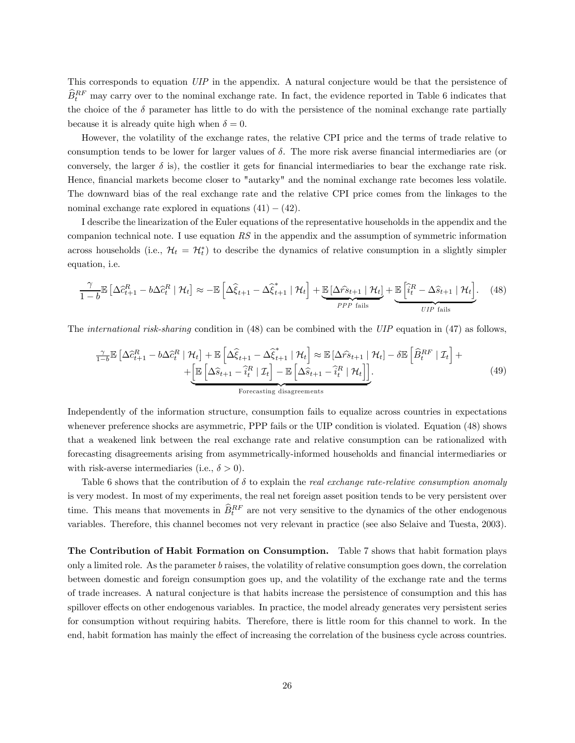This corresponds to equation *UIP* in the appendix. A natural conjecture would be that the persistence of $\widehat{B}_t^{RF}$ may carry over to the nominal exchange rate. In fact, the evidence reported in Table 6 indicates that the choice of the $\delta$ parameter has little to do with the persistence of the nominal exchange rate partially because it is already quite high when $\delta = 0$.

However, the volatility of the exchange rates, the relative CPI price and the terms of trade relative to consumption tends to be lower for larger values of $\delta$. The more risk averse financial intermediaries are (or conversely, the larger $\delta$ is), the costlier it gets for financial intermediaries to bear the exchange rate risk. Hence, financial markets become closer to "autarky" and the nominal exchange rate becomes less volatile. The downward bias of the real exchange rate and the relative CPI price comes from the linkages to the nominal exchange rate explored in equations $(41) - (42)$.

I describe the linearization of the Euler equations of the representative households in the appendix and the companion technical note. I use equation *RS* in the appendix and the assumption of symmetric information across households (i.e., $\mathcal{H}_t = \mathcal{H}_t^*$) to describe the dynamics of relative consumption in a slightly simpler equation, i.e.

$$\frac{\gamma}{1-b}\mathbb{E}\left[\Delta\widehat{c}_{t+1}^R - b\Delta\widehat{c}_t^R \mid \mathcal{H}_t\right] \approx -\mathbb{E}\left[\Delta\widehat{\xi}_{t+1} - \Delta\widehat{\xi}_{t+1}^* \mid \mathcal{H}_t\right] + \underbrace{\mathbb{E}\left[\Delta\widehat{rs}_{t+1} \mid \mathcal{H}_t\right]}_{PPP \text{ fails}} + \underbrace{\mathbb{E}\left[\widehat{i}_t^R - \Delta\widehat{s}_{t+1} \mid \mathcal{H}_t\right]}_{UIP \text{ fails}}. \quad (48)$$

The *international risk-sharing* condition in (48) can be combined with the *UIP* equation in (47) as follows,

$$\begin{aligned} \tfrac{\gamma}{1-b}\mathbb{E}\left[\Delta\widehat{c}_{t+1}^R - b\Delta\widehat{c}_t^R \mid \mathcal{H}_t\right] + \mathbb{E}\left[\Delta\widehat{\xi}_{t+1} - \Delta\widehat{\xi}_{t+1}^* \mid \mathcal{H}_t\right] &\approx \mathbb{E}\left[\Delta\widehat{rs}_{t+1} \mid \mathcal{H}_t\right] - \delta\mathbb{E}\left[\widehat{B}_t^{RF} \mid \mathcal{I}_t\right] + \\ &+ \underbrace{\left[\mathbb{E}\left[\Delta\widehat{s}_{t+1} - \widehat{i}_t^R \mid \mathcal{I}_t\right] - \mathbb{E}\left[\Delta\widehat{s}_{t+1} - \widehat{i}_t^R \mid \mathcal{H}_t\right]\right]}_{\text{Forecasting disagreements}}. \end{aligned} \quad (49)$$

Independently of the information structure, consumption fails to equalize across countries in expectations whenever preference shocks are asymmetric, PPP fails or the UIP condition is violated. Equation (48) shows that a weakened link between the real exchange rate and relative consumption can be rationalized with forecasting disagreements arising from asymmetrically-informed households and financial intermediaries or with risk-averse intermediaries (i.e., $\delta > 0$).

Table 6 shows that the contribution of $\delta$ to explain the *real exchange rate-relative consumption anomaly* is very modest. In most of my experiments, the real net foreign asset position tends to be very persistent over time. This means that movements in $\widehat{B}_t^{RF}$ are not very sensitive to the dynamics of the other endogenous variables. Therefore, this channel becomes not very relevant in practice (see also Selaive and Tuesta, 2003).

**The Contribution of Habit Formation on Consumption.** Table 7 shows that habit formation plays only a limited role. As the parameter $b$ raises, the volatility of relative consumption goes down, the correlation between domestic and foreign consumption goes up, and the volatility of the exchange rate and the terms of trade increases. A natural conjecture is that habits increase the persistence of consumption and this has spillover effects on other endogenous variables. In practice, the model already generates very persistent series for consumption without requiring habits. Therefore, there is little room for this channel to work. In the end, habit formation has mainly the effect of increasing the correlation of the business cycle across countries.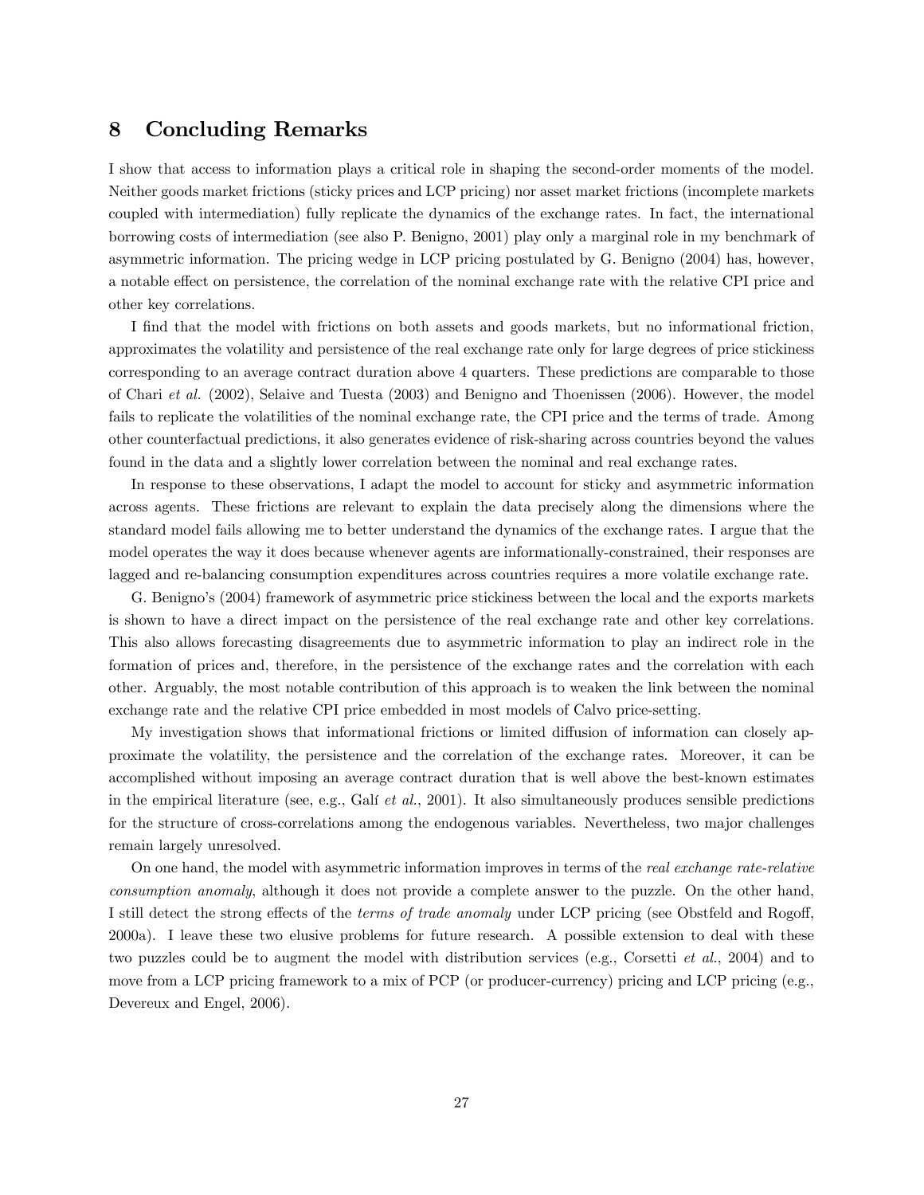# 8 Concluding Remarks

I show that access to information plays a critical role in shaping the second-order moments of the model. Neither goods market frictions (sticky prices and LCP pricing) nor asset market frictions (incomplete markets coupled with intermediation) fully replicate the dynamics of the exchange rates. In fact, the international borrowing costs of intermediation (see also P. Benigno, 2001) play only a marginal role in my benchmark of asymmetric information. The pricing wedge in LCP pricing postulated by G. Benigno (2004) has, however, a notable effect on persistence, the correlation of the nominal exchange rate with the relative CPI price and other key correlations.

I find that the model with frictions on both assets and goods markets, but no informational friction, approximates the volatility and persistence of the real exchange rate only for large degrees of price stickiness corresponding to an average contract duration above 4 quarters. These predictions are comparable to those of Chari *et al.* (2002), Selaive and Tuesta (2003) and Benigno and Thoenissen (2006). However, the model fails to replicate the volatilities of the nominal exchange rate, the CPI price and the terms of trade. Among other counterfactual predictions, it also generates evidence of risk-sharing across countries beyond the values found in the data and a slightly lower correlation between the nominal and real exchange rates.

In response to these observations, I adapt the model to account for sticky and asymmetric information across agents. These frictions are relevant to explain the data precisely along the dimensions where the standard model fails allowing me to better understand the dynamics of the exchange rates. I argue that the model operates the way it does because whenever agents are informationally-constrained, their responses are lagged and re-balancing consumption expenditures across countries requires a more volatile exchange rate.

G. Benigno's (2004) framework of asymmetric price stickiness between the local and the exports markets is shown to have a direct impact on the persistence of the real exchange rate and other key correlations. This also allows forecasting disagreements due to asymmetric information to play an indirect role in the formation of prices and, therefore, in the persistence of the exchange rates and the correlation with each other. Arguably, the most notable contribution of this approach is to weaken the link between the nominal exchange rate and the relative CPI price embedded in most models of Calvo price-setting.

My investigation shows that informational frictions or limited diffusion of information can closely approximate the volatility, the persistence and the correlation of the exchange rates. Moreover, it can be accomplished without imposing an average contract duration that is well above the best-known estimates in the empirical literature (see, e.g., Galí *et al.*, 2001). It also simultaneously produces sensible predictions for the structure of cross-correlations among the endogenous variables. Nevertheless, two major challenges remain largely unresolved.

On one hand, the model with asymmetric information improves in terms of the *real exchange rate-relative consumption anomaly*, although it does not provide a complete answer to the puzzle. On the other hand, I still detect the strong effects of the *terms of trade anomaly* under LCP pricing (see Obstfeld and Rogoff, 2000a). I leave these two elusive problems for future research. A possible extension to deal with these two puzzles could be to augment the model with distribution services (e.g., Corsetti *et al.*, 2004) and to move from a LCP pricing framework to a mix of PCP (or producer-currency) pricing and LCP pricing (e.g., Devereux and Engel, 2006).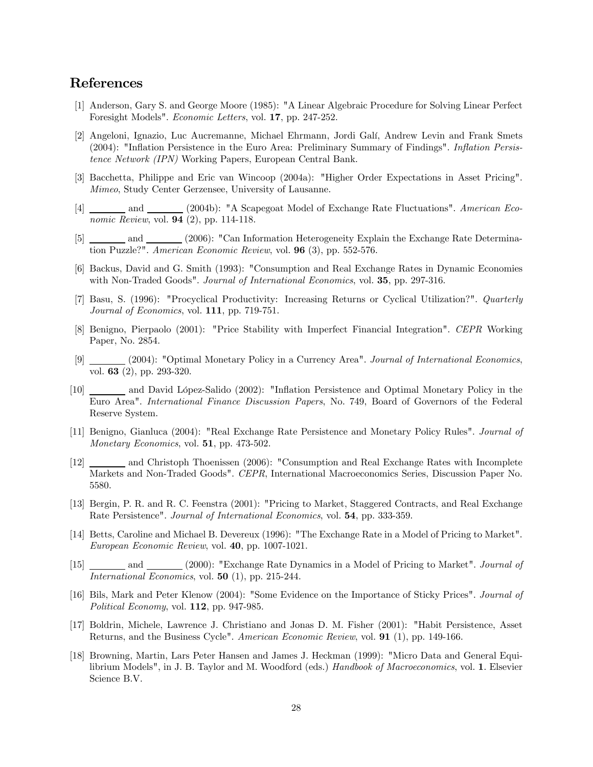## References

[1] Anderson, Gary S. and George Moore (1985): "A Linear Algebraic Procedure for Solving Linear Perfect Foresight Models". *Economic Letters*, vol. **17**, pp. 247-252.

[2] Angeloni, Ignazio, Luc Aucremanne, Michael Ehrmann, Jordi Galí, Andrew Levin and Frank Smets (2004): "Inflation Persistence in the Euro Area: Preliminary Summary of Findings". *Inflation Persistence Network (IPN)* Working Papers, European Central Bank.

[3] Bacchetta, Philippe and Eric van Wincoop (2004a): "Higher Order Expectations in Asset Pricing". *Mimeo*, Study Center Gerzensee, University of Lausanne.

[4] _______ and _______ (2004b): "A Scapegoat Model of Exchange Rate Fluctuations". *American Economic Review*, vol. **94** (2), pp. 114-118.

[5] _______ and _______ (2006): "Can Information Heterogeneity Explain the Exchange Rate Determination Puzzle?". *American Economic Review*, vol. **96** (3), pp. 552-576.

[6] Backus, David and G. Smith (1993): "Consumption and Real Exchange Rates in Dynamic Economies with Non-Traded Goods". *Journal of International Economics*, vol. **35**, pp. 297-316.

[7] Basu, S. (1996): "Procyclical Productivity: Increasing Returns or Cyclical Utilization?". *Quarterly Journal of Economics*, vol. **111**, pp. 719-751.

[8] Benigno, Pierpaolo (2001): "Price Stability with Imperfect Financial Integration". *CEPR* Working Paper, No. 2854.

[9] _______ (2004): "Optimal Monetary Policy in a Currency Area". *Journal of International Economics*, vol. **63** (2), pp. 293-320.

[10] _______ and David López-Salido (2002): "Inflation Persistence and Optimal Monetary Policy in the Euro Area". *International Finance Discussion Papers*, No. 749, Board of Governors of the Federal Reserve System.

[11] Benigno, Gianluca (2004): "Real Exchange Rate Persistence and Monetary Policy Rules". *Journal of Monetary Economics*, vol. **51**, pp. 473-502.

[12] _______ and Christoph Thoenissen (2006): "Consumption and Real Exchange Rates with Incomplete Markets and Non-Traded Goods". *CEPR*, International Macroeconomics Series, Discussion Paper No. 5580.

[13] Bergin, P. R. and R. C. Feenstra (2001): "Pricing to Market, Staggered Contracts, and Real Exchange Rate Persistence". *Journal of International Economics*, vol. **54**, pp. 333-359.

[14] Betts, Caroline and Michael B. Devereux (1996): "The Exchange Rate in a Model of Pricing to Market". *European Economic Review*, vol. **40**, pp. 1007-1021.

[15] _______ and _______ (2000): "Exchange Rate Dynamics in a Model of Pricing to Market". *Journal of International Economics*, vol. **50** (1), pp. 215-244.

[16] Bils, Mark and Peter Klenow (2004): "Some Evidence on the Importance of Sticky Prices". *Journal of Political Economy*, vol. **112**, pp. 947-985.

[17] Boldrin, Michele, Lawrence J. Christiano and Jonas D. M. Fisher (2001): "Habit Persistence, Asset Returns, and the Business Cycle". *American Economic Review*, vol. **91** (1), pp. 149-166.

[18] Browning, Martin, Lars Peter Hansen and James J. Heckman (1999): "Micro Data and General Equilibrium Models", in J. B. Taylor and M. Woodford (eds.) *Handbook of Macroeconomics*, vol. **1**. Elsevier Science B.V.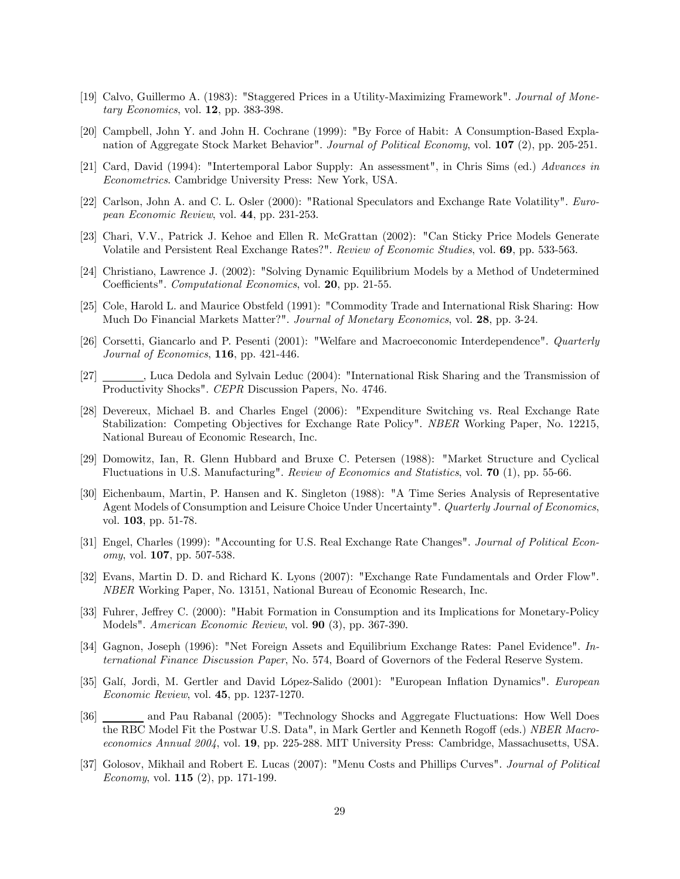[19] Calvo, Guillermo A. (1983): "Staggered Prices in a Utility-Maximizing Framework". *Journal of Monetary Economics*, vol. **12**, pp. 383-398.

[20] Campbell, John Y. and John H. Cochrane (1999): "By Force of Habit: A Consumption-Based Explanation of Aggregate Stock Market Behavior". *Journal of Political Economy*, vol. **107** (2), pp. 205-251.

[21] Card, David (1994): "Intertemporal Labor Supply: An assessment", in Chris Sims (ed.) *Advances in Econometrics*. Cambridge University Press: New York, USA.

[22] Carlson, John A. and C. L. Osler (2000): "Rational Speculators and Exchange Rate Volatility". *European Economic Review*, vol. **44**, pp. 231-253.

[23] Chari, V.V., Patrick J. Kehoe and Ellen R. McGrattan (2002): "Can Sticky Price Models Generate Volatile and Persistent Real Exchange Rates?". *Review of Economic Studies*, vol. **69**, pp. 533-563.

[24] Christiano, Lawrence J. (2002): "Solving Dynamic Equilibrium Models by a Method of Undetermined Coefficients". *Computational Economics*, vol. **20**, pp. 21-55.

[25] Cole, Harold L. and Maurice Obstfeld (1991): "Commodity Trade and International Risk Sharing: How Much Do Financial Markets Matter?". *Journal of Monetary Economics*, vol. **28**, pp. 3-24.

[26] Corsetti, Giancarlo and P. Pesenti (2001): "Welfare and Macroeconomic Interdependence". *Quarterly Journal of Economics*, **116**, pp. 421-446.

[27] _______, Luca Dedola and Sylvain Leduc (2004): "International Risk Sharing and the Transmission of Productivity Shocks". *CEPR* Discussion Papers, No. 4746.

[28] Devereux, Michael B. and Charles Engel (2006): "Expenditure Switching vs. Real Exchange Rate Stabilization: Competing Objectives for Exchange Rate Policy". *NBER* Working Paper, No. 12215, National Bureau of Economic Research, Inc.

[29] Domowitz, Ian, R. Glenn Hubbard and Bruxe C. Petersen (1988): "Market Structure and Cyclical Fluctuations in U.S. Manufacturing". *Review of Economics and Statistics*, vol. **70** (1), pp. 55-66.

[30] Eichenbaum, Martin, P. Hansen and K. Singleton (1988): "A Time Series Analysis of Representative Agent Models of Consumption and Leisure Choice Under Uncertainty". *Quarterly Journal of Economics*, vol. **103**, pp. 51-78.

[31] Engel, Charles (1999): "Accounting for U.S. Real Exchange Rate Changes". *Journal of Political Economy*, vol. **107**, pp. 507-538.

[32] Evans, Martin D. D. and Richard K. Lyons (2007): "Exchange Rate Fundamentals and Order Flow". *NBER* Working Paper, No. 13151, National Bureau of Economic Research, Inc.

[33] Fuhrer, Jeffrey C. (2000): "Habit Formation in Consumption and its Implications for Monetary-Policy Models". *American Economic Review*, vol. **90** (3), pp. 367-390.

[34] Gagnon, Joseph (1996): "Net Foreign Assets and Equilibrium Exchange Rates: Panel Evidence". *International Finance Discussion Paper*, No. 574, Board of Governors of the Federal Reserve System.

[35] Galí, Jordi, M. Gertler and David López-Salido (2001): "European Inflation Dynamics". *European Economic Review*, vol. **45**, pp. 1237-1270.

[36] _______ and Pau Rabanal (2005): "Technology Shocks and Aggregate Fluctuations: How Well Does the RBC Model Fit the Postwar U.S. Data", in Mark Gertler and Kenneth Rogoff (eds.) *NBER Macroeconomics Annual 2004*, vol. **19**, pp. 225-288. MIT University Press: Cambridge, Massachusetts, USA.

[37] Golosov, Mikhail and Robert E. Lucas (2007): "Menu Costs and Phillips Curves". *Journal of Political Economy*, vol. **115** (2), pp. 171-199.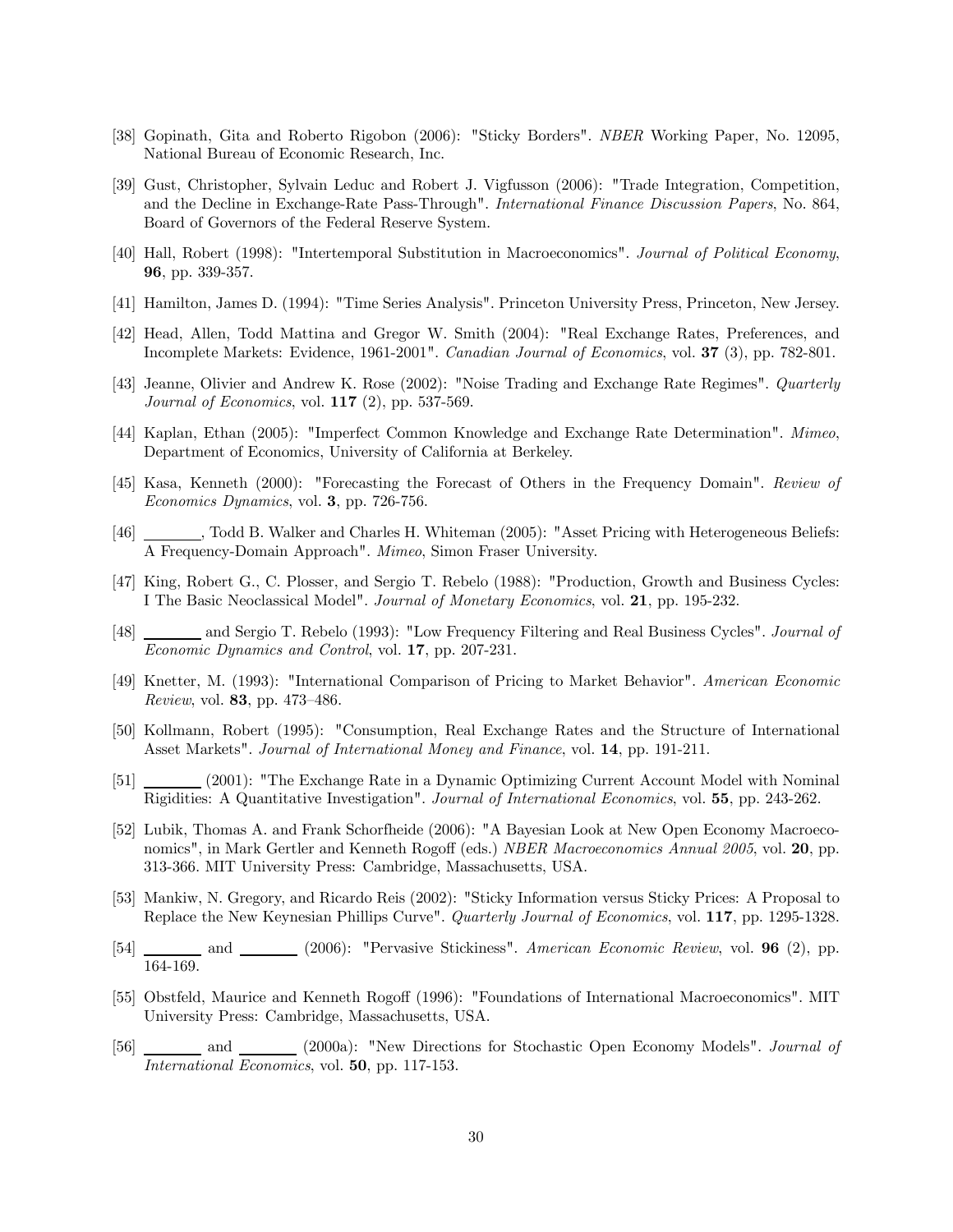[38] Gopinath, Gita and Roberto Rigobon (2006): "Sticky Borders". *NBER* Working Paper, No. 12095, National Bureau of Economic Research, Inc.

[39] Gust, Christopher, Sylvain Leduc and Robert J. Vigfusson (2006): "Trade Integration, Competition, and the Decline in Exchange-Rate Pass-Through". *International Finance Discussion Papers*, No. 864, Board of Governors of the Federal Reserve System.

[40] Hall, Robert (1998): "Intertemporal Substitution in Macroeconomics". *Journal of Political Economy*, **96**, pp. 339-357.

[41] Hamilton, James D. (1994): "Time Series Analysis". Princeton University Press, Princeton, New Jersey.

[42] Head, Allen, Todd Mattina and Gregor W. Smith (2004): "Real Exchange Rates, Preferences, and Incomplete Markets: Evidence, 1961-2001". *Canadian Journal of Economics*, vol. **37** (3), pp. 782-801.

[43] Jeanne, Olivier and Andrew K. Rose (2002): "Noise Trading and Exchange Rate Regimes". *Quarterly Journal of Economics*, vol. **117** (2), pp. 537-569.

[44] Kaplan, Ethan (2005): "Imperfect Common Knowledge and Exchange Rate Determination". *Mimeo*, Department of Economics, University of California at Berkeley.

[45] Kasa, Kenneth (2000): "Forecasting the Forecast of Others in the Frequency Domain". *Review of Economics Dynamics*, vol. **3**, pp. 726-756.

[46] ________, Todd B. Walker and Charles H. Whiteman (2005): "Asset Pricing with Heterogeneous Beliefs: A Frequency-Domain Approach". *Mimeo*, Simon Fraser University.

[47] King, Robert G., C. Plosser, and Sergio T. Rebelo (1988): "Production, Growth and Business Cycles: I The Basic Neoclassical Model". *Journal of Monetary Economics*, vol. **21**, pp. 195-232.

[48] ________ and Sergio T. Rebelo (1993): "Low Frequency Filtering and Real Business Cycles". *Journal of Economic Dynamics and Control*, vol. **17**, pp. 207-231.

[49] Knetter, M. (1993): "International Comparison of Pricing to Market Behavior". *American Economic Review*, vol. **83**, pp. 473–486.

[50] Kollmann, Robert (1995): "Consumption, Real Exchange Rates and the Structure of International Asset Markets". *Journal of International Money and Finance*, vol. **14**, pp. 191-211.

[51] ________ (2001): "The Exchange Rate in a Dynamic Optimizing Current Account Model with Nominal Rigidities: A Quantitative Investigation". *Journal of International Economics*, vol. **55**, pp. 243-262.

[52] Lubik, Thomas A. and Frank Schorfheide (2006): "A Bayesian Look at New Open Economy Macroeconomics", in Mark Gertler and Kenneth Rogoff (eds.) *NBER Macroeconomics Annual 2005*, vol. **20**, pp. 313-366. MIT University Press: Cambridge, Massachusetts, USA.

[53] Mankiw, N. Gregory, and Ricardo Reis (2002): "Sticky Information versus Sticky Prices: A Proposal to Replace the New Keynesian Phillips Curve". *Quarterly Journal of Economics*, vol. **117**, pp. 1295-1328.

[54] ________ and ________ (2006): "Pervasive Stickiness". *American Economic Review*, vol. **96** (2), pp. 164-169.

[55] Obstfeld, Maurice and Kenneth Rogoff (1996): "Foundations of International Macroeconomics". MIT University Press: Cambridge, Massachusetts, USA.

[56] ________ and ________ (2000a): "New Directions for Stochastic Open Economy Models". *Journal of International Economics*, vol. **50**, pp. 117-153.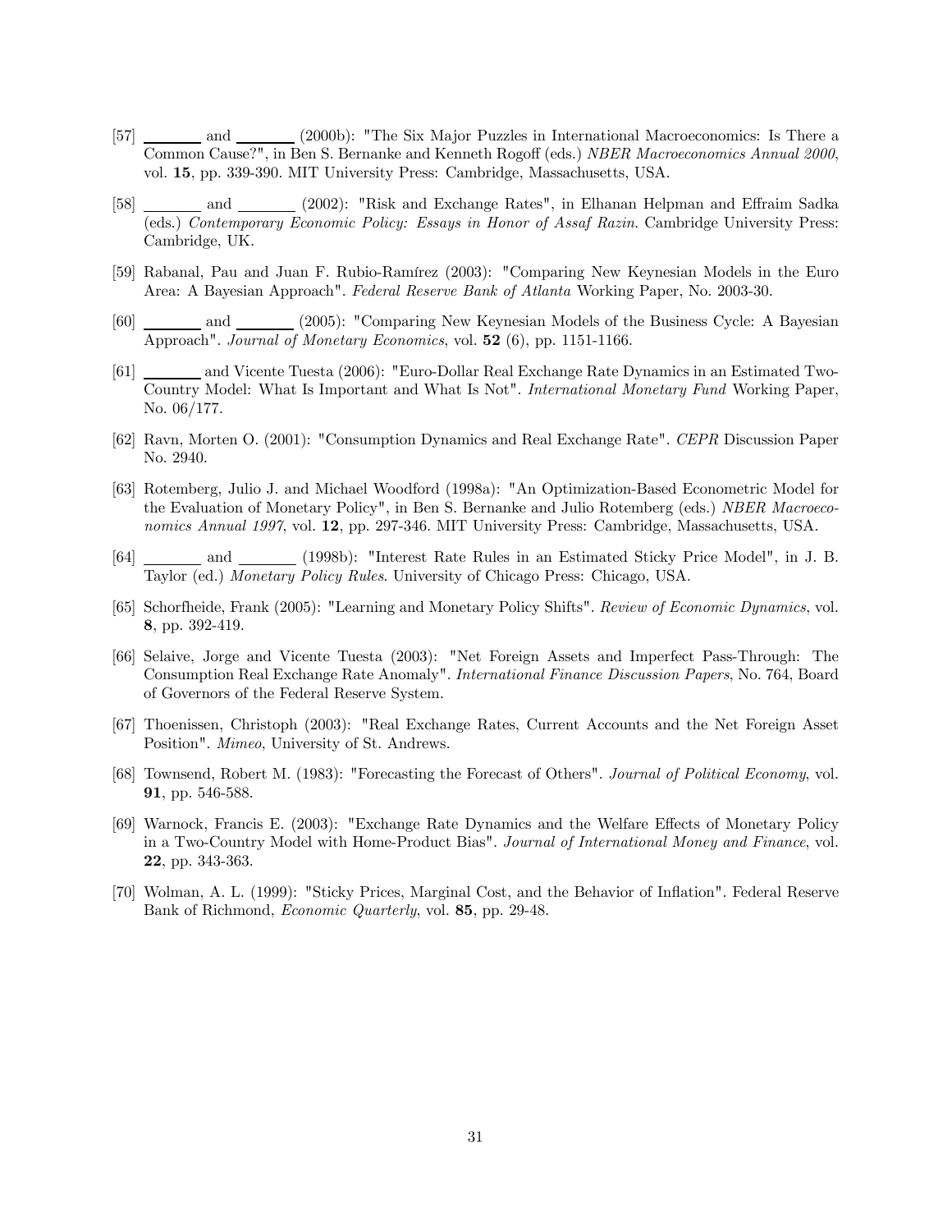[57] _______ and _______ (2000b): "The Six Major Puzzles in International Macroeconomics: Is There a Common Cause?", in Ben S. Bernanke and Kenneth Rogoff (eds.) *NBER Macroeconomics Annual 2000*, vol. **15**, pp. 339-390. MIT University Press: Cambridge, Massachusetts, USA.

[58] _______ and _______ (2002): "Risk and Exchange Rates", in Elhanan Helpman and Effraim Sadka (eds.) *Contemporary Economic Policy: Essays in Honor of Assaf Razin*. Cambridge University Press: Cambridge, UK.

[59] Rabanal, Pau and Juan F. Rubio-Ramírez (2003): "Comparing New Keynesian Models in the Euro Area: A Bayesian Approach". *Federal Reserve Bank of Atlanta* Working Paper, No. 2003-30.

[60] _______ and _______ (2005): "Comparing New Keynesian Models of the Business Cycle: A Bayesian Approach". *Journal of Monetary Economics*, vol. **52** (6), pp. 1151-1166.

[61] _______ and Vicente Tuesta (2006): "Euro-Dollar Real Exchange Rate Dynamics in an Estimated Two-Country Model: What Is Important and What Is Not". *International Monetary Fund* Working Paper, No. 06/177.

[62] Ravn, Morten O. (2001): "Consumption Dynamics and Real Exchange Rate". *CEPR* Discussion Paper No. 2940.

[63] Rotemberg, Julio J. and Michael Woodford (1998a): "An Optimization-Based Econometric Model for the Evaluation of Monetary Policy", in Ben S. Bernanke and Julio Rotemberg (eds.) *NBER Macroeconomics Annual 1997*, vol. **12**, pp. 297-346. MIT University Press: Cambridge, Massachusetts, USA.

[64] _______ and _______ (1998b): "Interest Rate Rules in an Estimated Sticky Price Model", in J. B. Taylor (ed.) *Monetary Policy Rules*. University of Chicago Press: Chicago, USA.

[65] Schorfheide, Frank (2005): "Learning and Monetary Policy Shifts". *Review of Economic Dynamics*, vol. **8**, pp. 392-419.

[66] Selaive, Jorge and Vicente Tuesta (2003): "Net Foreign Assets and Imperfect Pass-Through: The Consumption Real Exchange Rate Anomaly". *International Finance Discussion Papers*, No. 764, Board of Governors of the Federal Reserve System.

[67] Thoenissen, Christoph (2003): "Real Exchange Rates, Current Accounts and the Net Foreign Asset Position". *Mimeo*, University of St. Andrews.

[68] Townsend, Robert M. (1983): "Forecasting the Forecast of Others". *Journal of Political Economy*, vol. **91**, pp. 546-588.

[69] Warnock, Francis E. (2003): "Exchange Rate Dynamics and the Welfare Effects of Monetary Policy in a Two-Country Model with Home-Product Bias". *Journal of International Money and Finance*, vol. **22**, pp. 343-363.

[70] Wolman, A. L. (1999): "Sticky Prices, Marginal Cost, and the Behavior of Inflation". Federal Reserve Bank of Richmond, *Economic Quarterly*, vol. **85**, pp. 29-48.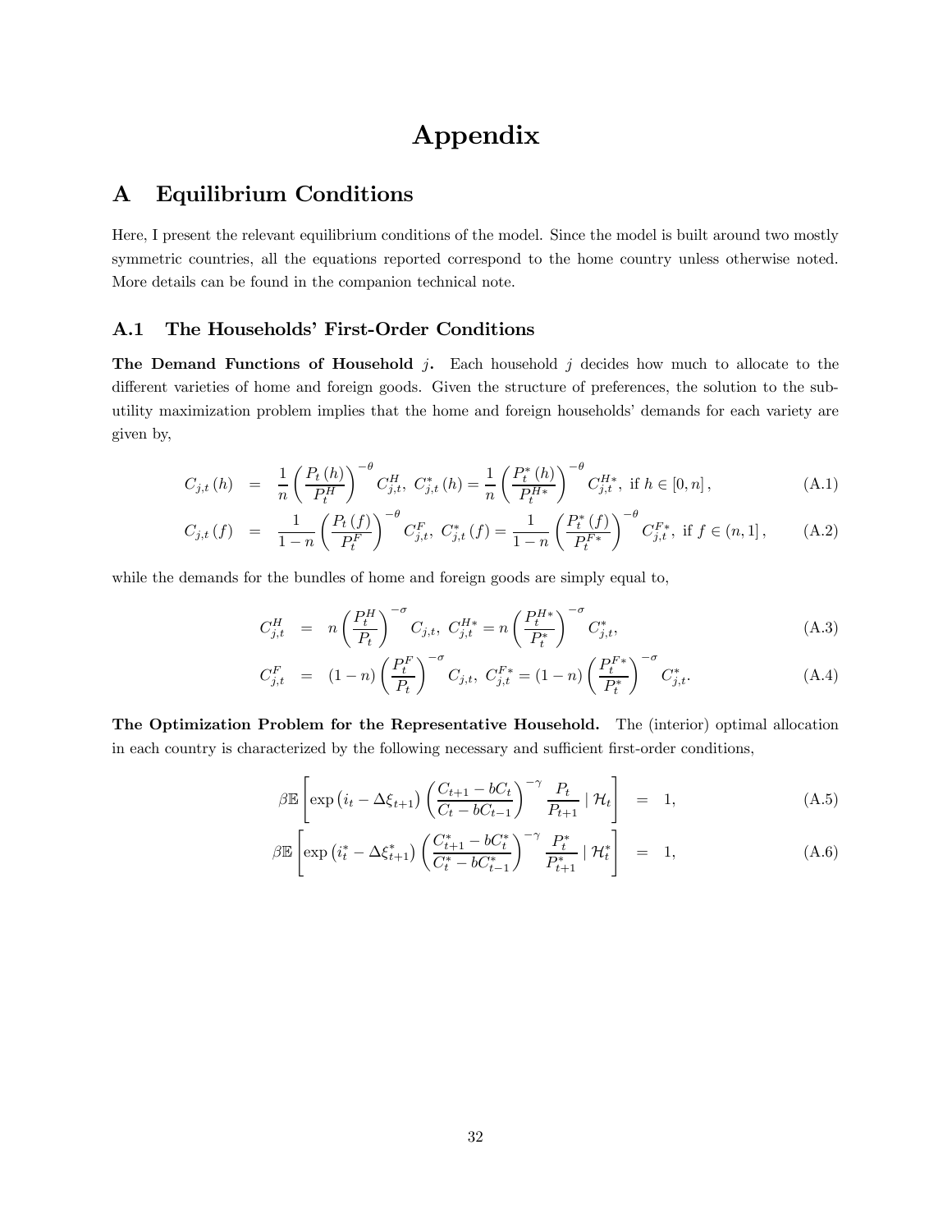# Appendix

## A Equilibrium Conditions

Here, I present the relevant equilibrium conditions of the model. Since the model is built around two mostly symmetric countries, all the equations reported correspond to the home country unless otherwise noted. More details can be found in the companion technical note.

### A.1 The Households' First-Order Conditions

**The Demand Functions of Household $j$.** Each household $j$ decides how much to allocate to the different varieties of home and foreign goods. Given the structure of preferences, the solution to the sub-utility maximization problem implies that the home and foreign households' demands for each variety are given by,

$$C_{j,t}(h) = \frac{1}{n}\left(\frac{P_t(h)}{P_t^H}\right)^{-\theta} C_{j,t}^H,\ C_{j,t}^*(h) = \frac{1}{n}\left(\frac{P_t^*(h)}{P_t^{H*}}\right)^{-\theta} C_{j,t}^{H*},\ \text{if } h \in [0,n], \tag{A.1}$$

$$C_{j,t}(f) = \frac{1}{1-n}\left(\frac{P_t(f)}{P_t^F}\right)^{-\theta} C_{j,t}^F,\ C_{j,t}^*(f) = \frac{1}{1-n}\left(\frac{P_t^*(f)}{P_t^{F*}}\right)^{-\theta} C_{j,t}^{F*},\ \text{if } f \in (n,1], \tag{A.2}$$

while the demands for the bundles of home and foreign goods are simply equal to,

$$C_{j,t}^H = n\left(\frac{P_t^H}{P_t}\right)^{-\sigma} C_{j,t},\ C_{j,t}^{H*} = n\left(\frac{P_t^{H*}}{P_t^*}\right)^{-\sigma} C_{j,t}^*, \tag{A.3}$$

$$C_{j,t}^F = (1-n)\left(\frac{P_t^F}{P_t}\right)^{-\sigma} C_{j,t},\ C_{j,t}^{F*} = (1-n)\left(\frac{P_t^{F*}}{P_t^*}\right)^{-\sigma} C_{j,t}^*. \tag{A.4}$$

**The Optimization Problem for the Representative Household.** The (interior) optimal allocation in each country is characterized by the following necessary and sufficient first-order conditions,

$$\beta\mathbb{E}\left[\exp\left(i_t - \Delta\xi_{t+1}\right)\left(\frac{C_{t+1} - bC_t}{C_t - bC_{t-1}}\right)^{-\gamma}\frac{P_t}{P_{t+1}} \mid \mathcal{H}_t\right] = 1, \tag{A.5}$$

$$\beta\mathbb{E}\left[\exp\left(i_t^* - \Delta\xi_{t+1}^*\right)\left(\frac{C_{t+1}^* - bC_t^*}{C_t^* - bC_{t-1}^*}\right)^{-\gamma}\frac{P_t^*}{P_{t+1}^*} \mid \mathcal{H}_t^*\right] = 1, \tag{A.6}$$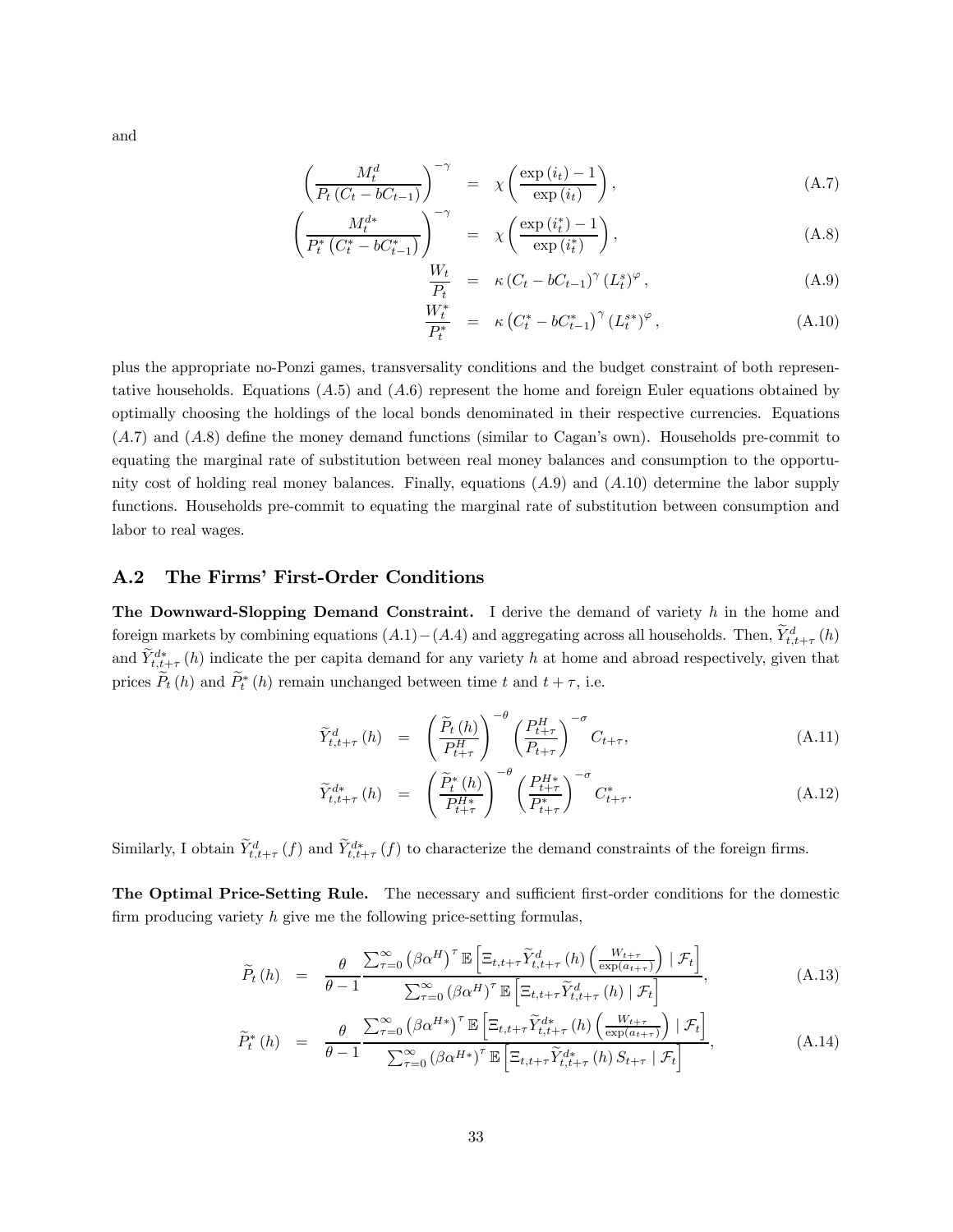and

$$\left(\frac{M_t^d}{P_t\left(C_t - bC_{t-1}\right)}\right)^{-\gamma} = \chi\left(\frac{\exp\left(i_t\right)-1}{\exp\left(i_t\right)}\right), \tag{A.7}$$

$$\left(\frac{M_t^{d*}}{P_t^*\left(C_t^* - bC_{t-1}^*\right)}\right)^{-\gamma} = \chi\left(\frac{\exp\left(i_t^*\right)-1}{\exp\left(i_t^*\right)}\right), \tag{A.8}$$

$$\frac{W_t}{P_t} = \kappa\left(C_t - bC_{t-1}\right)^{\gamma}\left(L_t^s\right)^{\varphi}, \tag{A.9}$$

$$\frac{W_t^*}{P_t^*} = \kappa\left(C_t^* - bC_{t-1}^*\right)^{\gamma}\left(L_t^{s*}\right)^{\varphi}, \tag{A.10}$$

plus the appropriate no-Ponzi games, transversality conditions and the budget constraint of both representative households. Equations $(A.5)$ and $(A.6)$ represent the home and foreign Euler equations obtained by optimally choosing the holdings of the local bonds denominated in their respective currencies. Equations $(A.7)$ and $(A.8)$ define the money demand functions (similar to Cagan's own). Households pre-commit to equating the marginal rate of substitution between real money balances and consumption to the opportunity cost of holding real money balances. Finally, equations $(A.9)$ and $(A.10)$ determine the labor supply functions. Households pre-commit to equating the marginal rate of substitution between consumption and labor to real wages.

## A.2 The Firms' First-Order Conditions

**The Downward-Slopping Demand Constraint.** I derive the demand of variety $h$ in the home and foreign markets by combining equations $(A.1)-(A.4)$ and aggregating across all households. Then, $\widetilde{Y}_{t,t+\tau}^{d}(h)$ and $\widetilde{Y}_{t,t+\tau}^{d*}(h)$ indicate the per capita demand for any variety $h$ at home and abroad respectively, given that prices $\widetilde{P}_t(h)$ and $\widetilde{P}_t^*(h)$ remain unchanged between time $t$ and $t+\tau$, i.e.

$$\widetilde{Y}_{t,t+\tau}^{d}(h) = \left(\frac{\widetilde{P}_t(h)}{P_{t+\tau}^H}\right)^{-\theta}\left(\frac{P_{t+\tau}^H}{P_{t+\tau}}\right)^{-\sigma} C_{t+\tau}, \tag{A.11}$$

$$\widetilde{Y}_{t,t+\tau}^{d*}(h) = \left(\frac{\widetilde{P}_t^*(h)}{P_{t+\tau}^{H*}}\right)^{-\theta}\left(\frac{P_{t+\tau}^{H*}}{P_{t+\tau}^*}\right)^{-\sigma} C_{t+\tau}^*. \tag{A.12}$$

Similarly, I obtain $\widetilde{Y}_{t,t+\tau}^{d}(f)$ and $\widetilde{Y}_{t,t+\tau}^{d*}(f)$ to characterize the demand constraints of the foreign firms.

**The Optimal Price-Setting Rule.** The necessary and sufficient first-order conditions for the domestic firm producing variety $h$ give me the following price-setting formulas,

$$\widetilde{P}_t(h) = \frac{\theta}{\theta-1}\frac{\sum_{\tau=0}^{\infty}\left(\beta\alpha^H\right)^{\tau}\mathbb{E}\left[\Xi_{t,t+\tau}\widetilde{Y}_{t,t+\tau}^{d}(h)\left(\frac{W_{t+\tau}}{\exp(a_{t+\tau})}\right)\mid\mathcal{F}_t\right]}{\sum_{\tau=0}^{\infty}\left(\beta\alpha^H\right)^{\tau}\mathbb{E}\left[\Xi_{t,t+\tau}\widetilde{Y}_{t,t+\tau}^{d}(h)\mid\mathcal{F}_t\right]}, \tag{A.13}$$

$$\widetilde{P}_t^*(h) = \frac{\theta}{\theta-1}\frac{\sum_{\tau=0}^{\infty}\left(\beta\alpha^{H*}\right)^{\tau}\mathbb{E}\left[\Xi_{t,t+\tau}\widetilde{Y}_{t,t+\tau}^{d*}(h)\left(\frac{W_{t+\tau}}{\exp(a_{t+\tau})}\right)\mid\mathcal{F}_t\right]}{\sum_{\tau=0}^{\infty}\left(\beta\alpha^{H*}\right)^{\tau}\mathbb{E}\left[\Xi_{t,t+\tau}\widetilde{Y}_{t,t+\tau}^{d*}(h)\,S_{t+\tau}\mid\mathcal{F}_t\right]}, \tag{A.14}$$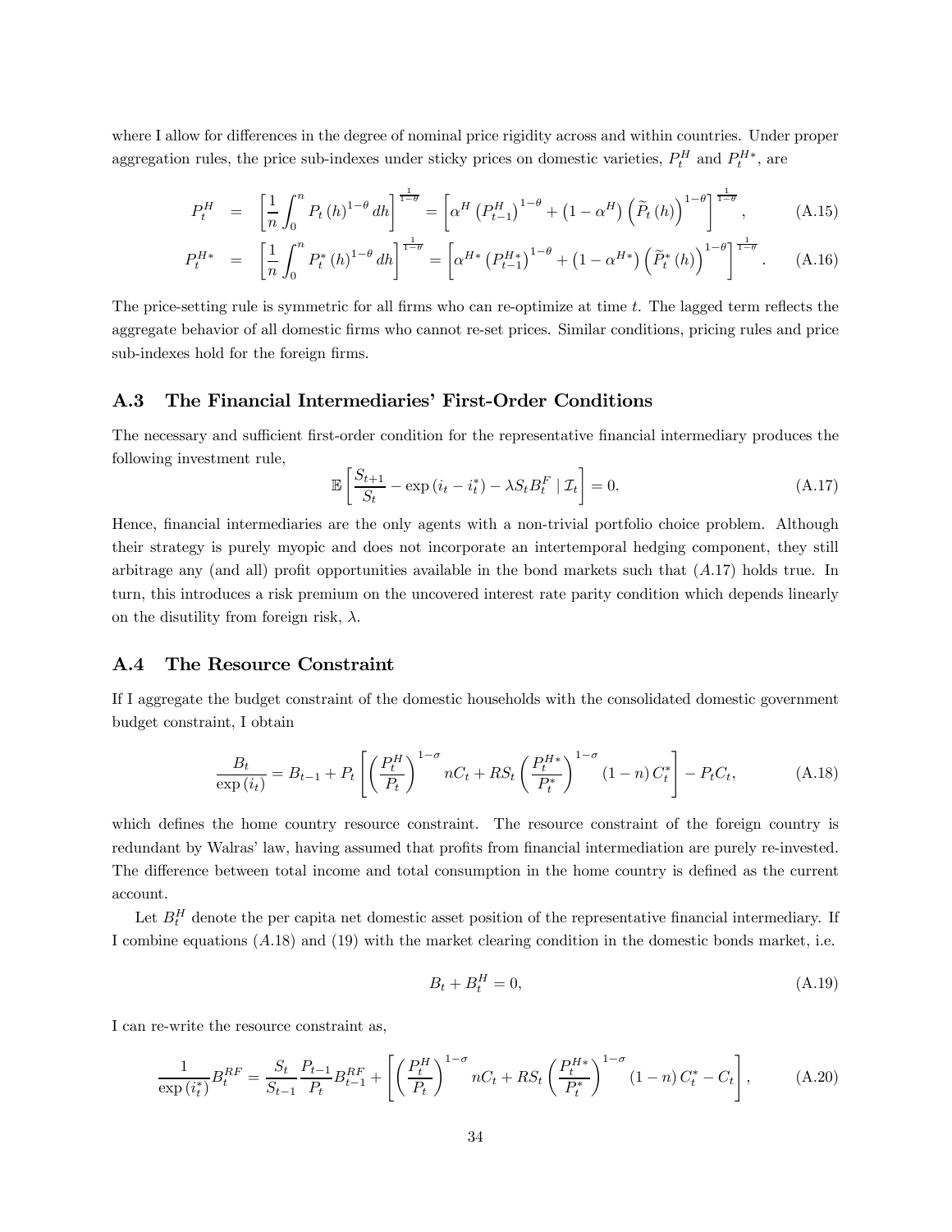where I allow for differences in the degree of nominal price rigidity across and within countries. Under proper aggregation rules, the price sub-indexes under sticky prices on domestic varieties, $P_t^H$ and $P_t^{H*}$, are

$$P_t^H = \left[\frac{1}{n}\int_0^n P_t(h)^{1-\theta} dh\right]^{\frac{1}{1-\theta}} = \left[\alpha^H \left(P_{t-1}^H\right)^{1-\theta} + \left(1-\alpha^H\right)\left(\widetilde{P}_t(h)\right)^{1-\theta}\right]^{\frac{1}{1-\theta}}, \tag{A.15}$$

$$P_t^{H*} = \left[\frac{1}{n}\int_0^n P_t^*(h)^{1-\theta} dh\right]^{\frac{1}{1-\theta}} = \left[\alpha^{H*} \left(P_{t-1}^{H*}\right)^{1-\theta} + \left(1-\alpha^{H*}\right)\left(\widetilde{P}_t^*(h)\right)^{1-\theta}\right]^{\frac{1}{1-\theta}}. \tag{A.16}$$

The price-setting rule is symmetric for all firms who can re-optimize at time $t$. The lagged term reflects the aggregate behavior of all domestic firms who cannot re-set prices. Similar conditions, pricing rules and price sub-indexes hold for the foreign firms.

## A.3 The Financial Intermediaries' First-Order Conditions

The necessary and sufficient first-order condition for the representative financial intermediary produces the following investment rule,

$$\mathbb{E}\left[\frac{S_{t+1}}{S_t} - \exp\left(i_t - i_t^*\right) - \lambda S_t B_t^F \mid \mathcal{I}_t\right] = 0. \tag{A.17}$$

Hence, financial intermediaries are the only agents with a non-trivial portfolio choice problem. Although their strategy is purely myopic and does not incorporate an intertemporal hedging component, they still arbitrage any (and all) profit opportunities available in the bond markets such that $(A.17)$ holds true. In turn, this introduces a risk premium on the uncovered interest rate parity condition which depends linearly on the disutility from foreign risk, $\lambda$.

## A.4 The Resource Constraint

If I aggregate the budget constraint of the domestic households with the consolidated domestic government budget constraint, I obtain

$$\frac{B_t}{\exp\left(i_t\right)} = B_{t-1} + P_t\left[\left(\frac{P_t^H}{P_t}\right)^{1-\sigma} nC_t + RS_t\left(\frac{P_t^{H*}}{P_t^*}\right)^{1-\sigma}(1-n)\,C_t^*\right] - P_tC_t, \tag{A.18}$$

which defines the home country resource constraint. The resource constraint of the foreign country is redundant by Walras' law, having assumed that profits from financial intermediation are purely re-invested. The difference between total income and total consumption in the home country is defined as the current account.

Let $B_t^H$ denote the per capita net domestic asset position of the representative financial intermediary. If I combine equations $(A.18)$ and $(19)$ with the market clearing condition in the domestic bonds market, i.e.

$$B_t + B_t^H = 0, \tag{A.19}$$

I can re-write the resource constraint as,

$$\frac{1}{\exp\left(i_t^*\right)}B_t^{RF} = \frac{S_t}{S_{t-1}}\frac{P_{t-1}}{P_t}B_{t-1}^{RF} + \left[\left(\frac{P_t^H}{P_t}\right)^{1-\sigma} nC_t + RS_t\left(\frac{P_t^{H*}}{P_t^*}\right)^{1-\sigma}(1-n)\,C_t^* - C_t\right], \tag{A.20}$$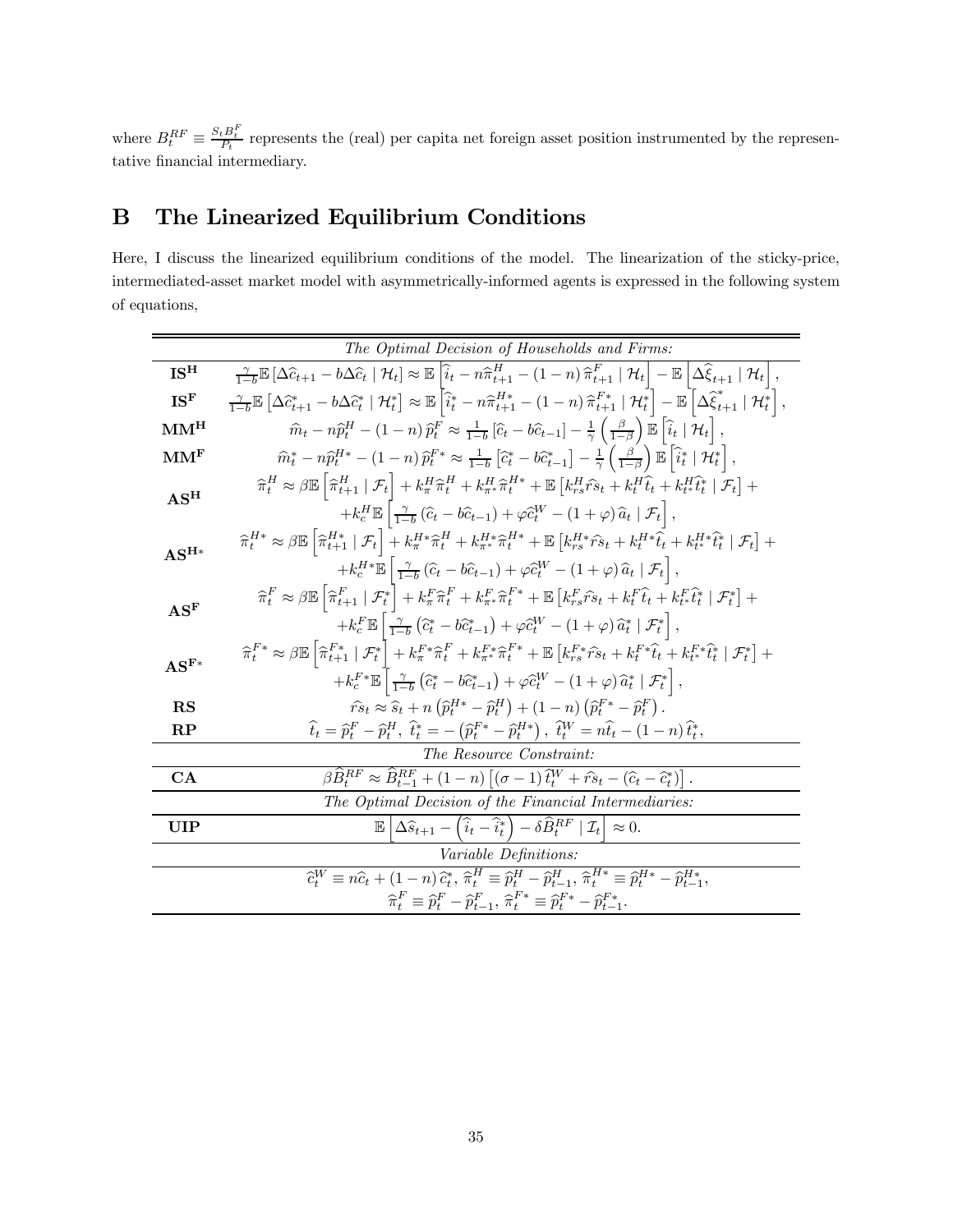where $B_t^{RF} \equiv \frac{S_t B_t^F}{P_t}$ represents the (real) per capita net foreign asset position instrumented by the representative financial intermediary.

# B The Linearized Equilibrium Conditions

Here, I discuss the linearized equilibrium conditions of the model. The linearization of the sticky-price, intermediated-asset market model with asymmetrically-informed agents is expressed in the following system of equations,

| | |
|---|---|
| | *The Optimal Decision of Households and Firms:* |
| **IS^H** | $\frac{\gamma}{1-b}\mathbb{E}\left[\Delta\widehat{c}_{t+1} - b\Delta\widehat{c}_t \mid \mathcal{H}_t\right] \approx \mathbb{E}\left[\widehat{i}_t - n\widehat{\pi}^H_{t+1} - (1-n)\widehat{\pi}^F_{t+1} \mid \mathcal{H}_t\right] - \mathbb{E}\left[\Delta\widehat{\xi}_{t+1} \mid \mathcal{H}_t\right],$ |
| **IS^F** | $\frac{\gamma}{1-b}\mathbb{E}\left[\Delta\widehat{c}^*_{t+1} - b\Delta\widehat{c}^*_t \mid \mathcal{H}^*_t\right] \approx \mathbb{E}\left[\widehat{i}^*_t - n\widehat{\pi}^{H*}_{t+1} - (1-n)\widehat{\pi}^{F*}_{t+1} \mid \mathcal{H}^*_t\right] - \mathbb{E}\left[\Delta\widehat{\xi}^*_{t+1} \mid \mathcal{H}^*_t\right],$ |
| **MM^H** | $\widehat{m}_t - n\widehat{p}^H_t - (1-n)\widehat{p}^F_t \approx \frac{1}{1-b}\left[\widehat{c}_t - b\widehat{c}_{t-1}\right] - \frac{1}{\gamma}\left(\frac{\beta}{1-\beta}\right)\mathbb{E}\left[\widehat{i}_t \mid \mathcal{H}_t\right],$ |
| **MM^F** | $\widehat{m}^*_t - n\widehat{p}^{H*}_t - (1-n)\widehat{p}^{F*}_t \approx \frac{1}{1-b}\left[\widehat{c}^*_t - b\widehat{c}^*_{t-1}\right] - \frac{1}{\gamma}\left(\frac{\beta}{1-\beta}\right)\mathbb{E}\left[\widehat{i}^*_t \mid \mathcal{H}^*_t\right],$ |
| **AS^H** | $\widehat{\pi}^H_t \approx \beta\mathbb{E}\left[\widehat{\pi}^H_{t+1} \mid \mathcal{F}_t\right] + k^H_\pi\widehat{\pi}^H_t + k^H_{\pi^*}\widehat{\pi}^{H*}_t + \mathbb{E}\left[k^H_{rs}\widehat{rs}_t + k^H_t\widehat{t}_t + k^H_{t^*}\widehat{t}^*_t \mid \mathcal{F}_t\right] + k^H_c\mathbb{E}\left[\frac{\gamma}{1-b}\left(\widehat{c}_t - b\widehat{c}_{t-1}\right) + \varphi\widehat{c}^W_t - (1+\varphi)\widehat{a}_t \mid \mathcal{F}_t\right],$ |
| **AS^{H*}** | $\widehat{\pi}^{H*}_t \approx \beta\mathbb{E}\left[\widehat{\pi}^{H*}_{t+1} \mid \mathcal{F}_t\right] + k^{H*}_\pi\widehat{\pi}^H_t + k^{H*}_{\pi^*}\widehat{\pi}^{H*}_t + \mathbb{E}\left[k^{H*}_{rs}\widehat{rs}_t + k^{H*}_t\widehat{t}_t + k^{H*}_{t^*}\widehat{t}^*_t \mid \mathcal{F}_t\right] + k^{H*}_c\mathbb{E}\left[\frac{\gamma}{1-b}\left(\widehat{c}_t - b\widehat{c}_{t-1}\right) + \varphi\widehat{c}^W_t - (1+\varphi)\widehat{a}_t \mid \mathcal{F}_t\right],$ |
| **AS^F** | $\widehat{\pi}^F_t \approx \beta\mathbb{E}\left[\widehat{\pi}^F_{t+1} \mid \mathcal{F}^*_t\right] + k^F_\pi\widehat{\pi}^F_t + k^F_{\pi^*}\widehat{\pi}^{F*}_t + \mathbb{E}\left[k^F_{rs}\widehat{rs}_t + k^F_t\widehat{t}_t + k^F_{t^*}\widehat{t}^*_t \mid \mathcal{F}^*_t\right] + k^F_c\mathbb{E}\left[\frac{\gamma}{1-b}\left(\widehat{c}^*_t - b\widehat{c}^*_{t-1}\right) + \varphi\widehat{c}^W_t - (1+\varphi)\widehat{a}^*_t \mid \mathcal{F}^*_t\right],$ |
| **AS^{F*}** | $\widehat{\pi}^{F*}_t \approx \beta\mathbb{E}\left[\widehat{\pi}^{F*}_{t+1} \mid \mathcal{F}^*_t\right] + k^{F*}_\pi\widehat{\pi}^F_t + k^{F*}_{\pi^*}\widehat{\pi}^{F*}_t + \mathbb{E}\left[k^{F*}_{rs}\widehat{rs}_t + k^{F*}_t\widehat{t}_t + k^{F*}_{t^*}\widehat{t}^*_t \mid \mathcal{F}^*_t\right] + k^{F*}_c\mathbb{E}\left[\frac{\gamma}{1-b}\left(\widehat{c}^*_t - b\widehat{c}^*_{t-1}\right) + \varphi\widehat{c}^W_t - (1+\varphi)\widehat{a}^*_t \mid \mathcal{F}^*_t\right],$ |
| **RS** | $\widehat{rs}_t \approx \widehat{s}_t + n\left(\widehat{p}^{H*}_t - \widehat{p}^H_t\right) + (1-n)\left(\widehat{p}^{F*}_t - \widehat{p}^F_t\right).$ |
| **RP** | $\widehat{t}_t = \widehat{p}^F_t - \widehat{p}^H_t,\ \widehat{t}^*_t = -\left(\widehat{p}^{F*}_t - \widehat{p}^{H*}_t\right),\ \widehat{t}^W_t = n\widehat{t}_t - (1-n)\widehat{t}^*_t,$ |
| | *The Resource Constraint:* |
| **CA** | $\beta\widehat{B}^{RF}_t \approx \widehat{B}^{RF}_{t-1} + (1-n)\left[(\sigma-1)\widehat{t}^W_t + \widehat{rs}_t - \left(\widehat{c}_t - \widehat{c}^*_t\right)\right].$ |
| | *The Optimal Decision of the Financial Intermediaries:* |
| **UIP** | $\mathbb{E}\left[\Delta\widehat{s}_{t+1} - \left(\widehat{i}_t - \widehat{i}^*_t\right) - \delta\widehat{B}^{RF}_t \mid \mathcal{I}_t\right] \approx 0.$ |
| | *Variable Definitions:* |
| | $\widehat{c}^W_t \equiv n\widehat{c}_t + (1-n)\widehat{c}^*_t,\ \widehat{\pi}^H_t \equiv \widehat{p}^H_t - \widehat{p}^H_{t-1},\ \widehat{\pi}^{H*}_t \equiv \widehat{p}^{H*}_t - \widehat{p}^{H*}_{t-1},$ $\widehat{\pi}^F_t \equiv \widehat{p}^F_t - \widehat{p}^F_{t-1},\ \widehat{\pi}^{F*}_t \equiv \widehat{p}^{F*}_t - \widehat{p}^{F*}_{t-1}.$ |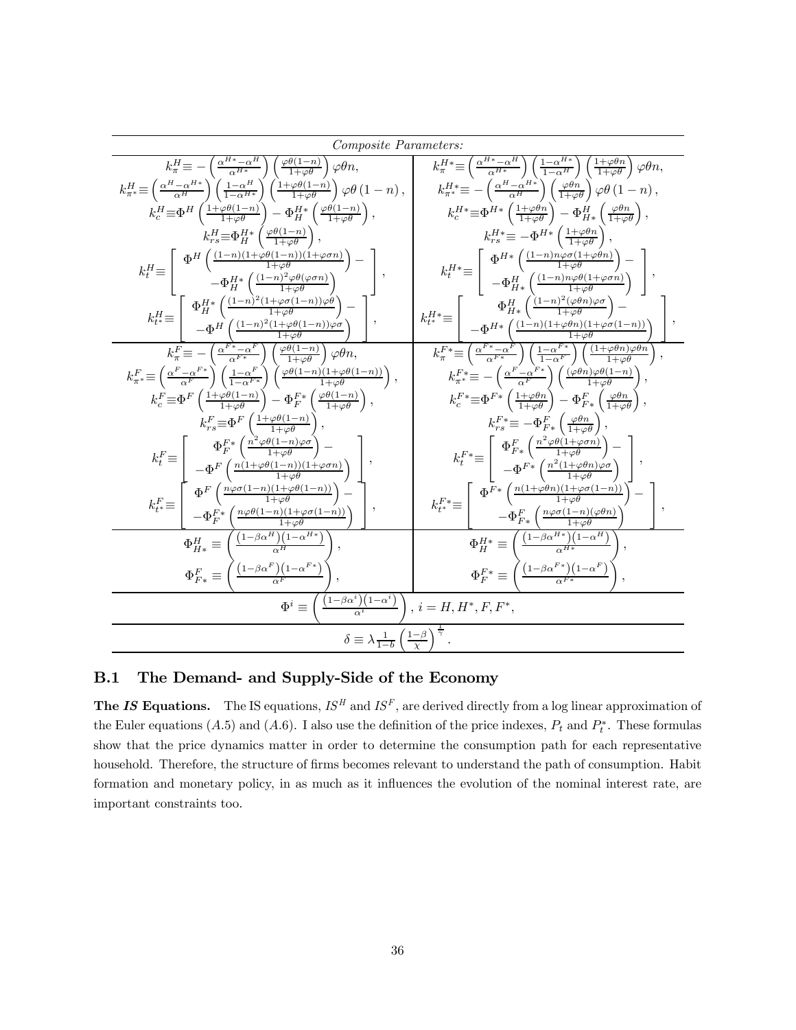| *Composite Parameters:* | |
|---|---|
| $k_{\pi}^{H} \equiv -\left(\frac{\alpha^{H*}-\alpha^{H}}{\alpha^{H*}}\right)\left(\frac{\varphi\theta(1-n)}{1+\varphi\theta}\right)\varphi\theta n,$ | $k_{\pi}^{H*} \equiv \left(\frac{\alpha^{H*}-\alpha^{H}}{\alpha^{H*}}\right)\left(\frac{1-\alpha^{H*}}{1-\alpha^{H}}\right)\left(\frac{1+\varphi\theta n}{1+\varphi\theta}\right)\varphi\theta n,$ |
| $k_{\pi^*}^{H} \equiv \left(\frac{\alpha^{H}-\alpha^{H*}}{\alpha^{H}}\right)\left(\frac{1-\alpha^{H}}{1-\alpha^{H*}}\right)\left(\frac{1+\varphi\theta(1-n)}{1+\varphi\theta}\right)\varphi\theta\left(1-n\right),$ | $k_{\pi^*}^{H*} \equiv -\left(\frac{\alpha^{H}-\alpha^{H*}}{\alpha^{H}}\right)\left(\frac{\varphi\theta n}{1+\varphi\theta}\right)\varphi\theta\left(1-n\right),$ |
| $k_{c}^{H} \equiv \Phi^{H}\left(\frac{1+\varphi\theta(1-n)}{1+\varphi\theta}\right) - \Phi_{H}^{H*}\left(\frac{\varphi\theta(1-n)}{1+\varphi\theta}\right),$ | $k_{c}^{H*} \equiv \Phi^{H*}\left(\frac{1+\varphi\theta n}{1+\varphi\theta}\right) - \Phi_{H*}^{H}\left(\frac{\varphi\theta n}{1+\varphi\theta}\right),$ |
| $k_{rs}^{H} \equiv \Phi_{H}^{H*}\left(\frac{\varphi\theta(1-n)}{1+\varphi\theta}\right),$ | $k_{rs}^{H*} \equiv -\Phi^{H*}\left(\frac{1+\varphi\theta n}{1+\varphi\theta}\right),$ |
| $k_{t}^{H} \equiv \left[\begin{array}{c}\Phi^{H}\left(\frac{(1-n)(1+\varphi\theta(1-n))(1+\varphi\sigma n)}{1+\varphi\theta}\right) - \\ -\Phi_{H}^{H*}\left(\frac{(1-n)^2\varphi\theta(\varphi\sigma n)}{1+\varphi\theta}\right)\end{array}\right],$ | $k_{t}^{H*} \equiv \left[\begin{array}{c}\Phi^{H*}\left(\frac{(1-n)n\varphi\sigma(1+\varphi\theta n)}{1+\varphi\theta}\right) - \\ -\Phi_{H*}^{H}\left(\frac{(1-n)n\varphi\theta(1+\varphi\sigma n)}{1+\varphi\theta}\right)\end{array}\right],$ |
| $k_{t^*}^{H} \equiv \left[\begin{array}{c}\Phi_{H}^{H*}\left(\frac{(1-n)^2(1+\varphi\sigma(1-n))\varphi\theta}{1+\varphi\theta}\right) - \\ -\Phi^{H}\left(\frac{(1-n)^2(1+\varphi\theta(1-n))\varphi\sigma}{1+\varphi\theta}\right)\end{array}\right],$ | $k_{t^*}^{H*} \equiv \left[\begin{array}{c}\Phi_{H*}^{H}\left(\frac{(1-n)^2(\varphi\theta n)\varphi\sigma}{1+\varphi\theta}\right) - \\ -\Phi^{H*}\left(\frac{(1-n)(1+\varphi\theta n)(1+\varphi\sigma(1-n))}{1+\varphi\theta}\right)\end{array}\right],$ |
| $k_{\pi}^{F} \equiv -\left(\frac{\alpha^{F*}-\alpha^{F}}{\alpha^{F*}}\right)\left(\frac{\varphi\theta(1-n)}{1+\varphi\theta}\right)\varphi\theta n,$ | $k_{\pi}^{F*} \equiv \left(\frac{\alpha^{F*}-\alpha^{F}}{\alpha^{F*}}\right)\left(\frac{1-\alpha^{F*}}{1-\alpha^{F}}\right)\left(\frac{(1+\varphi\theta n)\varphi\theta n}{1+\varphi\theta}\right),$ |
| $k_{\pi^*}^{F} \equiv \left(\frac{\alpha^{F}-\alpha^{F*}}{\alpha^{F}}\right)\left(\frac{1-\alpha^{F}}{1-\alpha^{F*}}\right)\left(\frac{\varphi\theta(1-n)(1+\varphi\theta(1-n))}{1+\varphi\theta}\right),$ | $k_{\pi^*}^{F*} \equiv -\left(\frac{\alpha^{F}-\alpha^{F*}}{\alpha^{F}}\right)\left(\frac{(\varphi\theta n)\varphi\theta(1-n)}{1+\varphi\theta}\right),$ |
| $k_{c}^{F} \equiv \Phi^{F}\left(\frac{1+\varphi\theta(1-n)}{1+\varphi\theta}\right) - \Phi_{F}^{F*}\left(\frac{\varphi\theta(1-n)}{1+\varphi\theta}\right),$ | $k_{c}^{F*} \equiv \Phi^{F*}\left(\frac{1+\varphi\theta n}{1+\varphi\theta}\right) - \Phi_{F*}^{F}\left(\frac{\varphi\theta n}{1+\varphi\theta}\right),$ |
| $k_{rs}^{F} \equiv \Phi^{F}\left(\frac{1+\varphi\theta(1-n)}{1+\varphi\theta}\right),$ | $k_{rs}^{F*} \equiv -\Phi_{F*}^{F}\left(\frac{\varphi\theta n}{1+\varphi\theta}\right),$ |
| $k_{t}^{F} \equiv \left[\begin{array}{c}\Phi_{F}^{F*}\left(\frac{n^2\varphi\theta(1-n)\varphi\sigma}{1+\varphi\theta}\right) - \\ -\Phi^{F}\left(\frac{n(1+\varphi\theta(1-n))(1+\varphi\sigma n)}{1+\varphi\theta}\right)\end{array}\right],$ | $k_{t}^{F*} \equiv \left[\begin{array}{c}\Phi_{F*}^{F}\left(\frac{n^2\varphi\theta(1+\varphi\sigma n)}{1+\varphi\theta}\right) - \\ -\Phi^{F*}\left(\frac{n^2(1+\varphi\theta n)\varphi\sigma}{1+\varphi\theta}\right)\end{array}\right],$ |
| $k_{t^*}^{F} \equiv \left[\begin{array}{c}\Phi^{F}\left(\frac{n\varphi\sigma(1-n)(1+\varphi\theta(1-n))}{1+\varphi\theta}\right) - \\ -\Phi_{F}^{F*}\left(\frac{n\varphi\theta(1-n)(1+\varphi\sigma(1-n))}{1+\varphi\theta}\right)\end{array}\right],$ | $k_{t^*}^{F*} \equiv \left[\begin{array}{c}\Phi^{F*}\left(\frac{n(1+\varphi\theta n)(1+\varphi\sigma(1-n))}{1+\varphi\theta}\right) - \\ -\Phi_{F*}^{F}\left(\frac{n\varphi\sigma(1-n)(\varphi\theta n)}{1+\varphi\theta}\right)\end{array}\right],$ |
| $\Phi_{H*}^{H} \equiv \left(\frac{\left(1-\beta\alpha^{H*}\right)\left(1-\alpha^{H*}\right)}{\alpha^{H}}\right),$ | $\Phi_{H}^{H*} \equiv \left(\frac{\left(1-\beta\alpha^{H*}\right)\left(1-\alpha^{H}\right)}{\alpha^{H*}}\right),$ |
| $\Phi_{F*}^{F} \equiv \left(\frac{\left(1-\beta\alpha^{F}\right)\left(1-\alpha^{F*}\right)}{\alpha^{F}}\right),$ | $\Phi_{F}^{F*} \equiv \left(\frac{\left(1-\beta\alpha^{F*}\right)\left(1-\alpha^{F}\right)}{\alpha^{F*}}\right),$ |
| $\Phi^{i} \equiv \left(\frac{\left(1-\beta\alpha^{i}\right)\left(1-\alpha^{i}\right)}{\alpha^{i}}\right),\ i = H, H^*, F, F^*,$ | |
| $\delta \equiv \lambda\frac{1}{1-b}\left(\frac{1-\beta}{\chi}\right)^{\frac{1}{\gamma}}.$ | |

### B.1 The Demand- and Supply-Side of the Economy

**The *IS* Equations.** The IS equations, $IS^H$ and $IS^F$, are derived directly from a log linear approximation of the Euler equations $(A.5)$ and $(A.6)$. I also use the definition of the price indexes, $P_t$ and $P_t^*$. These formulas show that the price dynamics matter in order to determine the consumption path for each representative household. Therefore, the structure of firms becomes relevant to understand the path of consumption. Habit formation and monetary policy, in as much as it influences the evolution of the nominal interest rate, are important constraints too.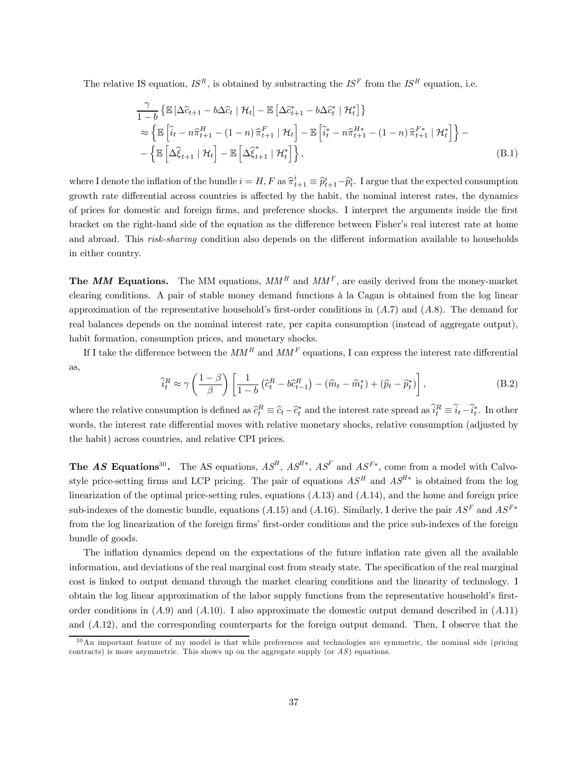The relative IS equation, $IS^R$, is obtained by substracting the $IS^F$ from the $IS^H$ equation, i.e.

$$
\begin{aligned}
&\frac{\gamma}{1-b}\left\{\mathbb{E}\left[\Delta\widehat{c}_{t+1} - b\Delta\widehat{c}_t \mid \mathcal{H}_t\right] - \mathbb{E}\left[\Delta\widehat{c}^*_{t+1} - b\Delta\widehat{c}^*_t \mid \mathcal{H}^*_t\right]\right\} \\
&\approx \left\{\mathbb{E}\left[\widehat{i}_t - n\widehat{\pi}^H_{t+1} - (1-n)\,\widehat{\pi}^F_{t+1} \mid \mathcal{H}_t\right] - \mathbb{E}\left[\widehat{i}^*_t - n\widehat{\pi}^{H*}_{t+1} - (1-n)\,\widehat{\pi}^{F*}_{t+1} \mid \mathcal{H}^*_t\right]\right\} - \\
&- \left\{\mathbb{E}\left[\Delta\widehat{\xi}_{t+1} \mid \mathcal{H}_t\right] - \mathbb{E}\left[\Delta\widehat{\xi}^*_{t+1} \mid \mathcal{H}^*_t\right]\right\},
\end{aligned}
\tag{B.1}
$$

where I denote the inflation of the bundle $i = H, F$ as $\widehat{\pi}^i_{t+1} \equiv \widehat{p}^i_{t+1} - \widehat{p}^i_t$. I argue that the expected consumption growth rate differential across countries is affected by the habit, the nominal interest rates, the dynamics of prices for domestic and foreign firms, and preference shocks. I interpret the arguments inside the first bracket on the right-hand side of the equation as the difference between Fisher's real interest rate at home and abroad. This *risk-sharing* condition also depends on the different information available to households in either country.

**The *MM* Equations.** The MM equations, $MM^H$ and $MM^F$, are easily derived from the money-market clearing conditions. A pair of stable money demand functions à la Cagan is obtained from the log linear approximation of the representative household's first-order conditions in $(A.7)$ and $(A.8)$. The demand for real balances depends on the nominal interest rate, per capita consumption (instead of aggregate output), habit formation, consumption prices, and monetary shocks.

If I take the difference between the $MM^H$ and $MM^F$ equations, I can express the interest rate differential as,

$$
\widehat{i}^R_t \approx \gamma\left(\frac{1-\beta}{\beta}\right)\left[\frac{1}{1-b}\left(\widehat{c}^R_t - b\widehat{c}^R_{t-1}\right) - \left(\widehat{m}_t - \widehat{m}^*_t\right) + \left(\widehat{p}_t - \widehat{p}^*_t\right)\right],
\tag{B.2}
$$

where the relative consumption is defined as $\widehat{c}^R_t \equiv \widehat{c}_t - \widehat{c}^*_t$ and the interest rate spread as $\widehat{i}^R_t \equiv \widehat{i}_t - \widehat{i}^*_t$. In other words, the interest rate differential moves with relative monetary shocks, relative consumption (adjusted by the habit) across countries, and relative CPI prices.

**The *AS* Equations**[30]**.** The AS equations, $AS^H$, $AS^{H*}$, $AS^F$ and $AS^{F*}$, come from a model with Calvo-style price-setting firms and LCP pricing. The pair of equations $AS^H$ and $AS^{H*}$ is obtained from the log linearization of the optimal price-setting rules, equations $(A.13)$ and $(A.14)$, and the home and foreign price sub-indexes of the domestic bundle, equations $(A.15)$ and $(A.16)$. Similarly, I derive the pair $AS^F$ and $AS^{F*}$ from the log linearization of the foreign firms' first-order conditions and the price sub-indexes of the foreign bundle of goods.

The inflation dynamics depend on the expectations of the future inflation rate given all the available information, and deviations of the real marginal cost from steady state. The specification of the real marginal cost is linked to output demand through the market clearing conditions and the linearity of technology. I obtain the log linear approximation of the labor supply functions from the representative household's first-order conditions in $(A.9)$ and $(A.10)$. I also approximate the domestic output demand described in $(A.11)$ and $(A.12)$, and the corresponding counterparts for the foreign output demand. Then, I observe that the

[30] An important feature of my model is that while preferences and technologies are symmetric, the nominal side (pricing contracts) is more asymmetric. This shows up on the aggregate supply (or $AS$) equations.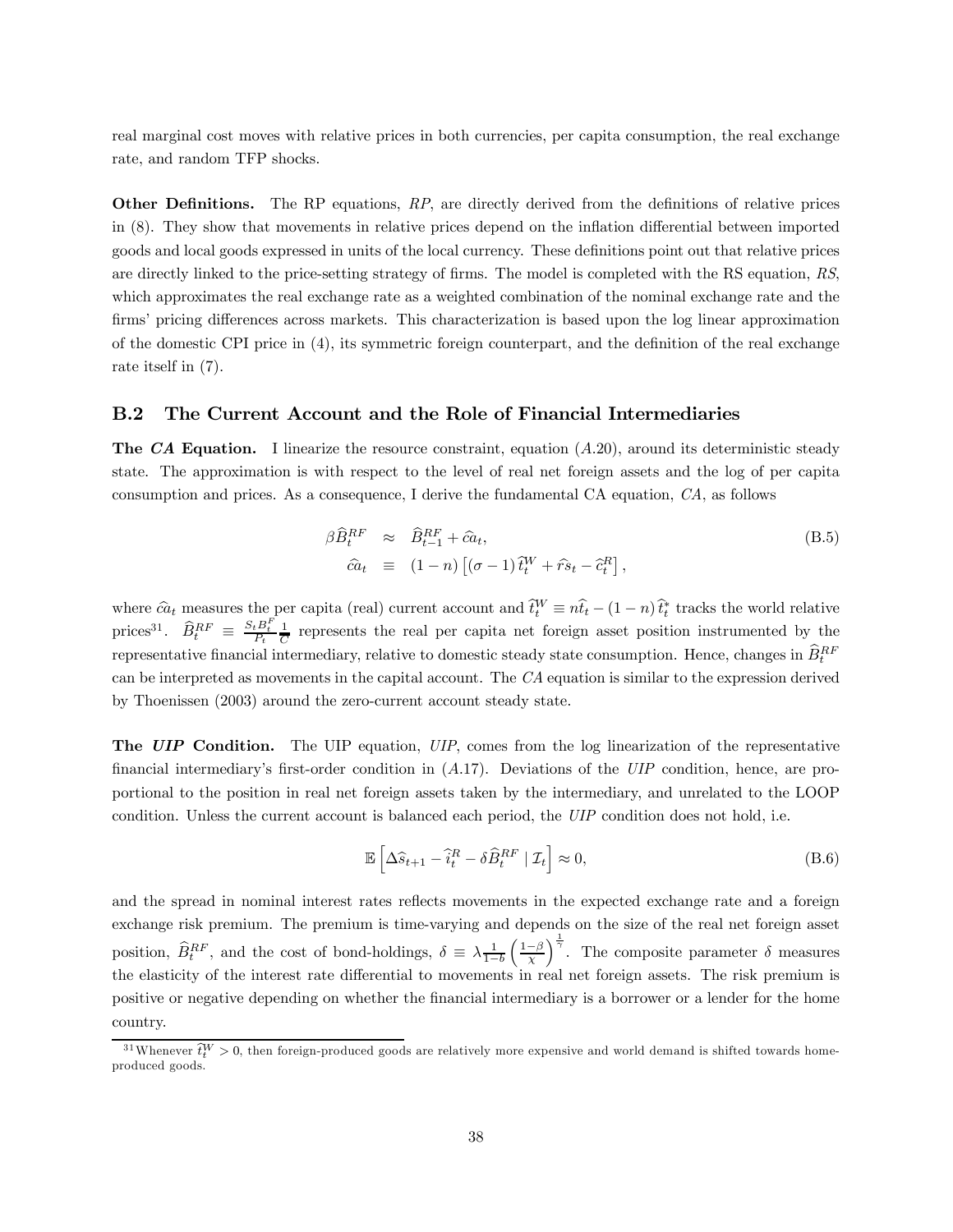real marginal cost moves with relative prices in both currencies, per capita consumption, the real exchange rate, and random TFP shocks.

**Other Definitions.** The RP equations, *RP*, are directly derived from the definitions of relative prices in (8). They show that movements in relative prices depend on the inflation differential between imported goods and local goods expressed in units of the local currency. These definitions point out that relative prices are directly linked to the price-setting strategy of firms. The model is completed with the RS equation, *RS*, which approximates the real exchange rate as a weighted combination of the nominal exchange rate and the firms' pricing differences across markets. This characterization is based upon the log linear approximation of the domestic CPI price in (4), its symmetric foreign counterpart, and the definition of the real exchange rate itself in (7).

## B.2 The Current Account and the Role of Financial Intermediaries

**The *CA* Equation.** I linearize the resource constraint, equation $(A.20)$, around its deterministic steady state. The approximation is with respect to the level of real net foreign assets and the log of per capita consumption and prices. As a consequence, I derive the fundamental CA equation, *CA*, as follows

$$
\begin{aligned}
\beta \widehat{B}_t^{RF} &\approx \widehat{B}_{t-1}^{RF} + \widehat{ca}_t, \\
\widehat{ca}_t &\equiv (1-n)\left[(\sigma - 1)\,\widehat{t}_t^{W} + \widehat{rs}_t - \widehat{c}_t^{R}\right],
\end{aligned}
\tag{B.5}
$$

where $\widehat{ca}_t$ measures the per capita (real) current account and $\widehat{t}_t^W \equiv n\widehat{t}_t - (1-n)\,\widehat{t}_t^*$ tracks the world relative prices[31]. $\widehat{B}_t^{RF} \equiv \frac{S_t B_t^F}{P_t}\frac{1}{\overline{C}}$ represents the real per capita net foreign asset position instrumented by the representative financial intermediary, relative to domestic steady state consumption. Hence, changes in $\widehat{B}_t^{RF}$ can be interpreted as movements in the capital account. The *CA* equation is similar to the expression derived by Thoenissen (2003) around the zero-current account steady state.

**The *UIP* Condition.** The UIP equation, *UIP*, comes from the log linearization of the representative financial intermediary's first-order condition in $(A.17)$. Deviations of the *UIP* condition, hence, are proportional to the position in real net foreign assets taken by the intermediary, and unrelated to the LOOP condition. Unless the current account is balanced each period, the *UIP* condition does not hold, i.e.

$$
\mathbb{E}\left[\Delta \widehat{s}_{t+1} - \widehat{i}_t^R - \delta \widehat{B}_t^{RF} \mid \mathcal{I}_t\right] \approx 0,
\tag{B.6}
$$

and the spread in nominal interest rates reflects movements in the expected exchange rate and a foreign exchange risk premium. The premium is time-varying and depends on the size of the real net foreign asset position, $\widehat{B}_t^{RF}$, and the cost of bond-holdings, $\delta \equiv \lambda \frac{1}{1-b}\left(\frac{1-\beta}{\chi}\right)^{\frac{1}{\gamma}}$. The composite parameter $\delta$ measures the elasticity of the interest rate differential to movements in real net foreign assets. The risk premium is positive or negative depending on whether the financial intermediary is a borrower or a lender for the home country.

[31] Whenever $\widehat{t}_t^W > 0$, then foreign-produced goods are relatively more expensive and world demand is shifted towards home-produced goods.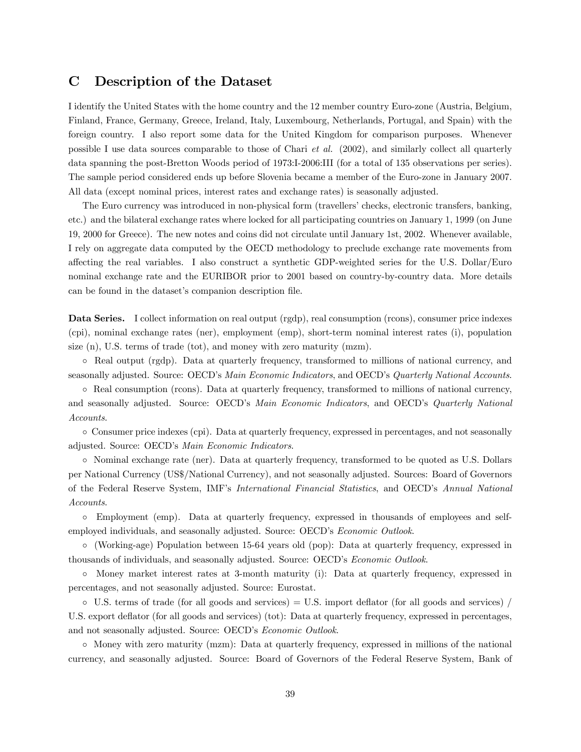# C Description of the Dataset

I identify the United States with the home country and the 12 member country Euro-zone (Austria, Belgium, Finland, France, Germany, Greece, Ireland, Italy, Luxembourg, Netherlands, Portugal, and Spain) with the foreign country. I also report some data for the United Kingdom for comparison purposes. Whenever possible I use data sources comparable to those of Chari *et al.* (2002), and similarly collect all quarterly data spanning the post-Bretton Woods period of 1973:I-2006:III (for a total of 135 observations per series). The sample period considered ends up before Slovenia became a member of the Euro-zone in January 2007. All data (except nominal prices, interest rates and exchange rates) is seasonally adjusted.

The Euro currency was introduced in non-physical form (travellers' checks, electronic transfers, banking, etc.) and the bilateral exchange rates where locked for all participating countries on January 1, 1999 (on June 19, 2000 for Greece). The new notes and coins did not circulate until January 1st, 2002. Whenever available, I rely on aggregate data computed by the OECD methodology to preclude exchange rate movements from affecting the real variables. I also construct a synthetic GDP-weighted series for the U.S. Dollar/Euro nominal exchange rate and the EURIBOR prior to 2001 based on country-by-country data. More details can be found in the dataset's companion description file.

**Data Series.** I collect information on real output (rgdp), real consumption (rcons), consumer price indexes (cpi), nominal exchange rates (ner), employment (emp), short-term nominal interest rates (i), population size (n), U.S. terms of trade (tot), and money with zero maturity (mzm).

◦ Real output (rgdp). Data at quarterly frequency, transformed to millions of national currency, and seasonally adjusted. Source: OECD's *Main Economic Indicators*, and OECD's *Quarterly National Accounts*.

◦ Real consumption (rcons). Data at quarterly frequency, transformed to millions of national currency, and seasonally adjusted. Source: OECD's *Main Economic Indicators*, and OECD's *Quarterly National Accounts*.

◦ Consumer price indexes (cpi). Data at quarterly frequency, expressed in percentages, and not seasonally adjusted. Source: OECD's *Main Economic Indicators*.

◦ Nominal exchange rate (ner). Data at quarterly frequency, transformed to be quoted as U.S. Dollars per National Currency (US$/National Currency), and not seasonally adjusted. Sources: Board of Governors of the Federal Reserve System, IMF's *International Financial Statistics*, and OECD's *Annual National Accounts*.

◦ Employment (emp). Data at quarterly frequency, expressed in thousands of employees and self-employed individuals, and seasonally adjusted. Source: OECD's *Economic Outlook*.

◦ (Working-age) Population between 15-64 years old (pop): Data at quarterly frequency, expressed in thousands of individuals, and seasonally adjusted. Source: OECD's *Economic Outlook*.

◦ Money market interest rates at 3-month maturity (i): Data at quarterly frequency, expressed in percentages, and not seasonally adjusted. Source: Eurostat.

◦ U.S. terms of trade (for all goods and services) = U.S. import deflator (for all goods and services) / U.S. export deflator (for all goods and services) (tot): Data at quarterly frequency, expressed in percentages, and not seasonally adjusted. Source: OECD's *Economic Outlook*.

◦ Money with zero maturity (mzm): Data at quarterly frequency, expressed in millions of the national currency, and seasonally adjusted. Source: Board of Governors of the Federal Reserve System, Bank of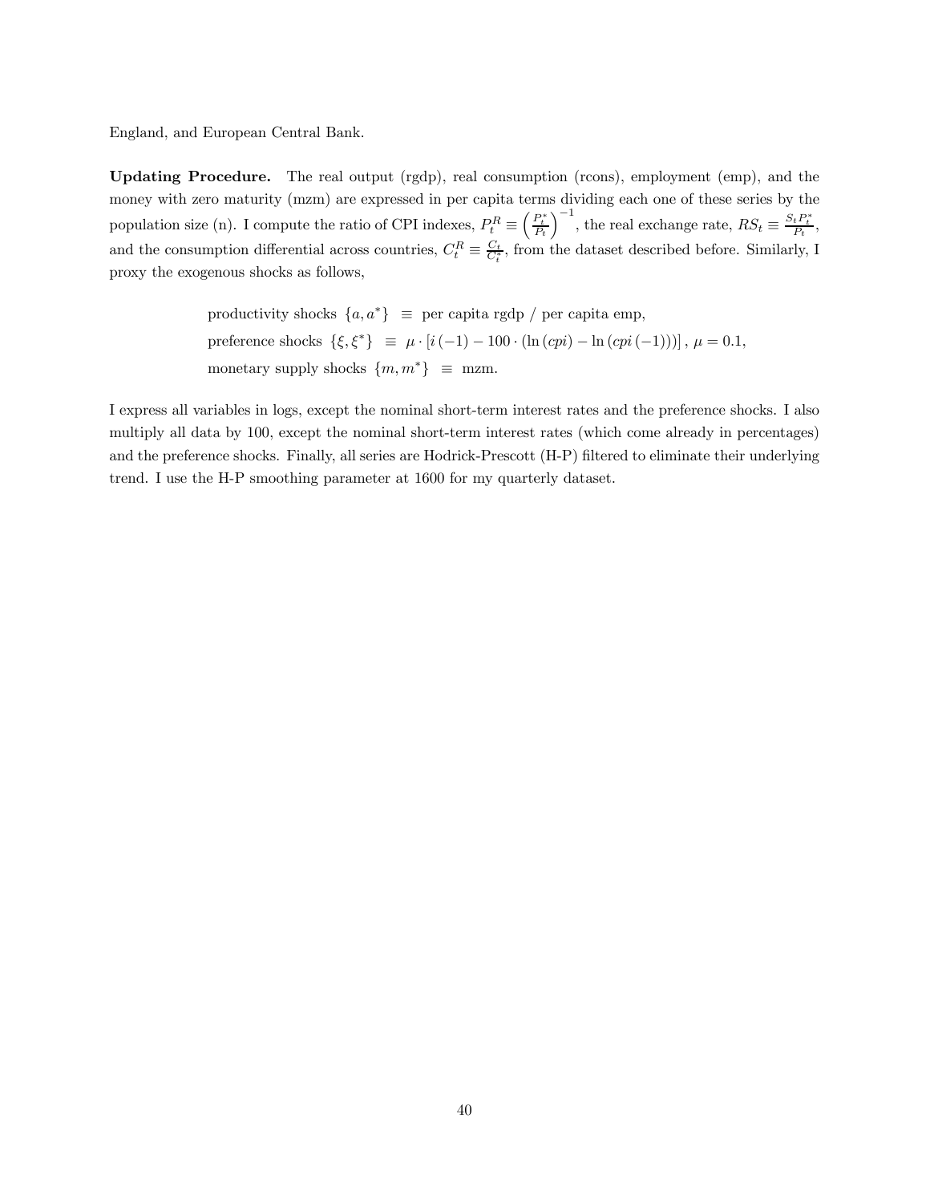England, and European Central Bank.

**Updating Procedure.** The real output (rgdp), real consumption (rcons), employment (emp), and the money with zero maturity (mzm) are expressed in per capita terms dividing each one of these series by the population size (n). I compute the ratio of CPI indexes, $P_t^R \equiv \left(\frac{P_t^*}{P_t}\right)^{-1}$, the real exchange rate, $RS_t \equiv \frac{S_t P_t^*}{P_t}$, and the consumption differential across countries, $C_t^R \equiv \frac{C_t}{C_t^*}$, from the dataset described before. Similarly, I proxy the exogenous shocks as follows,

$$
\begin{aligned}
\text{productivity shocks } \{a, a^*\} &\equiv \text{ per capita rgdp / per capita emp}, \\
\text{preference shocks } \{\xi, \xi^*\} &\equiv \mu \cdot [i(-1) - 100 \cdot (\ln(cpi) - \ln(cpi(-1)))] \,, \; \mu = 0.1, \\
\text{monetary supply shocks } \{m, m^*\} &\equiv \text{ mzm}.
\end{aligned}
$$

I express all variables in logs, except the nominal short-term interest rates and the preference shocks. I also multiply all data by 100, except the nominal short-term interest rates (which come already in percentages) and the preference shocks. Finally, all series are Hodrick-Prescott (H-P) filtered to eliminate their underlying trend. I use the H-P smoothing parameter at 1600 for my quarterly dataset.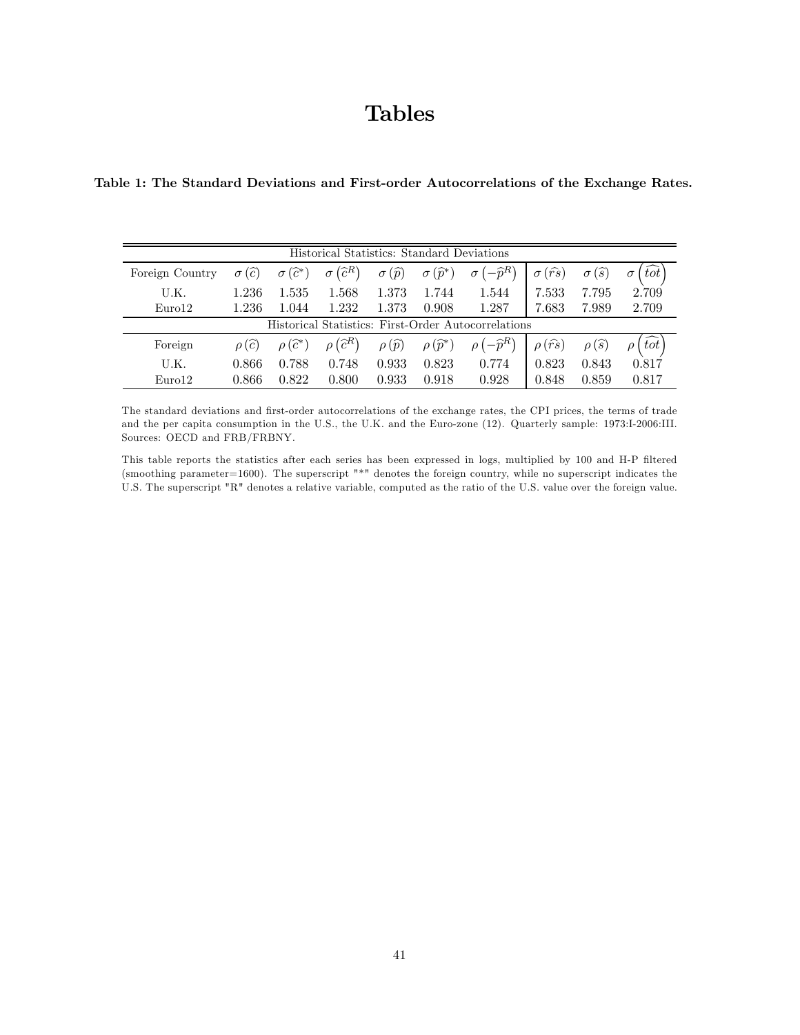# Tables

**Table 1: The Standard Deviations and First-order Autocorrelations of the Exchange Rates.**

| Historical Statistics: Standard Deviations | | | | | | | | | |
|---|---|---|---|---|---|---|---|---|---|
| Foreign Country | $\sigma(\widehat{c})$ | $\sigma(\widehat{c}^{*})$ | $\sigma(\widehat{c}^{R})$ | $\sigma(\widehat{p})$ | $\sigma(\widehat{p}^{*})$ | $\sigma(-\widehat{p}^{R})$ | $\sigma(\widehat{rs})$ | $\sigma(\widehat{s})$ | $\sigma(\widehat{tot})$ |
| U.K. | 1.236 | 1.535 | 1.568 | 1.373 | 1.744 | 1.544 | 7.533 | 7.795 | 2.709 |
| Euro12 | 1.236 | 1.044 | 1.232 | 1.373 | 0.908 | 1.287 | 7.683 | 7.989 | 2.709 |
| **Historical Statistics: First-Order Autocorrelations** | | | | | | | | | |
| Foreign | $\rho(\widehat{c})$ | $\rho(\widehat{c}^{*})$ | $\rho(\widehat{c}^{R})$ | $\rho(\widehat{p})$ | $\rho(\widehat{p}^{*})$ | $\rho(-\widehat{p}^{R})$ | $\rho(\widehat{rs})$ | $\rho(\widehat{s})$ | $\rho(\widehat{tot})$ |
| U.K. | 0.866 | 0.788 | 0.748 | 0.933 | 0.823 | 0.774 | 0.823 | 0.843 | 0.817 |
| Euro12 | 0.866 | 0.822 | 0.800 | 0.933 | 0.918 | 0.928 | 0.848 | 0.859 | 0.817 |

The standard deviations and first-order autocorrelations of the exchange rates, the CPI prices, the terms of trade and the per capita consumption in the U.S., the U.K. and the Euro-zone (12). Quarterly sample: 1973:I-2006:III. Sources: OECD and FRB/FRBNY.

This table reports the statistics after each series has been expressed in logs, multiplied by 100 and H-P filtered (smoothing parameter=1600). The superscript "*" denotes the foreign country, while no superscript indicates the U.S. The superscript "R" denotes a relative variable, computed as the ratio of the U.S. value over the foreign value.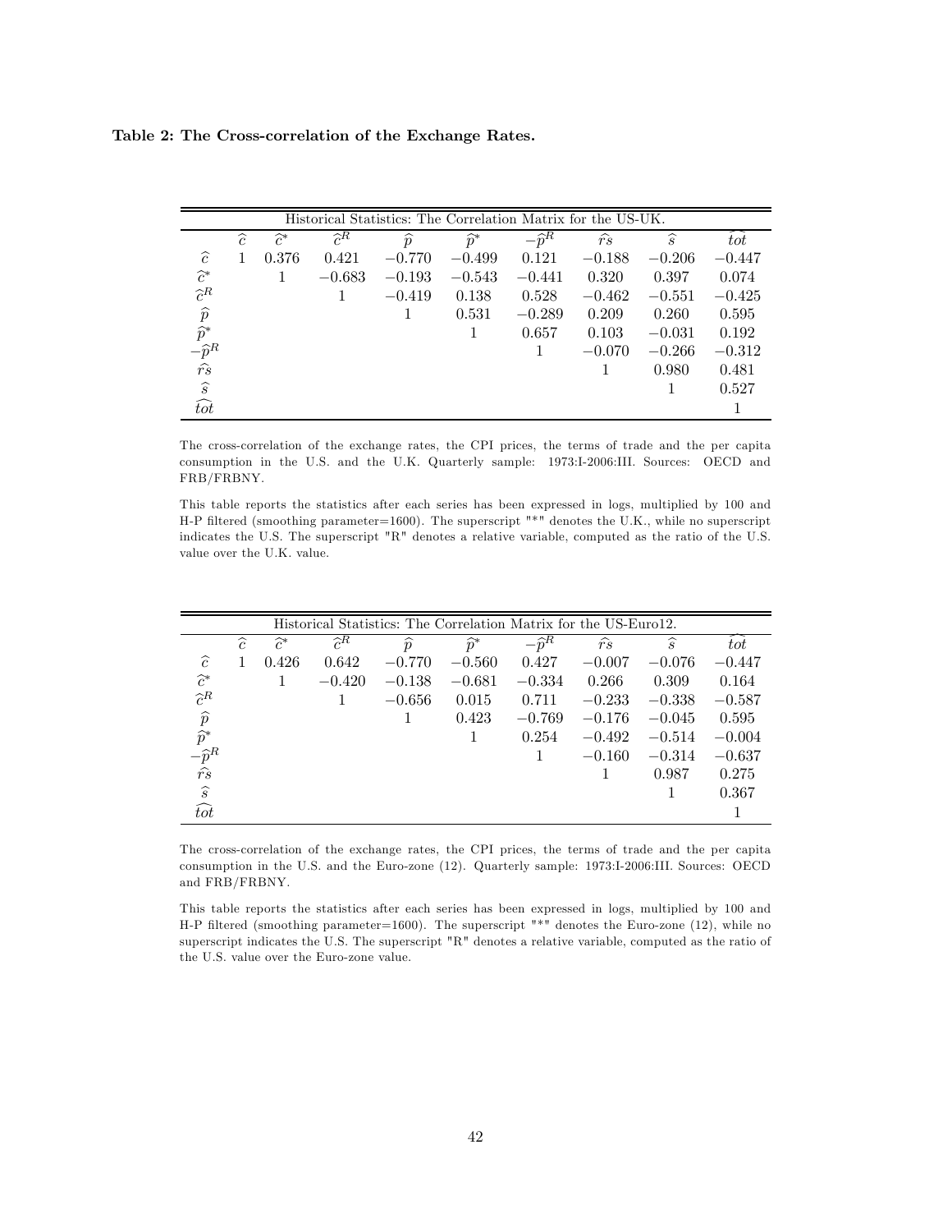**Table 2: The Cross-correlation of the Exchange Rates.**

| Historical Statistics: The Correlation Matrix for the US-UK. | | | | | | | | | |
|---|---|---|---|---|---|---|---|---|---|
| | $\widehat{c}$ | $\widehat{c}^{*}$ | $\widehat{c}^{R}$ | $\widehat{p}$ | $\widehat{p}^{*}$ | $-\widehat{p}^{R}$ | $\widehat{rs}$ | $\widehat{s}$ | $\widehat{tot}$ |
| $\widehat{c}$ | 1 | 0.376 | 0.421 | $-0.770$ | $-0.499$ | 0.121 | $-0.188$ | $-0.206$ | $-0.447$ |
| $\widehat{c}^{*}$ | | 1 | $-0.683$ | $-0.193$ | $-0.543$ | $-0.441$ | 0.320 | 0.397 | 0.074 |
| $\widehat{c}^{R}$ | | | 1 | $-0.419$ | 0.138 | 0.528 | $-0.462$ | $-0.551$ | $-0.425$ |
| $\widehat{p}$ | | | | 1 | 0.531 | $-0.289$ | 0.209 | 0.260 | 0.595 |
| $\widehat{p}^{*}$ | | | | | 1 | 0.657 | 0.103 | $-0.031$ | 0.192 |
| $-\widehat{p}^{R}$ | | | | | | 1 | $-0.070$ | $-0.266$ | $-0.312$ |
| $\widehat{rs}$ | | | | | | | 1 | 0.980 | 0.481 |
| $\widehat{s}$ | | | | | | | | 1 | 0.527 |
| $\widehat{tot}$ | | | | | | | | | 1 |

The cross-correlation of the exchange rates, the CPI prices, the terms of trade and the per capita consumption in the U.S. and the U.K. Quarterly sample: 1973:I-2006:III. Sources: OECD and FRB/FRBNY.

This table reports the statistics after each series has been expressed in logs, multiplied by 100 and H-P filtered (smoothing parameter=1600). The superscript "*" denotes the U.K., while no superscript indicates the U.S. The superscript "R" denotes a relative variable, computed as the ratio of the U.S. value over the U.K. value.

| Historical Statistics: The Correlation Matrix for the US-Euro12. | | | | | | | | | |
|---|---|---|---|---|---|---|---|---|---|
| | $\widehat{c}$ | $\widehat{c}^{*}$ | $\widehat{c}^{R}$ | $\widehat{p}$ | $\widehat{p}^{*}$ | $-\widehat{p}^{R}$ | $\widehat{rs}$ | $\widehat{s}$ | $\widehat{tot}$ |
| $\widehat{c}$ | 1 | 0.426 | 0.642 | $-0.770$ | $-0.560$ | 0.427 | $-0.007$ | $-0.076$ | $-0.447$ |
| $\widehat{c}^{*}$ | | 1 | $-0.420$ | $-0.138$ | $-0.681$ | $-0.334$ | 0.266 | 0.309 | 0.164 |
| $\widehat{c}^{R}$ | | | 1 | $-0.656$ | 0.015 | 0.711 | $-0.233$ | $-0.338$ | $-0.587$ |
| $\widehat{p}$ | | | | 1 | 0.423 | $-0.769$ | $-0.176$ | $-0.045$ | 0.595 |
| $\widehat{p}^{*}$ | | | | | 1 | 0.254 | $-0.492$ | $-0.514$ | $-0.004$ |
| $-\widehat{p}^{R}$ | | | | | | 1 | $-0.160$ | $-0.314$ | $-0.637$ |
| $\widehat{rs}$ | | | | | | | 1 | 0.987 | 0.275 |
| $\widehat{s}$ | | | | | | | | 1 | 0.367 |
| $\widehat{tot}$ | | | | | | | | | 1 |

The cross-correlation of the exchange rates, the CPI prices, the terms of trade and the per capita consumption in the U.S. and the Euro-zone (12). Quarterly sample: 1973:I-2006:III. Sources: OECD and FRB/FRBNY.

This table reports the statistics after each series has been expressed in logs, multiplied by 100 and H-P filtered (smoothing parameter=1600). The superscript "*" denotes the Euro-zone (12), while no superscript indicates the U.S. The superscript "R" denotes a relative variable, computed as the ratio of the U.S. value over the Euro-zone value.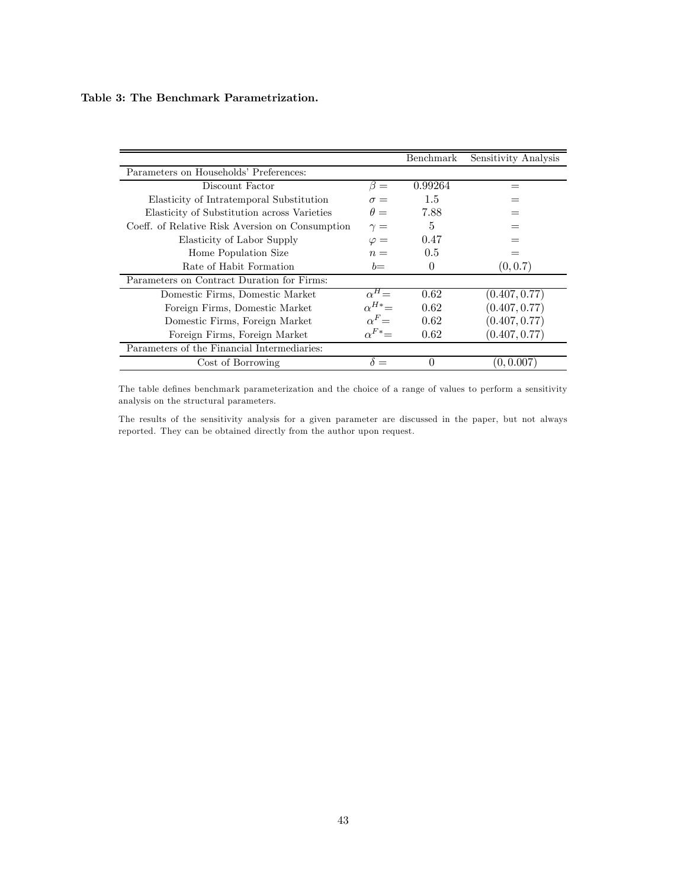**Table 3: The Benchmark Parametrization.**

| | | Benchmark | Sensitivity Analysis |
|---|---|---|---|
| Parameters on Households' Preferences: | | | |
| Discount Factor | $\beta =$ | 0.99264 | $=$ |
| Elasticity of Intratemporal Substitution | $\sigma =$ | 1.5 | $=$ |
| Elasticity of Substitution across Varieties | $\theta =$ | 7.88 | $=$ |
| Coeff. of Relative Risk Aversion on Consumption | $\gamma =$ | 5 | $=$ |
| Elasticity of Labor Supply | $\varphi =$ | 0.47 | $=$ |
| Home Population Size | $n =$ | 0.5 | $=$ |
| Rate of Habit Formation | $b=$ | 0 | $(0, 0.7)$ |
| Parameters on Contract Duration for Firms: | | | |
| Domestic Firms, Domestic Market | $\alpha^{H}=$ | 0.62 | $(0.407, 0.77)$ |
| Foreign Firms, Domestic Market | $\alpha^{H*}=$ | 0.62 | $(0.407, 0.77)$ |
| Domestic Firms, Foreign Market | $\alpha^{F}=$ | 0.62 | $(0.407, 0.77)$ |
| Foreign Firms, Foreign Market | $\alpha^{F*}=$ | 0.62 | $(0.407, 0.77)$ |
| Parameters of the Financial Intermediaries: | | | |
| Cost of Borrowing | $\delta =$ | 0 | $(0, 0.007)$ |

The table defines benchmark parameterization and the choice of a range of values to perform a sensitivity analysis on the structural parameters.

The results of the sensitivity analysis for a given parameter are discussed in the paper, but not always reported. They can be obtained directly from the author upon request.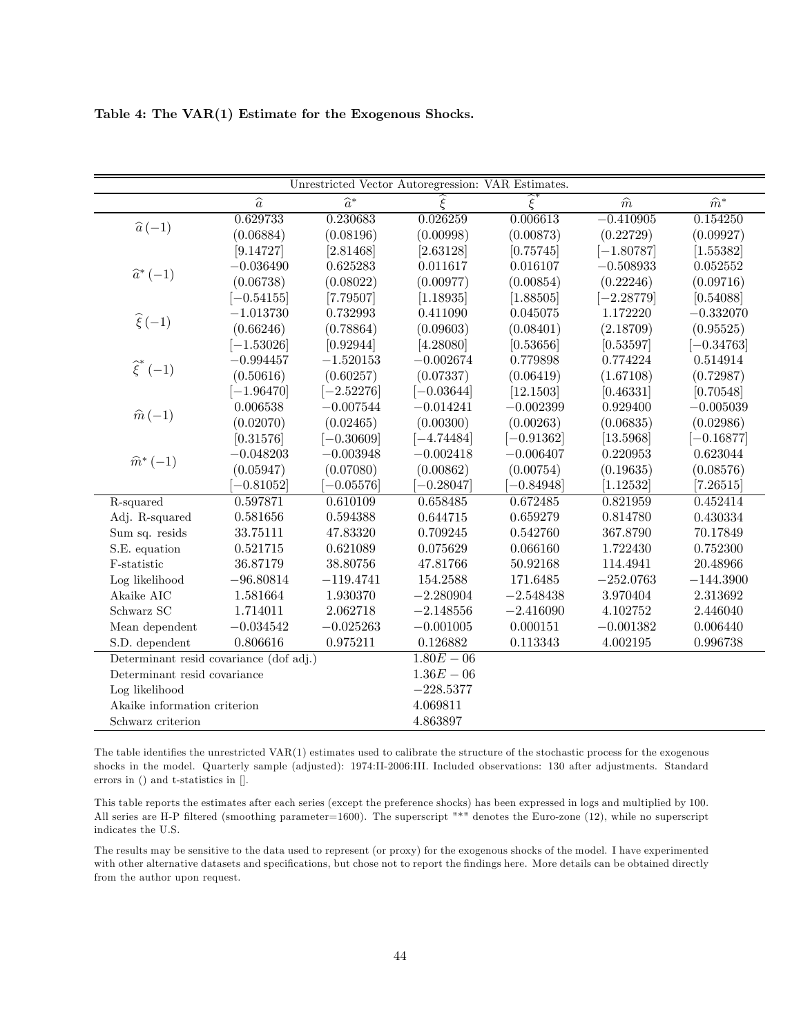**Table 4: The VAR(1) Estimate for the Exogenous Shocks.**

| Unrestricted Vector Autoregression: VAR Estimates. | | | | | | |
|---|---|---|---|---|---|---|
| | $\widehat{a}$ | $\widehat{a}^*$ | $\widehat{\xi}$ | $\widehat{\xi}^*$ | $\widehat{m}$ | $\widehat{m}^*$ |
| $\widehat{a}(-1)$ | 0.629733 | 0.230683 | 0.026259 | 0.006613 | $-0.410905$ | 0.154250 |
| | (0.06884) | (0.08196) | (0.00998) | (0.00873) | (0.22729) | (0.09927) |
| | [9.14727] | [2.81468] | [2.63128] | [0.75745] | [$-1.80787$] | [1.55382] |
| $\widehat{a}^*(-1)$ | $-0.036490$ | 0.625283 | 0.011617 | 0.016107 | $-0.508933$ | 0.052552 |
| | (0.06738) | (0.08022) | (0.00977) | (0.00854) | (0.22246) | (0.09716) |
| | [$-0.54155$] | [7.79507] | [1.18935] | [1.88505] | [$-2.28779$] | [0.54088] |
| $\widehat{\xi}(-1)$ | $-1.013730$ | 0.732993 | 0.411090 | 0.045075 | 1.172220 | $-0.332070$ |
| | (0.66246) | (0.78864) | (0.09603) | (0.08401) | (2.18709) | (0.95525) |
| | [$-1.53026$] | [0.92944] | [4.28080] | [0.53656] | [0.53597] | [$-0.34763$] |
| $\widehat{\xi}^*(-1)$ | $-0.994457$ | $-1.520153$ | $-0.002674$ | 0.779898 | 0.774224 | 0.514914 |
| | (0.50616) | (0.60257) | (0.07337) | (0.06419) | (1.67108) | (0.72987) |
| | [$-1.96470$] | [$-2.52276$] | [$-0.03644$] | [12.1503] | [0.46331] | [0.70548] |
| $\widehat{m}(-1)$ | 0.006538 | $-0.007544$ | $-0.014241$ | $-0.002399$ | 0.929400 | $-0.005039$ |
| | (0.02070) | (0.02465) | (0.00300) | (0.00263) | (0.06835) | (0.02986) |
| | [0.31576] | [$-0.30609$] | [$-4.74484$] | [$-0.91362$] | [13.5968] | [$-0.16877$] |
| $\widehat{m}^*(-1)$ | $-0.048203$ | $-0.003948$ | $-0.002418$ | $-0.006407$ | 0.220953 | 0.623044 |
| | (0.05947) | (0.07080) | (0.00862) | (0.00754) | (0.19635) | (0.08576) |
| | [$-0.81052$] | [$-0.05576$] | [$-0.28047$] | [$-0.84948$] | [1.12532] | [7.26515] |
| R-squared | 0.597871 | 0.610109 | 0.658485 | 0.672485 | 0.821959 | 0.452414 |
| Adj. R-squared | 0.581656 | 0.594388 | 0.644715 | 0.659279 | 0.814780 | 0.430334 |
| Sum sq. resids | 33.75111 | 47.83320 | 0.709245 | 0.542760 | 367.8790 | 70.17849 |
| S.E. equation | 0.521715 | 0.621089 | 0.075629 | 0.066160 | 1.722430 | 0.752300 |
| F-statistic | 36.87179 | 38.80756 | 47.81766 | 50.92168 | 114.4941 | 20.48966 |
| Log likelihood | $-96.80814$ | $-119.4741$ | 154.2588 | 171.6485 | $-252.0763$ | $-144.3900$ |
| Akaike AIC | 1.581664 | 1.930370 | $-2.280904$ | $-2.548438$ | 3.970404 | 2.313692 |
| Schwarz SC | 1.714011 | 2.062718 | $-2.148556$ | $-2.416090$ | 4.102752 | 2.446040 |
| Mean dependent | $-0.034542$ | $-0.025263$ | $-0.001005$ | 0.000151 | $-0.001382$ | 0.006440 |
| S.D. dependent | 0.806616 | 0.975211 | 0.126882 | 0.113343 | 4.002195 | 0.996738 |
| Determinant resid covariance (dof adj.) | | | $1.80E-06$ | | | |
| Determinant resid covariance | | | $1.36E-06$ | | | |
| Log likelihood | | | $-228.5377$ | | | |
| Akaike information criterion | | | 4.069811 | | | |
| Schwarz criterion | | | 4.863897 | | | |

The table identifies the unrestricted VAR(1) estimates used to calibrate the structure of the stochastic process for the exogenous shocks in the model. Quarterly sample (adjusted): 1974:II-2006:III. Included observations: 130 after adjustments. Standard errors in () and t-statistics in [].

This table reports the estimates after each series (except the preference shocks) has been expressed in logs and multiplied by 100. All series are H-P filtered (smoothing parameter=1600). The superscript "*" denotes the Euro-zone (12), while no superscript indicates the U.S.

The results may be sensitive to the data used to represent (or proxy) for the exogenous shocks of the model. I have experimented with other alternative datasets and specifications, but chose not to report the findings here. More details can be obtained directly from the author upon request.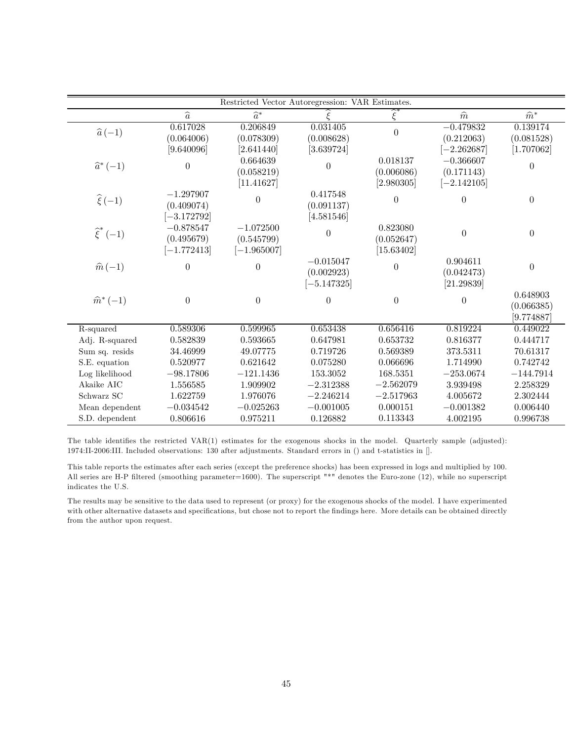| Restricted Vector Autoregression: VAR Estimates. | | | | | | |
|---|---|---|---|---|---|---|
| | $\widehat{a}$ | $\widehat{a}^*$ | $\widehat{\xi}$ | $\widehat{\xi}^*$ | $\widehat{m}$ | $\widehat{m}^*$ |
| $\widehat{a}(-1)$ | 0.617028 (0.064006) [9.640096] | 0.206849 (0.078309) [2.641440] | 0.031405 (0.008628) [3.639724] | 0 | −0.479832 (0.212063) [−2.262687] | 0.139174 (0.081528) [1.707062] |
| $\widehat{a}^*(-1)$ | 0 | 0.664639 (0.058219) [11.41627] | 0 | 0.018137 (0.006086) [2.980305] | −0.366607 (0.171143) [−2.142105] | 0 |
| $\widehat{\xi}(-1)$ | −1.297907 (0.409074) [−3.172792] | 0 | 0.417548 (0.091137) [4.581546] | 0 | 0 | 0 |
| $\widehat{\xi}^*(-1)$ | −0.878547 (0.495679) [−1.772413] | −1.072500 (0.545799) [−1.965007] | 0 | 0.823080 (0.052647) [15.63402] | 0 | 0 |
| $\widehat{m}(-1)$ | 0 | 0 | −0.015047 (0.002923) [−5.147325] | 0 | 0.904611 (0.042473) [21.29839] | 0 |
| $\widehat{m}^*(-1)$ | 0 | 0 | 0 | 0 | 0 | 0.648903 (0.066385) [9.774887] |
| R-squared | 0.589306 | 0.599965 | 0.653438 | 0.656416 | 0.819224 | 0.449022 |
| Adj. R-squared | 0.582839 | 0.593665 | 0.647981 | 0.653732 | 0.816377 | 0.444717 |
| Sum sq. resids | 34.46999 | 49.07775 | 0.719726 | 0.569389 | 373.5311 | 70.61317 |
| S.E. equation | 0.520977 | 0.621642 | 0.075280 | 0.066696 | 1.714990 | 0.742742 |
| Log likelihood | −98.17806 | −121.1436 | 153.3052 | 168.5351 | −253.0674 | −144.7914 |
| Akaike AIC | 1.556585 | 1.909902 | −2.312388 | −2.562079 | 3.939498 | 2.258329 |
| Schwarz SC | 1.622759 | 1.976076 | −2.246214 | −2.517963 | 4.005672 | 2.302444 |
| Mean dependent | −0.034542 | −0.025263 | −0.001005 | 0.000151 | −0.001382 | 0.006440 |
| S.D. dependent | 0.806616 | 0.975211 | 0.126882 | 0.113343 | 4.002195 | 0.996738 |

The table identifies the restricted VAR(1) estimates for the exogenous shocks in the model. Quarterly sample (adjusted): 1974:II-2006:III. Included observations: 130 after adjustments. Standard errors in () and t-statistics in [].

This table reports the estimates after each series (except the preference shocks) has been expressed in logs and multiplied by 100. All series are H-P filtered (smoothing parameter=1600). The superscript "*" denotes the Euro-zone (12), while no superscript indicates the U.S.

The results may be sensitive to the data used to represent (or proxy) for the exogenous shocks of the model. I have experimented with other alternative datasets and specifications, but chose not to report the findings here. More details can be obtained directly from the author upon request.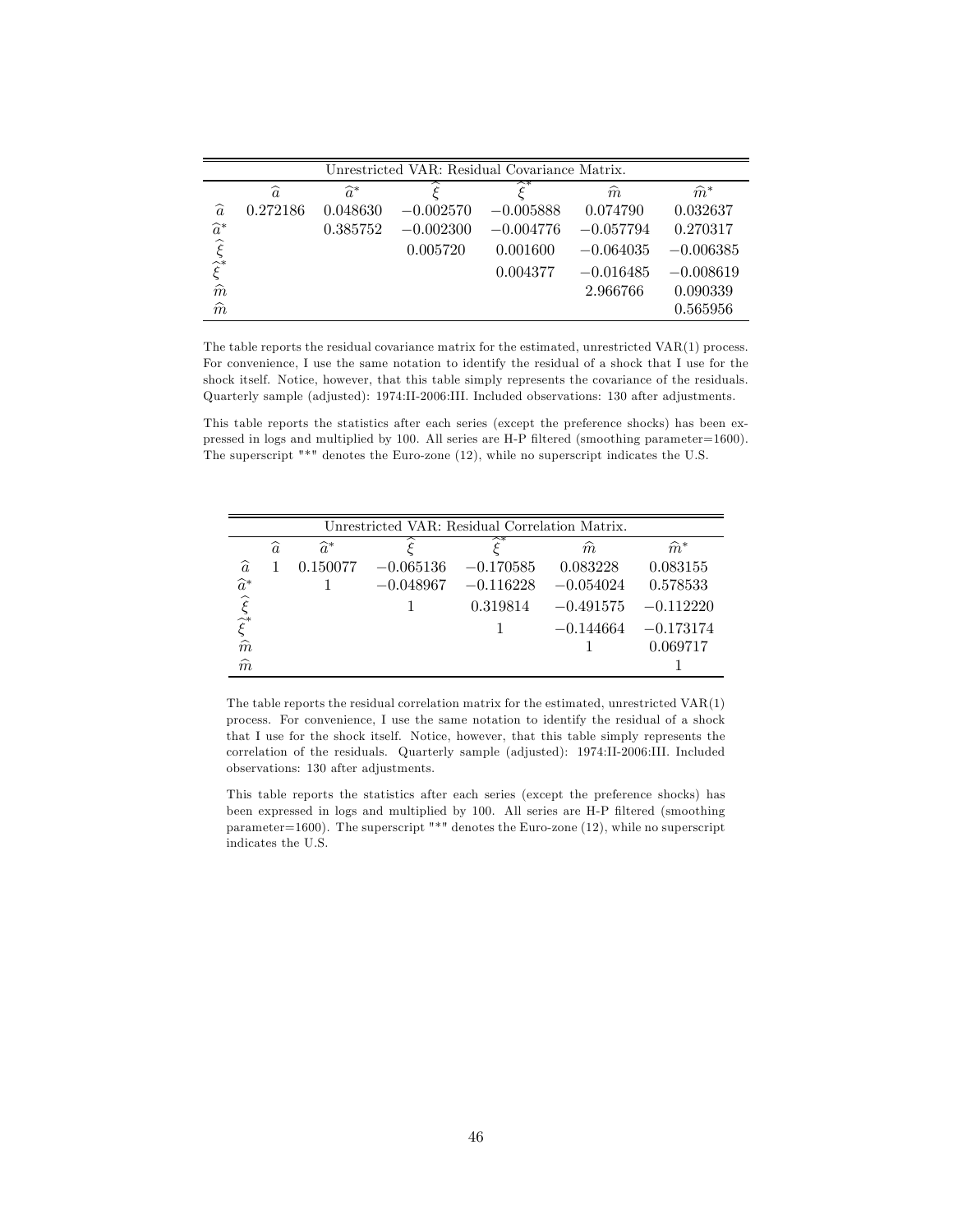| Unrestricted VAR: Residual Covariance Matrix. | | | | | | |
|---|---|---|---|---|---|---|
| | $\widehat{a}$ | $\widehat{a}^*$ | $\widehat{\xi}$ | $\widehat{\xi}^*$ | $\widehat{m}$ | $\widehat{m}^*$ |
| $\widehat{a}$ | 0.272186 | 0.048630 | $-0.002570$ | $-0.005888$ | 0.074790 | 0.032637 |
| $\widehat{a}^*$ | | 0.385752 | $-0.002300$ | $-0.004776$ | $-0.057794$ | 0.270317 |
| $\widehat{\xi}$ | | | 0.005720 | 0.001600 | $-0.064035$ | $-0.006385$ |
| $\widehat{\xi}^*$ | | | | 0.004377 | $-0.016485$ | $-0.008619$ |
| $\widehat{m}$ | | | | | 2.966766 | 0.090339 |
| $\widehat{m}$ | | | | | | 0.565956 |

The table reports the residual covariance matrix for the estimated, unrestricted VAR(1) process. For convenience, I use the same notation to identify the residual of a shock that I use for the shock itself. Notice, however, that this table simply represents the covariance of the residuals. Quarterly sample (adjusted): 1974:II-2006:III. Included observations: 130 after adjustments.

This table reports the statistics after each series (except the preference shocks) has been expressed in logs and multiplied by 100. All series are H-P filtered (smoothing parameter=1600). The superscript "*" denotes the Euro-zone (12), while no superscript indicates the U.S.

| Unrestricted VAR: Residual Correlation Matrix. | | | | | | |
|---|---|---|---|---|---|---|
| | $\widehat{a}$ | $\widehat{a}^*$ | $\widehat{\xi}$ | $\widehat{\xi}^*$ | $\widehat{m}$ | $\widehat{m}^*$ |
| $\widehat{a}$ | 1 | 0.150077 | $-0.065136$ | $-0.170585$ | 0.083228 | 0.083155 |
| $\widehat{a}^*$ | | 1 | $-0.048967$ | $-0.116228$ | $-0.054024$ | 0.578533 |
| $\widehat{\xi}$ | | | 1 | 0.319814 | $-0.491575$ | $-0.112220$ |
| $\widehat{\xi}^*$ | | | | 1 | $-0.144664$ | $-0.173174$ |
| $\widehat{m}$ | | | | | 1 | 0.069717 |
| $\widehat{m}$ | | | | | | 1 |

The table reports the residual correlation matrix for the estimated, unrestricted VAR(1) process. For convenience, I use the same notation to identify the residual of a shock that I use for the shock itself. Notice, however, that this table simply represents the correlation of the residuals. Quarterly sample (adjusted): 1974:II-2006:III. Included observations: 130 after adjustments.

This table reports the statistics after each series (except the preference shocks) has been expressed in logs and multiplied by 100. All series are H-P filtered (smoothing parameter=1600). The superscript "*" denotes the Euro-zone (12), while no superscript indicates the U.S.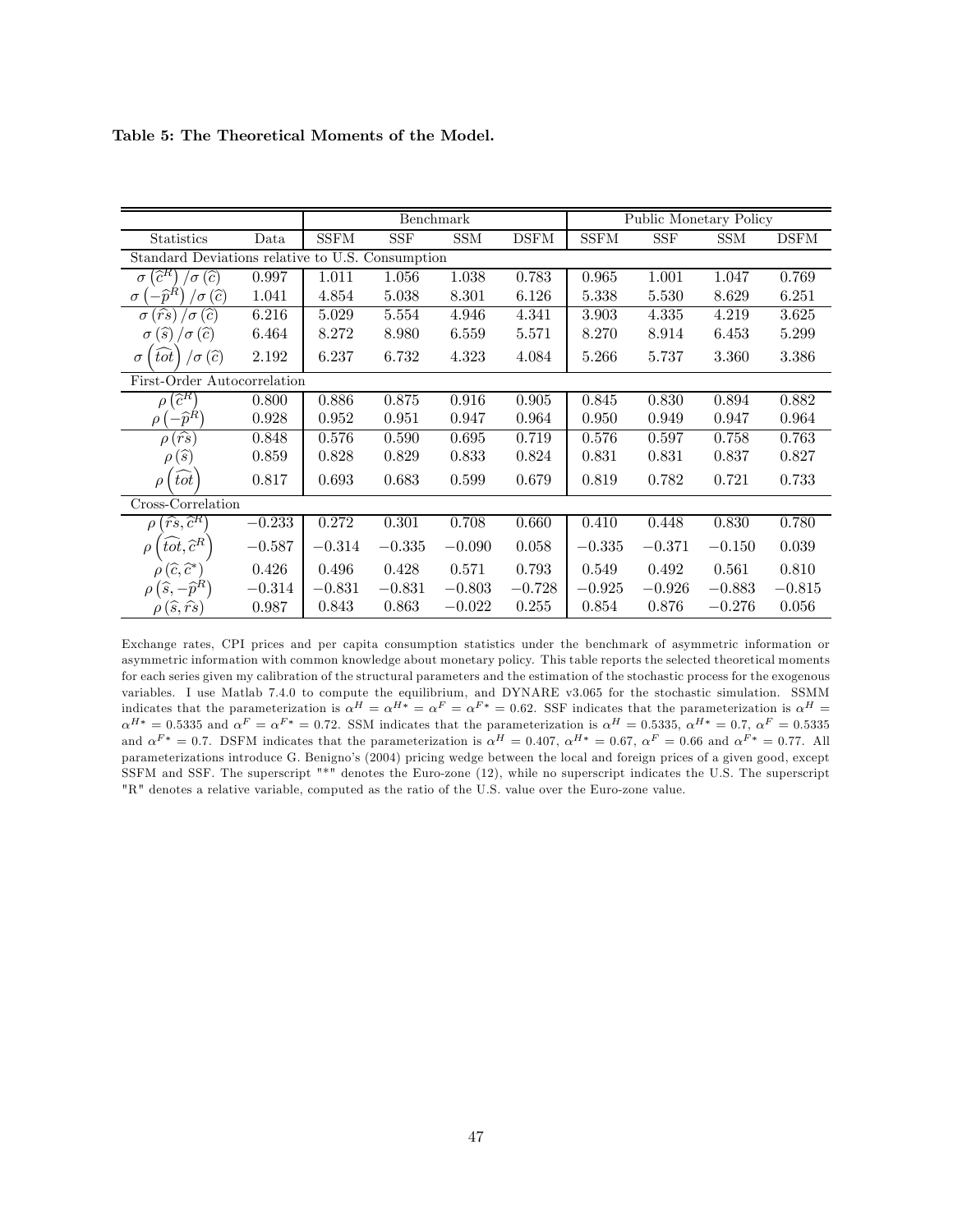**Table 5: The Theoretical Moments of the Model.**

| | | Benchmark | | | | Public Monetary Policy | | | |
|---|---|---|---|---|---|---|---|---|---|
| Statistics | Data | SSFM | SSF | SSM | DSFM | SSFM | SSF | SSM | DSFM |
| Standard Deviations relative to U.S. Consumption | | | | | | | | | |
| $\sigma\left(\widehat{c}^R\right)/\sigma\left(\widehat{c}\right)$ | 0.997 | 1.011 | 1.056 | 1.038 | 0.783 | 0.965 | 1.001 | 1.047 | 0.769 |
| $\sigma\left(-\widehat{p}^R\right)/\sigma\left(\widehat{c}\right)$ | 1.041 | 4.854 | 5.038 | 8.301 | 6.126 | 5.338 | 5.530 | 8.629 | 6.251 |
| $\sigma\left(\widehat{rs}\right)/\sigma\left(\widehat{c}\right)$ | 6.216 | 5.029 | 5.554 | 4.946 | 4.341 | 3.903 | 4.335 | 4.219 | 3.625 |
| $\sigma\left(\widehat{s}\right)/\sigma\left(\widehat{c}\right)$ | 6.464 | 8.272 | 8.980 | 6.559 | 5.571 | 8.270 | 8.914 | 6.453 | 5.299 |
| $\sigma\left(\widehat{tot}\right)/\sigma\left(\widehat{c}\right)$ | 2.192 | 6.237 | 6.732 | 4.323 | 4.084 | 5.266 | 5.737 | 3.360 | 3.386 |
| First-Order Autocorrelation | | | | | | | | | |
| $\rho\left(\widehat{c}^R\right)$ | 0.800 | 0.886 | 0.875 | 0.916 | 0.905 | 0.845 | 0.830 | 0.894 | 0.882 |
| $\rho\left(-\widehat{p}^R\right)$ | 0.928 | 0.952 | 0.951 | 0.947 | 0.964 | 0.950 | 0.949 | 0.947 | 0.964 |
| $\rho\left(\widehat{rs}\right)$ | 0.848 | 0.576 | 0.590 | 0.695 | 0.719 | 0.576 | 0.597 | 0.758 | 0.763 |
| $\rho\left(\widehat{s}\right)$ | 0.859 | 0.828 | 0.829 | 0.833 | 0.824 | 0.831 | 0.831 | 0.837 | 0.827 |
| $\rho\left(\widehat{tot}\right)$ | 0.817 | 0.693 | 0.683 | 0.599 | 0.679 | 0.819 | 0.782 | 0.721 | 0.733 |
| Cross-Correlation | | | | | | | | | |
| $\rho\left(\widehat{rs},\widehat{c}^R\right)$ | $-0.233$ | 0.272 | 0.301 | 0.708 | 0.660 | 0.410 | 0.448 | 0.830 | 0.780 |
| $\rho\left(\widehat{tot},\widehat{c}^R\right)$ | $-0.587$ | $-0.314$ | $-0.335$ | $-0.090$ | 0.058 | $-0.335$ | $-0.371$ | $-0.150$ | 0.039 |
| $\rho\left(\widehat{c},\widehat{c}^*\right)$ | 0.426 | 0.496 | 0.428 | 0.571 | 0.793 | 0.549 | 0.492 | 0.561 | 0.810 |
| $\rho\left(\widehat{s},-\widehat{p}^R\right)$ | $-0.314$ | $-0.831$ | $-0.831$ | $-0.803$ | $-0.728$ | $-0.925$ | $-0.926$ | $-0.883$ | $-0.815$ |
| $\rho\left(\widehat{s},\widehat{rs}\right)$ | 0.987 | 0.843 | 0.863 | $-0.022$ | 0.255 | 0.854 | 0.876 | $-0.276$ | 0.056 |

Exchange rates, CPI prices and per capita consumption statistics under the benchmark of asymmetric information or asymmetric information with common knowledge about monetary policy. This table reports the selected theoretical moments for each series given my calibration of the structural parameters and the estimation of the stochastic process for the exogenous variables. I use Matlab 7.4.0 to compute the equilibrium, and DYNARE v3.065 for the stochastic simulation. SSMM indicates that the parameterization is $\alpha^H = \alpha^{H*} = \alpha^F = \alpha^{F*} = 0.62$. SSF indicates that the parameterization is $\alpha^H = \alpha^{H*} = 0.5335$ and $\alpha^F = \alpha^{F*} = 0.72$. SSM indicates that the parameterization is $\alpha^H = 0.5335$, $\alpha^{H*} = 0.7$, $\alpha^F = 0.5335$ and $\alpha^{F*} = 0.7$. DSFM indicates that the parameterization is $\alpha^H = 0.407$, $\alpha^{H*} = 0.67$, $\alpha^F = 0.66$ and $\alpha^{F*} = 0.77$. All parameterizations introduce G. Benigno's (2004) pricing wedge between the local and foreign prices of a given good, except SSFM and SSF. The superscript "*" denotes the Euro-zone (12), while no superscript indicates the U.S. The superscript "R" denotes a relative variable, computed as the ratio of the U.S. value over the Euro-zone value.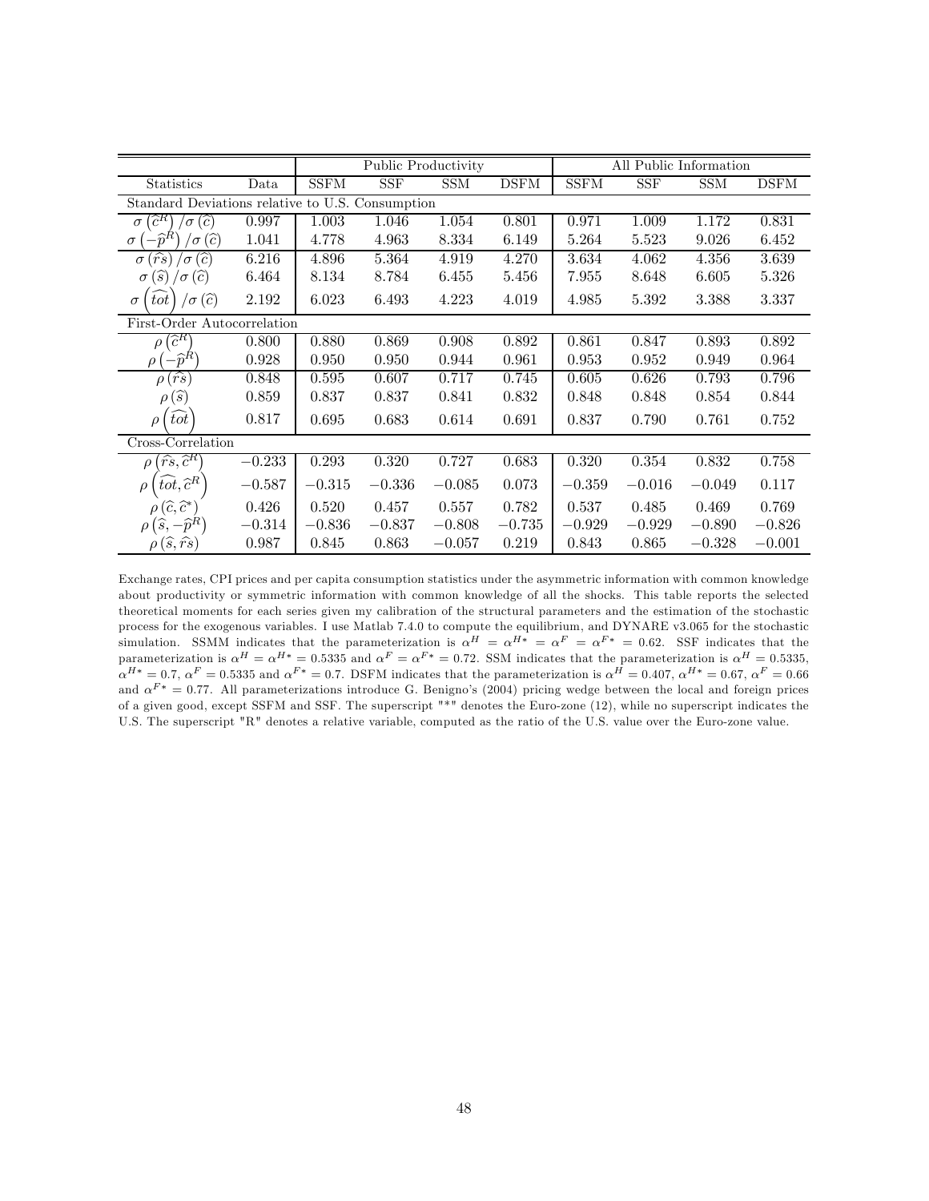| Statistics | Data | Public Productivity | | | | All Public Information | | | |
|---|---|---|---|---|---|---|---|---|---|
| | | SSFM | SSF | SSM | DSFM | SSFM | SSF | SSM | DSFM |
| Standard Deviations relative to U.S. Consumption | | | | | | | | | |
| $\sigma\left(\widehat{c}^{R}\right)/\sigma\left(\widehat{c}\right)$ | 0.997 | 1.003 | 1.046 | 1.054 | 0.801 | 0.971 | 1.009 | 1.172 | 0.831 |
| $\sigma\left(-\widehat{p}^{R}\right)/\sigma\left(\widehat{c}\right)$ | 1.041 | 4.778 | 4.963 | 8.334 | 6.149 | 5.264 | 5.523 | 9.026 | 6.452 |
| $\sigma\left(\widehat{rs}\right)/\sigma\left(\widehat{c}\right)$ | 6.216 | 4.896 | 5.364 | 4.919 | 4.270 | 3.634 | 4.062 | 4.356 | 3.639 |
| $\sigma\left(\widehat{s}\right)/\sigma\left(\widehat{c}\right)$ | 6.464 | 8.134 | 8.784 | 6.455 | 5.456 | 7.955 | 8.648 | 6.605 | 5.326 |
| $\sigma\left(\widehat{tot}\right)/\sigma\left(\widehat{c}\right)$ | 2.192 | 6.023 | 6.493 | 4.223 | 4.019 | 4.985 | 5.392 | 3.388 | 3.337 |
| First-Order Autocorrelation | | | | | | | | | |
| $\rho\left(\widehat{c}^{R}\right)$ | 0.800 | 0.880 | 0.869 | 0.908 | 0.892 | 0.861 | 0.847 | 0.893 | 0.892 |
| $\rho\left(-\widehat{p}^{R}\right)$ | 0.928 | 0.950 | 0.950 | 0.944 | 0.961 | 0.953 | 0.952 | 0.949 | 0.964 |
| $\rho\left(\widehat{rs}\right)$ | 0.848 | 0.595 | 0.607 | 0.717 | 0.745 | 0.605 | 0.626 | 0.793 | 0.796 |
| $\rho\left(\widehat{s}\right)$ | 0.859 | 0.837 | 0.837 | 0.841 | 0.832 | 0.848 | 0.848 | 0.854 | 0.844 |
| $\rho\left(\widehat{tot}\right)$ | 0.817 | 0.695 | 0.683 | 0.614 | 0.691 | 0.837 | 0.790 | 0.761 | 0.752 |
| Cross-Correlation | | | | | | | | | |
| $\rho\left(\widehat{rs},\widehat{c}^{R}\right)$ | $-0.233$ | 0.293 | 0.320 | 0.727 | 0.683 | 0.320 | 0.354 | 0.832 | 0.758 |
| $\rho\left(\widehat{tot},\widehat{c}^{R}\right)$ | $-0.587$ | $-0.315$ | $-0.336$ | $-0.085$ | 0.073 | $-0.359$ | $-0.016$ | $-0.049$ | 0.117 |
| $\rho\left(\widehat{c},\widehat{c}^{*}\right)$ | 0.426 | 0.520 | 0.457 | 0.557 | 0.782 | 0.537 | 0.485 | 0.469 | 0.769 |
| $\rho\left(\widehat{s},-\widehat{p}^{R}\right)$ | $-0.314$ | $-0.836$ | $-0.837$ | $-0.808$ | $-0.735$ | $-0.929$ | $-0.929$ | $-0.890$ | $-0.826$ |
| $\rho\left(\widehat{s},\widehat{rs}\right)$ | 0.987 | 0.845 | 0.863 | $-0.057$ | 0.219 | 0.843 | 0.865 | $-0.328$ | $-0.001$ |

Exchange rates, CPI prices and per capita consumption statistics under the asymmetric information with common knowledge about productivity or symmetric information with common knowledge of all the shocks. This table reports the selected theoretical moments for each series given my calibration of the structural parameters and the estimation of the stochastic process for the exogenous variables. I use Matlab 7.4.0 to compute the equilibrium, and DYNARE v3.065 for the stochastic simulation. SSMM indicates that the parameterization is $\alpha^{H}=\alpha^{H*}=\alpha^{F}=\alpha^{F*}=0.62$. SSF indicates that the parameterization is $\alpha^{H}=\alpha^{H*}=0.5335$ and $\alpha^{F}=\alpha^{F*}=0.72$. SSM indicates that the parameterization is $\alpha^{H}=0.5335$, $\alpha^{H*}=0.7$, $\alpha^{F}=0.5335$ and $\alpha^{F*}=0.7$. DSFM indicates that the parameterization is $\alpha^{H}=0.407$, $\alpha^{H*}=0.67$, $\alpha^{F}=0.66$ and $\alpha^{F*}=0.77$. All parameterizations introduce G. Benigno's (2004) pricing wedge between the local and foreign prices of a given good, except SSFM and SSF. The superscript "*" denotes the Euro-zone (12), while no superscript indicates the U.S. The superscript "R" denotes a relative variable, computed as the ratio of the U.S. value over the Euro-zone value.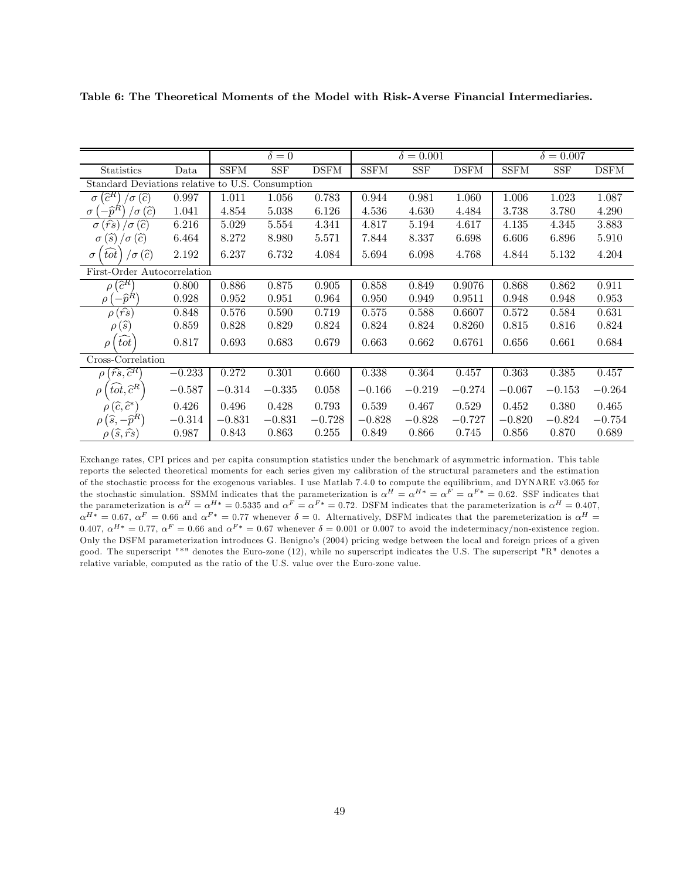**Table 6: The Theoretical Moments of the Model with Risk-Averse Financial Intermediaries.**

| Statistics | Data | $\delta = 0$ SSFM | $\delta = 0$ SSF | $\delta = 0$ DSFM | $\delta = 0.001$ SSFM | $\delta = 0.001$ SSF | $\delta = 0.001$ DSFM | $\delta = 0.007$ SSFM | $\delta = 0.007$ SSF | $\delta = 0.007$ DSFM |
|---|---|---|---|---|---|---|---|---|---|---|
| Standard Deviations relative to U.S. Consumption | | | | | | | | | | |
| $\sigma\left(\widehat{c}^R\right)/\sigma\left(\widehat{c}\right)$ | 0.997 | 1.011 | 1.056 | 0.783 | 0.944 | 0.981 | 1.060 | 1.006 | 1.023 | 1.087 |
| $\sigma\left(-\widehat{p}^R\right)/\sigma\left(\widehat{c}\right)$ | 1.041 | 4.854 | 5.038 | 6.126 | 4.536 | 4.630 | 4.484 | 3.738 | 3.780 | 4.290 |
| $\sigma\left(\widehat{rs}\right)/\sigma\left(\widehat{c}\right)$ | 6.216 | 5.029 | 5.554 | 4.341 | 4.817 | 5.194 | 4.617 | 4.135 | 4.345 | 3.883 |
| $\sigma\left(\widehat{s}\right)/\sigma\left(\widehat{c}\right)$ | 6.464 | 8.272 | 8.980 | 5.571 | 7.844 | 8.337 | 6.698 | 6.606 | 6.896 | 5.910 |
| $\sigma\left(\widehat{tot}\right)/\sigma\left(\widehat{c}\right)$ | 2.192 | 6.237 | 6.732 | 4.084 | 5.694 | 6.098 | 4.768 | 4.844 | 5.132 | 4.204 |
| First-Order Autocorrelation | | | | | | | | | | |
| $\rho\left(\widehat{c}^R\right)$ | 0.800 | 0.886 | 0.875 | 0.905 | 0.858 | 0.849 | 0.9076 | 0.868 | 0.862 | 0.911 |
| $\rho\left(-\widehat{p}^R\right)$ | 0.928 | 0.952 | 0.951 | 0.964 | 0.950 | 0.949 | 0.9511 | 0.948 | 0.948 | 0.953 |
| $\rho\left(\widehat{rs}\right)$ | 0.848 | 0.576 | 0.590 | 0.719 | 0.575 | 0.588 | 0.6607 | 0.572 | 0.584 | 0.631 |
| $\rho\left(\widehat{s}\right)$ | 0.859 | 0.828 | 0.829 | 0.824 | 0.824 | 0.824 | 0.8260 | 0.815 | 0.816 | 0.824 |
| $\rho\left(\widehat{tot}\right)$ | 0.817 | 0.693 | 0.683 | 0.679 | 0.663 | 0.662 | 0.6761 | 0.656 | 0.661 | 0.684 |
| Cross-Correlation | | | | | | | | | | |
| $\rho\left(\widehat{rs}, \widehat{c}^R\right)$ | $-0.233$ | 0.272 | 0.301 | 0.660 | 0.338 | 0.364 | 0.457 | 0.363 | 0.385 | 0.457 |
| $\rho\left(\widehat{tot}, \widehat{c}^R\right)$ | $-0.587$ | $-0.314$ | $-0.335$ | 0.058 | $-0.166$ | $-0.219$ | $-0.274$ | $-0.067$ | $-0.153$ | $-0.264$ |
| $\rho\left(\widehat{c}, \widehat{c}^*\right)$ | 0.426 | 0.496 | 0.428 | 0.793 | 0.539 | 0.467 | 0.529 | 0.452 | 0.380 | 0.465 |
| $\rho\left(\widehat{s}, -\widehat{p}^R\right)$ | $-0.314$ | $-0.831$ | $-0.831$ | $-0.728$ | $-0.828$ | $-0.828$ | $-0.727$ | $-0.820$ | $-0.824$ | $-0.754$ |
| $\rho\left(\widehat{s}, \widehat{rs}\right)$ | 0.987 | 0.843 | 0.863 | 0.255 | 0.849 | 0.866 | 0.745 | 0.856 | 0.870 | 0.689 |

Exchange rates, CPI prices and per capita consumption statistics under the benchmark of asymmetric information. This table reports the selected theoretical moments for each series given my calibration of the structural parameters and the estimation of the stochastic process for the exogenous variables. I use Matlab 7.4.0 to compute the equilibrium, and DYNARE v3.065 for the stochastic simulation. SSMM indicates that the parameterization is $\alpha^H = \alpha^{H*} = \alpha^F = \alpha^{F*} = 0.62$. SSF indicates that the parameterization is $\alpha^H = \alpha^{H*} = 0.5335$ and $\alpha^F = \alpha^{F*} = 0.72$. DSFM indicates that the parameterization is $\alpha^H = 0.407$, $\alpha^{H*} = 0.67$, $\alpha^F = 0.66$ and $\alpha^{F*} = 0.77$ whenever $\delta = 0$. Alternatively, DSFM indicates that the paremeterization is $\alpha^H = 0.407$, $\alpha^{H*} = 0.77$, $\alpha^F = 0.66$ and $\alpha^{F*} = 0.67$ whenever $\delta = 0.001$ or $0.007$ to avoid the indeterminacy/non-existence region. Only the DSFM parameterization introduces G. Benigno's (2004) pricing wedge between the local and foreign prices of a given good. The superscript "*" denotes the Euro-zone (12), while no superscript indicates the U.S. The superscript "R" denotes a relative variable, computed as the ratio of the U.S. value over the Euro-zone value.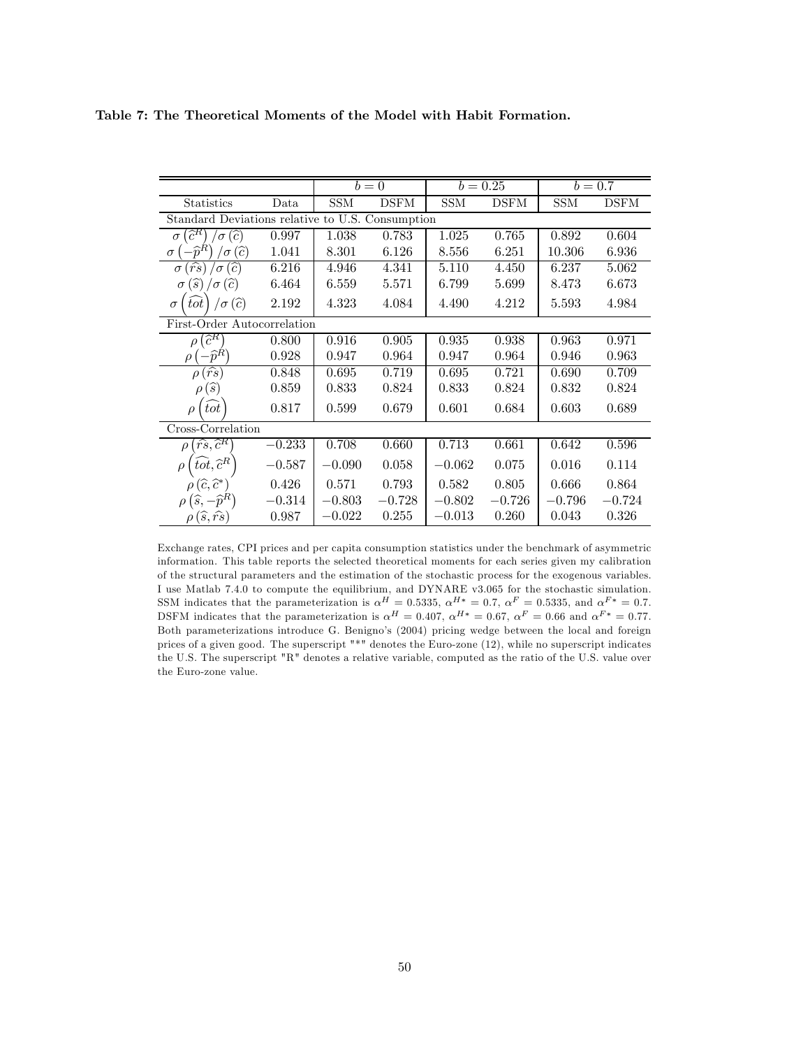**Table 7: The Theoretical Moments of the Model with Habit Formation.**

| | | $b=0$ | | $b=0.25$ | | $b=0.7$ | |
|---|---|---|---|---|---|---|---|
| Statistics | Data | SSM | DSFM | SSM | DSFM | SSM | DSFM |
| Standard Deviations relative to U.S. Consumption | | | | | | | |
| $\sigma\left(\widehat{c}^{R}\right)/\sigma\left(\widehat{c}\right)$ | 0.997 | 1.038 | 0.783 | 1.025 | 0.765 | 0.892 | 0.604 |
| $\sigma\left(-\widehat{p}^{R}\right)/\sigma\left(\widehat{c}\right)$ | 1.041 | 8.301 | 6.126 | 8.556 | 6.251 | 10.306 | 6.936 |
| $\sigma\left(\widehat{rs}\right)/\sigma\left(\widehat{c}\right)$ | 6.216 | 4.946 | 4.341 | 5.110 | 4.450 | 6.237 | 5.062 |
| $\sigma\left(\widehat{s}\right)/\sigma\left(\widehat{c}\right)$ | 6.464 | 6.559 | 5.571 | 6.799 | 5.699 | 8.473 | 6.673 |
| $\sigma\left(\widehat{tot}\right)/\sigma\left(\widehat{c}\right)$ | 2.192 | 4.323 | 4.084 | 4.490 | 4.212 | 5.593 | 4.984 |
| First-Order Autocorrelation | | | | | | | |
| $\rho\left(\widehat{c}^{R}\right)$ | 0.800 | 0.916 | 0.905 | 0.935 | 0.938 | 0.963 | 0.971 |
| $\rho\left(-\widehat{p}^{R}\right)$ | 0.928 | 0.947 | 0.964 | 0.947 | 0.964 | 0.946 | 0.963 |
| $\rho\left(\widehat{rs}\right)$ | 0.848 | 0.695 | 0.719 | 0.695 | 0.721 | 0.690 | 0.709 |
| $\rho\left(\widehat{s}\right)$ | 0.859 | 0.833 | 0.824 | 0.833 | 0.824 | 0.832 | 0.824 |
| $\rho\left(\widehat{tot}\right)$ | 0.817 | 0.599 | 0.679 | 0.601 | 0.684 | 0.603 | 0.689 |
| Cross-Correlation | | | | | | | |
| $\rho\left(\widehat{rs},\widehat{c}^{R}\right)$ | $-0.233$ | 0.708 | 0.660 | 0.713 | 0.661 | 0.642 | 0.596 |
| $\rho\left(\widehat{tot},\widehat{c}^{R}\right)$ | $-0.587$ | $-0.090$ | 0.058 | $-0.062$ | 0.075 | 0.016 | 0.114 |
| $\rho\left(\widehat{c},\widehat{c}^{*}\right)$ | 0.426 | 0.571 | 0.793 | 0.582 | 0.805 | 0.666 | 0.864 |
| $\rho\left(\widehat{s},-\widehat{p}^{R}\right)$ | $-0.314$ | $-0.803$ | $-0.728$ | $-0.802$ | $-0.726$ | $-0.796$ | $-0.724$ |
| $\rho\left(\widehat{s},\widehat{rs}\right)$ | 0.987 | $-0.022$ | 0.255 | $-0.013$ | 0.260 | 0.043 | 0.326 |

Exchange rates, CPI prices and per capita consumption statistics under the benchmark of asymmetric information. This table reports the selected theoretical moments for each series given my calibration of the structural parameters and the estimation of the stochastic process for the exogenous variables. I use Matlab 7.4.0 to compute the equilibrium, and DYNARE v3.065 for the stochastic simulation. SSM indicates that the parameterization is $\alpha^{H}=0.5335$, $\alpha^{H*}=0.7$, $\alpha^{F}=0.5335$, and $\alpha^{F*}=0.7$. DSFM indicates that the parameterization is $\alpha^{H}=0.407$, $\alpha^{H*}=0.67$, $\alpha^{F}=0.66$ and $\alpha^{F*}=0.77$. Both parameterizations introduce G. Benigno's (2004) pricing wedge between the local and foreign prices of a given good. The superscript "*" denotes the Euro-zone (12), while no superscript indicates the U.S. The superscript "R" denotes a relative variable, computed as the ratio of the U.S. value over the Euro-zone value.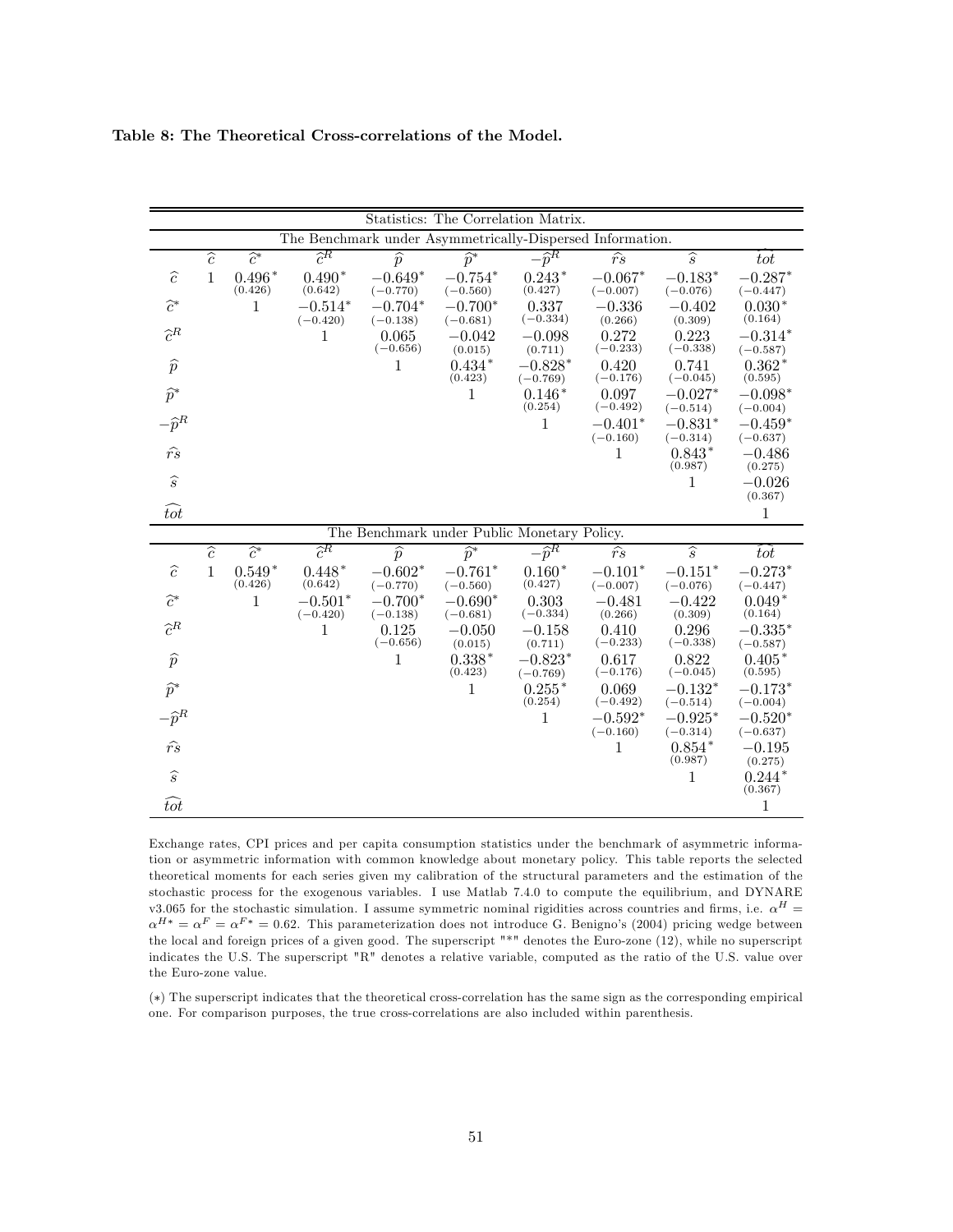**Table 8: The Theoretical Cross-correlations of the Model.**

| Statistics: The Correlation Matrix. | | | | | | | | | |
|---|---|---|---|---|---|---|---|---|---|
| The Benchmark under Asymmetrically-Dispersed Information. | | | | | | | | | |
| | $\widehat{c}$ | $\widehat{c}^{*}$ | $\widehat{c}^{R}$ | $\widehat{p}$ | $\widehat{p}^{*}$ | $-\widehat{p}^{R}$ | $\widehat{rs}$ | $\widehat{s}$ | $\widehat{tot}$ |
| $\widehat{c}$ | 1 | $0.496^{*}$ (0.426) | $0.490^{*}$ (0.642) | $-0.649^{*}$ ($-0.770$) | $-0.754^{*}$ ($-0.560$) | $0.243^{*}$ (0.427) | $-0.067^{*}$ ($-0.007$) | $-0.183^{*}$ ($-0.076$) | $-0.287^{*}$ ($-0.447$) |
| $\widehat{c}^{*}$ | | 1 | $-0.514^{*}$ ($-0.420$) | $-0.704^{*}$ ($-0.138$) | $-0.700^{*}$ ($-0.681$) | 0.337 ($-0.334$) | $-0.336$ (0.266) | $-0.402$ (0.309) | $0.030^{*}$ (0.164) |
| $\widehat{c}^{R}$ | | | 1 | 0.065 ($-0.656$) | $-0.042$ (0.015) | $-0.098$ (0.711) | 0.272 ($-0.233$) | 0.223 ($-0.338$) | $-0.314^{*}$ ($-0.587$) |
| $\widehat{p}$ | | | | 1 | $0.434^{*}$ (0.423) | $-0.828^{*}$ ($-0.769$) | 0.420 ($-0.176$) | 0.741 ($-0.045$) | $0.362^{*}$ (0.595) |
| $\widehat{p}^{*}$ | | | | | 1 | $0.146^{*}$ (0.254) | 0.097 ($-0.492$) | $-0.027^{*}$ ($-0.514$) | $-0.098^{*}$ ($-0.004$) |
| $-\widehat{p}^{R}$ | | | | | | 1 | $-0.401^{*}$ ($-0.160$) | $-0.831^{*}$ ($-0.314$) | $-0.459^{*}$ ($-0.637$) |
| $\widehat{rs}$ | | | | | | | 1 | $0.843^{*}$ (0.987) | $-0.486$ (0.275) |
| $\widehat{s}$ | | | | | | | | 1 | $-0.026$ (0.367) |
| $\widehat{tot}$ | | | | | | | | | 1 |
| The Benchmark under Public Monetary Policy. | | | | | | | | | |
| | $\widehat{c}$ | $\widehat{c}^{*}$ | $\widehat{c}^{R}$ | $\widehat{p}$ | $\widehat{p}^{*}$ | $-\widehat{p}^{R}$ | $\widehat{rs}$ | $\widehat{s}$ | $\widehat{tot}$ |
| $\widehat{c}$ | 1 | $0.549^{*}$ (0.426) | $0.448^{*}$ (0.642) | $-0.602^{*}$ ($-0.770$) | $-0.761^{*}$ ($-0.560$) | $0.160^{*}$ (0.427) | $-0.101^{*}$ ($-0.007$) | $-0.151^{*}$ ($-0.076$) | $-0.273^{*}$ ($-0.447$) |
| $\widehat{c}^{*}$ | | 1 | $-0.501^{*}$ ($-0.420$) | $-0.700^{*}$ ($-0.138$) | $-0.690^{*}$ ($-0.681$) | 0.303 ($-0.334$) | $-0.481$ (0.266) | $-0.422$ (0.309) | $0.049^{*}$ (0.164) |
| $\widehat{c}^{R}$ | | | 1 | 0.125 ($-0.656$) | $-0.050$ (0.015) | $-0.158$ (0.711) | 0.410 ($-0.233$) | 0.296 ($-0.338$) | $-0.335^{*}$ ($-0.587$) |
| $\widehat{p}$ | | | | 1 | $0.338^{*}$ (0.423) | $-0.823^{*}$ ($-0.769$) | 0.617 ($-0.176$) | 0.822 ($-0.045$) | $0.405^{*}$ (0.595) |
| $\widehat{p}^{*}$ | | | | | 1 | $0.255^{*}$ (0.254) | 0.069 ($-0.492$) | $-0.132^{*}$ ($-0.514$) | $-0.173^{*}$ ($-0.004$) |
| $-\widehat{p}^{R}$ | | | | | | 1 | $-0.592^{*}$ ($-0.160$) | $-0.925^{*}$ ($-0.314$) | $-0.520^{*}$ ($-0.637$) |
| $\widehat{rs}$ | | | | | | | 1 | $0.854^{*}$ (0.987) | $-0.195$ (0.275) |
| $\widehat{s}$ | | | | | | | | 1 | $0.244^{*}$ (0.367) |
| $\widehat{tot}$ | | | | | | | | | 1 |

Exchange rates, CPI prices and per capita consumption statistics under the benchmark of asymmetric information or asymmetric information with common knowledge about monetary policy. This table reports the selected theoretical moments for each series given my calibration of the structural parameters and the estimation of the stochastic process for the exogenous variables. I use Matlab 7.4.0 to compute the equilibrium, and DYNARE v3.065 for the stochastic simulation. I assume symmetric nominal rigidities across countries and firms, i.e. $\alpha^{H} = \alpha^{H*} = \alpha^{F} = \alpha^{F*} = 0.62$. This parameterization does not introduce G. Benigno's (2004) pricing wedge between the local and foreign prices of a given good. The superscript "*" denotes the Euro-zone (12), while no superscript indicates the U.S. The superscript "R" denotes a relative variable, computed as the ratio of the U.S. value over the Euro-zone value.

(*) The superscript indicates that the theoretical cross-correlation has the same sign as the corresponding empirical one. For comparison purposes, the true cross-correlations are also included within parenthesis.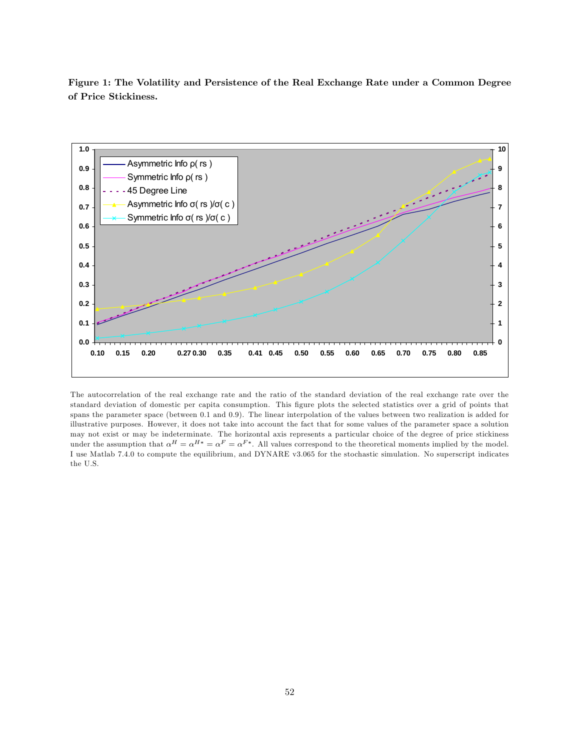**Figure 1: The Volatility and Persistence of the Real Exchange Rate under a Common Degree of Price Stickiness.**

1.0
0.9
0.8
0.7
0.6
0.5
0.4
0.3
0.2
0.1
0.0

10
9
8
7
6
5
4
3
2
1
0

Asymmetric Info ρ( rs )
Symmetric Info ρ( rs )
45 Degree Line
Asymmetric Info σ( rs )/σ( c )
Symmetric Info σ( rs )/σ( c )

0.10 0.15 0.20 0.27 0.30 0.35 0.41 0.45 0.50 0.55 0.60 0.65 0.70 0.75 0.80 0.85

The autocorrelation of the real exchange rate and the ratio of the standard deviation of the real exchange rate over the standard deviation of domestic per capita consumption. This figure plots the selected statistics over a grid of points that spans the parameter space (between 0.1 and 0.9). The linear interpolation of the values between two realization is added for illustrative purposes. However, it does not take into account the fact that for some values of the parameter space a solution may not exist or may be indeterminate. The horizontal axis represents a particular choice of the degree of price stickiness under the assumption that $\alpha^{H} = \alpha^{H*} = \alpha^{F} = \alpha^{F*}$. All values correspond to the theoretical moments implied by the model. I use Matlab 7.4.0 to compute the equilibrium, and DYNARE v3.065 for the stochastic simulation. No superscript indicates the U.S.